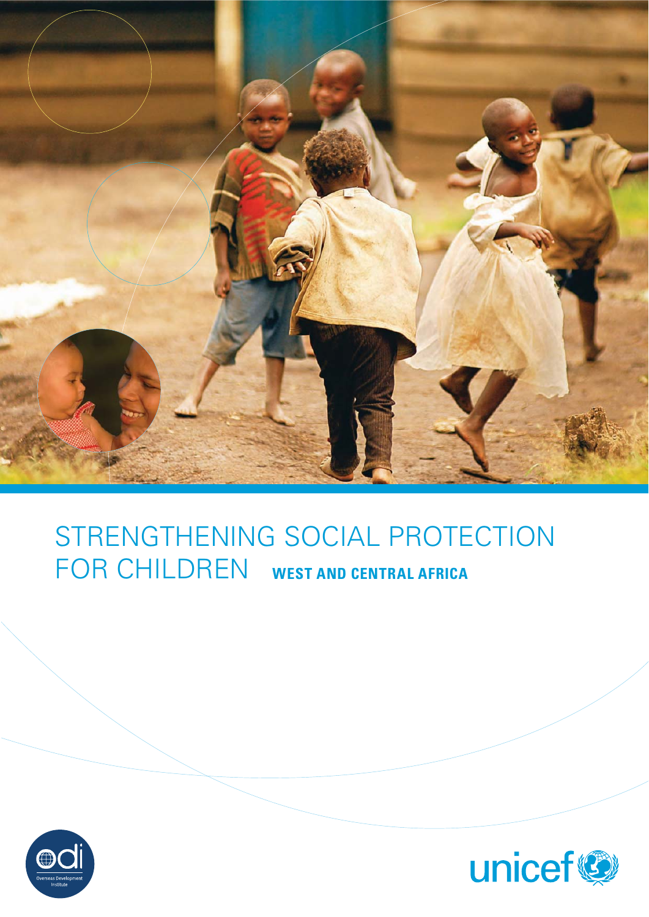# STRENGTHENING SOCIAL PROTECTION FOR CHILDREN

## WEST AND CENTRAL AFRICA

odi Overseas Development Institute

unicef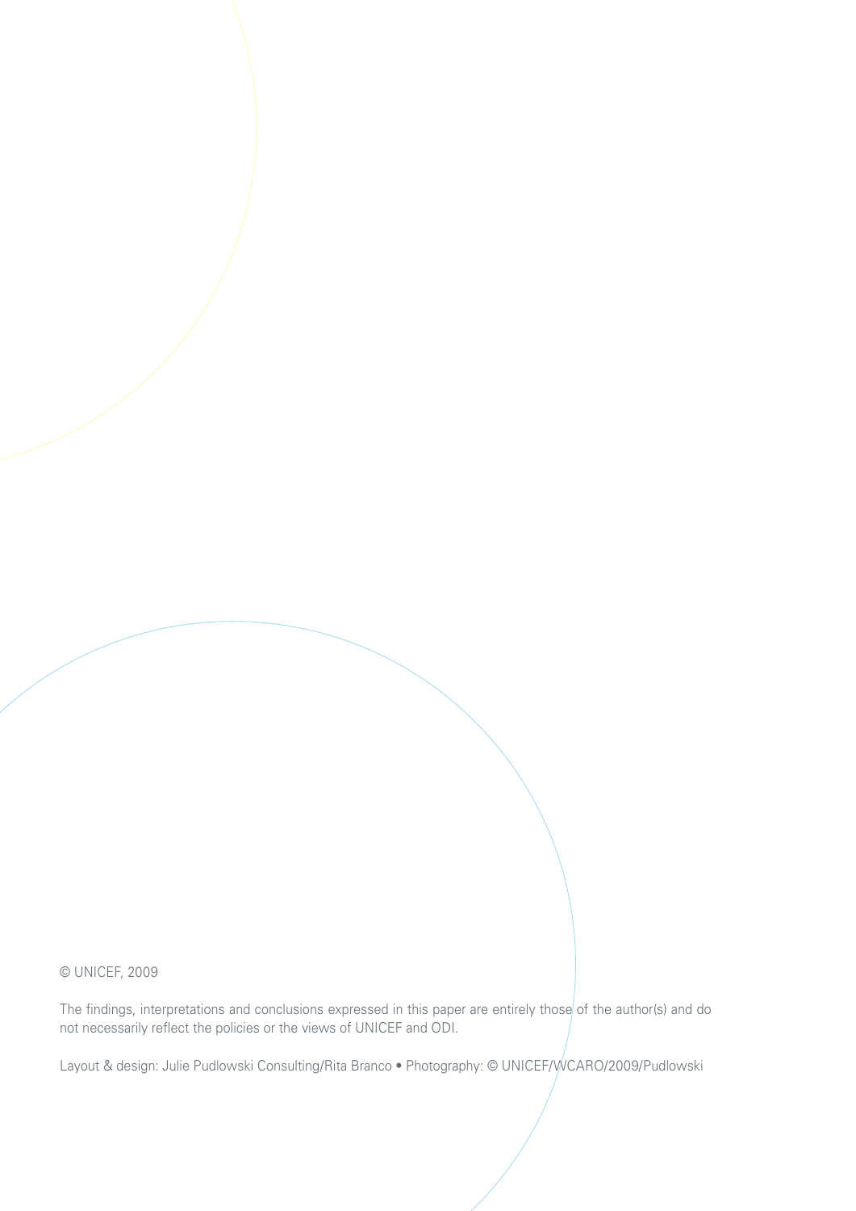© UNICEF, 2009

The findings, interpretations and conclusions expressed in this paper are entirely those of the author(s) and do not necessarily reflect the policies or the views of UNICEF and ODI.

Layout & design: Julie Pudlowski Consulting/Rita Branco • Photography: © UNICEF/WCARO/2009/Pudlowski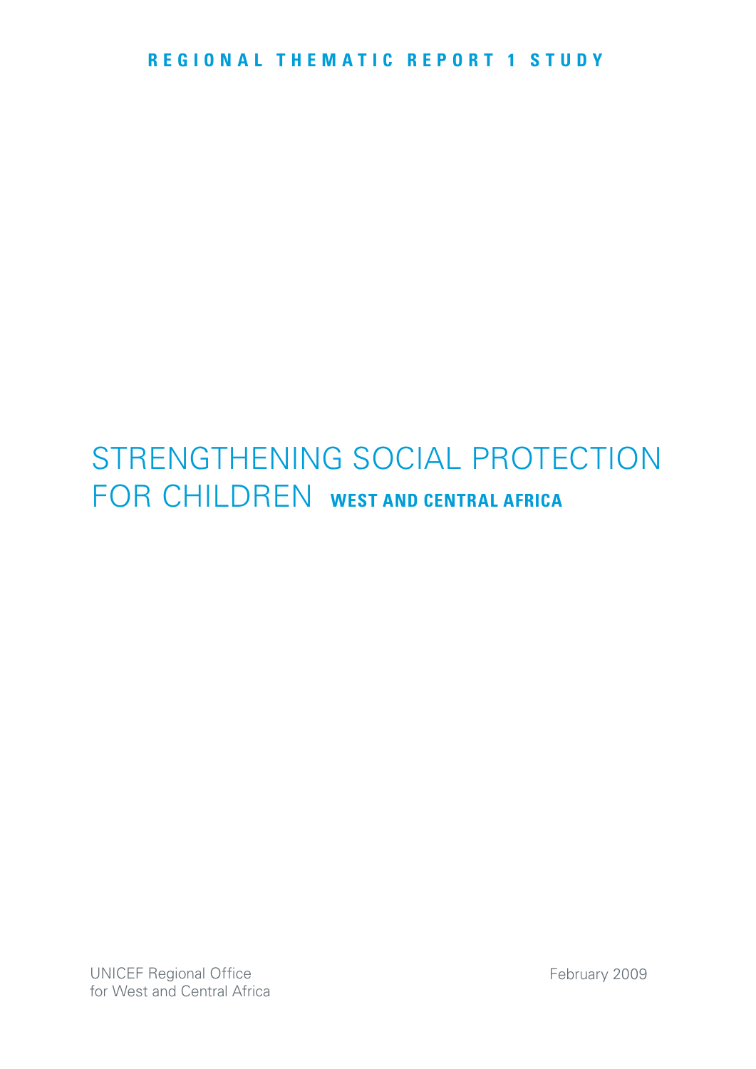REGIONAL THEMATIC REPORT 1 STUDY

# STRENGTHENING SOCIAL PROTECTION FOR CHILDREN **WEST AND CENTRAL AFRICA**

UNICEF Regional Office
for West and Central Africa

February 2009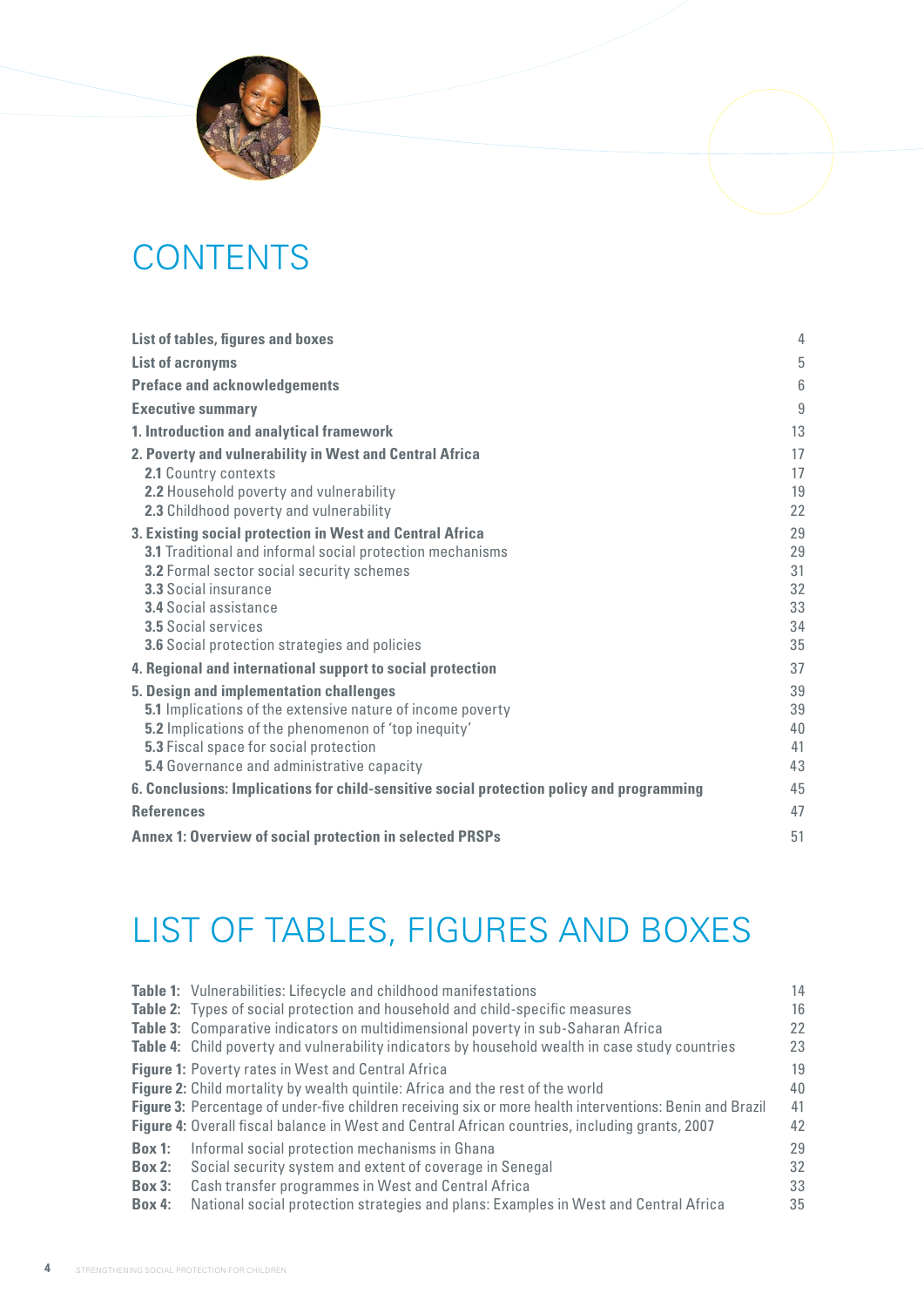# CONTENTS

| | |
|---|---|
| **List of tables, figures and boxes** | 4 |
| **List of acronyms** | 5 |
| **Preface and acknowledgements** | 6 |
| **Executive summary** | 9 |
| **1. Introduction and analytical framework** | 13 |
| **2. Poverty and vulnerability in West and Central Africa** | 17 |
| **2.1** Country contexts | 17 |
| **2.2** Household poverty and vulnerability | 19 |
| **2.3** Childhood poverty and vulnerability | 22 |
| **3. Existing social protection in West and Central Africa** | 29 |
| **3.1** Traditional and informal social protection mechanisms | 29 |
| **3.2** Formal sector social security schemes | 31 |
| **3.3** Social insurance | 32 |
| **3.4** Social assistance | 33 |
| **3.5** Social services | 34 |
| **3.6** Social protection strategies and policies | 35 |
| **4. Regional and international support to social protection** | 37 |
| **5. Design and implementation challenges** | 39 |
| **5.1** Implications of the extensive nature of income poverty | 39 |
| **5.2** Implications of the phenomenon of 'top inequity' | 40 |
| **5.3** Fiscal space for social protection | 41 |
| **5.4** Governance and administrative capacity | 43 |
| **6. Conclusions: Implications for child-sensitive social protection policy and programming** | 45 |
| **References** | 47 |
| **Annex 1: Overview of social protection in selected PRSPs** | 51 |

# LIST OF TABLES, FIGURES AND BOXES

| | | |
|---|---|---|
| **Table 1:** | Vulnerabilities: Lifecycle and childhood manifestations | 14 |
| **Table 2:** | Types of social protection and household and child-specific measures | 16 |
| **Table 3:** | Comparative indicators on multidimensional poverty in sub-Saharan Africa | 22 |
| **Table 4:** | Child poverty and vulnerability indicators by household wealth in case study countries | 23 |
| **Figure 1:** | Poverty rates in West and Central Africa | 19 |
| **Figure 2:** | Child mortality by wealth quintile: Africa and the rest of the world | 40 |
| **Figure 3:** | Percentage of under-five children receiving six or more health interventions: Benin and Brazil | 41 |
| **Figure 4:** | Overall fiscal balance in West and Central African countries, including grants, 2007 | 42 |
| **Box 1:** | Informal social protection mechanisms in Ghana | 29 |
| **Box 2:** | Social security system and extent of coverage in Senegal | 32 |
| **Box 3:** | Cash transfer programmes in West and Central Africa | 33 |
| **Box 4:** | National social protection strategies and plans: Examples in West and Central Africa | 35 |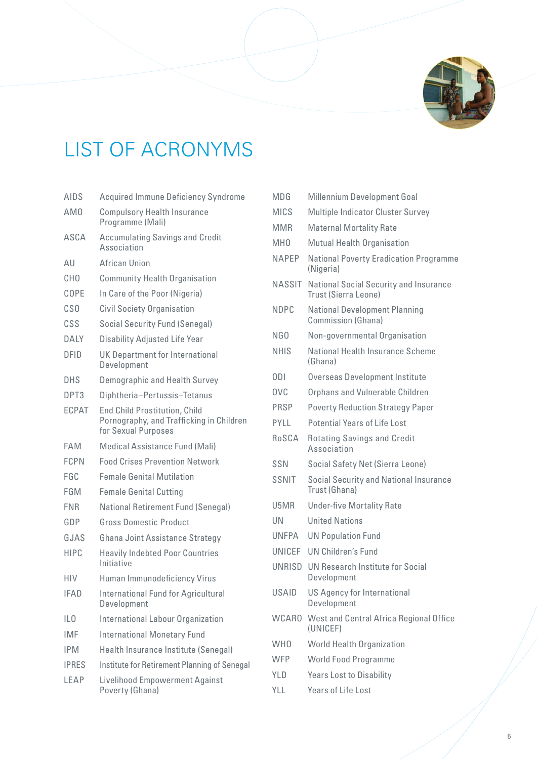# LIST OF ACRONYMS

| | |
|---|---|
| AIDS | Acquired Immune Deficiency Syndrome |
| AMO | Compulsory Health Insurance Programme (Mali) |
| ASCA | Accumulating Savings and Credit Association |
| AU | African Union |
| CHO | Community Health Organisation |
| COPE | In Care of the Poor (Nigeria) |
| CSO | Civil Society Organisation |
| CSS | Social Security Fund (Senegal) |
| DALY | Disability Adjusted Life Year |
| DFID | UK Department for International Development |
| DHS | Demographic and Health Survey |
| DPT3 | Diphtheria–Pertussis–Tetanus |
| ECPAT | End Child Prostitution, Child Pornography, and Trafficking in Children for Sexual Purposes |
| FAM | Medical Assistance Fund (Mali) |
| FCPN | Food Crises Prevention Network |
| FGC | Female Genital Mutilation |
| FGM | Female Genital Cutting |
| FNR | National Retirement Fund (Senegal) |
| GDP | Gross Domestic Product |
| GJAS | Ghana Joint Assistance Strategy |
| HIPC | Heavily Indebted Poor Countries Initiative |
| HIV | Human Immunodeficiency Virus |
| IFAD | International Fund for Agricultural Development |
| ILO | International Labour Organization |
| IMF | International Monetary Fund |
| IPM | Health Insurance Institute (Senegal) |
| IPRES | Institute for Retirement Planning of Senegal |
| LEAP | Livelihood Empowerment Against Poverty (Ghana) |
| MDG | Millennium Development Goal |
| MICS | Multiple Indicator Cluster Survey |
| MMR | Maternal Mortality Rate |
| MHO | Mutual Health Organisation |
| NAPEP | National Poverty Eradication Programme (Nigeria) |
| NASSIT | National Social Security and Insurance Trust (Sierra Leone) |
| NDPC | National Development Planning Commission (Ghana) |
| NGO | Non-governmental Organisation |
| NHIS | National Health Insurance Scheme (Ghana) |
| ODI | Overseas Development Institute |
| OVC | Orphans and Vulnerable Children |
| PRSP | Poverty Reduction Strategy Paper |
| PYLL | Potential Years of Life Lost |
| RoSCA | Rotating Savings and Credit Association |
| SSN | Social Safety Net (Sierra Leone) |
| SSNIT | Social Security and National Insurance Trust (Ghana) |
| U5MR | Under-five Mortality Rate |
| UN | United Nations |
| UNFPA | UN Population Fund |
| UNICEF | UN Children's Fund |
| UNRISD | UN Research Institute for Social Development |
| USAID | US Agency for International Development |
| WCARO | West and Central Africa Regional Office (UNICEF) |
| WHO | World Health Organization |
| WFP | World Food Programme |
| YLD | Years Lost to Disability |
| YLL | Years of Life Lost |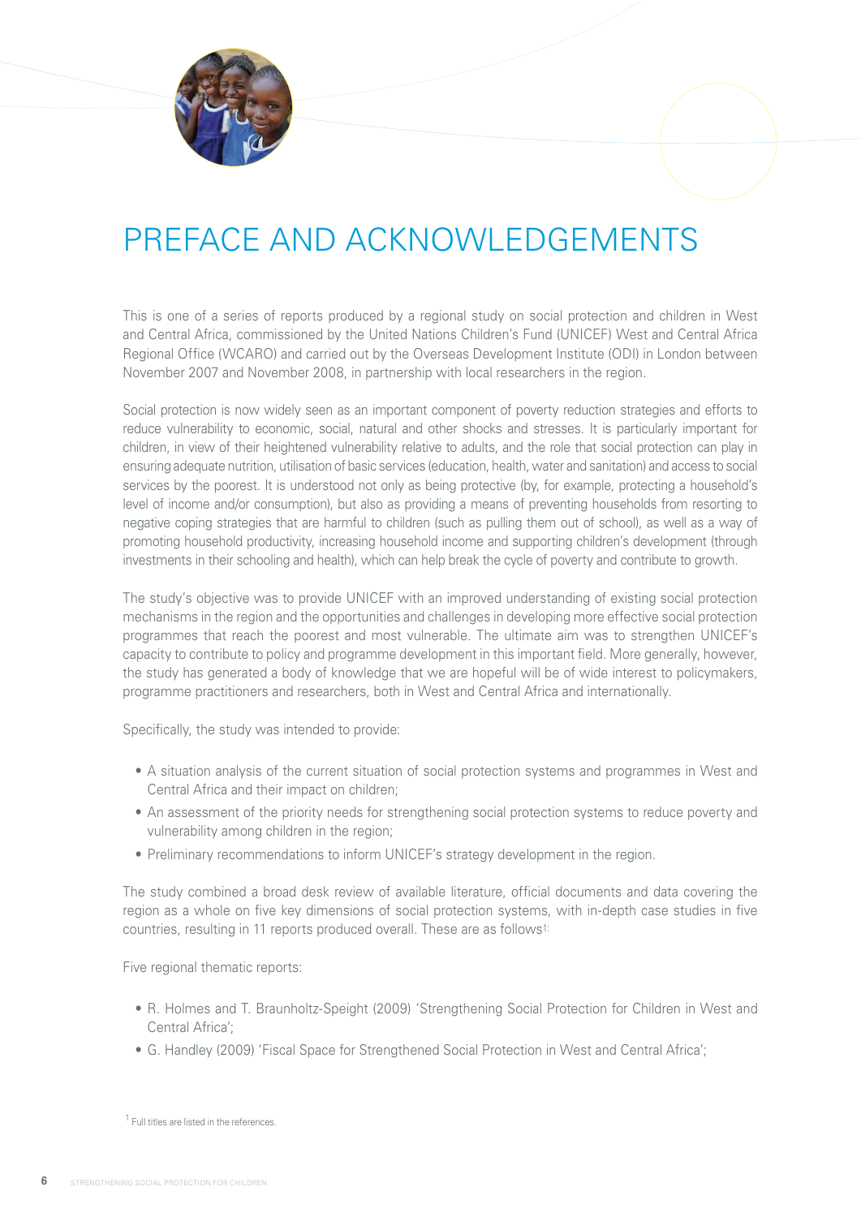# PREFACE AND ACKNOWLEDGEMENTS

This is one of a series of reports produced by a regional study on social protection and children in West and Central Africa, commissioned by the United Nations Children's Fund (UNICEF) West and Central Africa Regional Office (WCARO) and carried out by the Overseas Development Institute (ODI) in London between November 2007 and November 2008, in partnership with local researchers in the region.

Social protection is now widely seen as an important component of poverty reduction strategies and efforts to reduce vulnerability to economic, social, natural and other shocks and stresses. It is particularly important for children, in view of their heightened vulnerability relative to adults, and the role that social protection can play in ensuring adequate nutrition, utilisation of basic services (education, health, water and sanitation) and access to social services by the poorest. It is understood not only as being protective (by, for example, protecting a household's level of income and/or consumption), but also as providing a means of preventing households from resorting to negative coping strategies that are harmful to children (such as pulling them out of school), as well as a way of promoting household productivity, increasing household income and supporting children's development (through investments in their schooling and health), which can help break the cycle of poverty and contribute to growth.

The study's objective was to provide UNICEF with an improved understanding of existing social protection mechanisms in the region and the opportunities and challenges in developing more effective social protection programmes that reach the poorest and most vulnerable. The ultimate aim was to strengthen UNICEF's capacity to contribute to policy and programme development in this important field. More generally, however, the study has generated a body of knowledge that we are hopeful will be of wide interest to policymakers, programme practitioners and researchers, both in West and Central Africa and internationally.

Specifically, the study was intended to provide:

- A situation analysis of the current situation of social protection systems and programmes in West and Central Africa and their impact on children;
- An assessment of the priority needs for strengthening social protection systems to reduce poverty and vulnerability among children in the region;
- Preliminary recommendations to inform UNICEF's strategy development in the region.

The study combined a broad desk review of available literature, official documents and data covering the region as a whole on five key dimensions of social protection systems, with in-depth case studies in five countries, resulting in 11 reports produced overall. These are as follows[1]:

Five regional thematic reports:

- R. Holmes and T. Braunholtz-Speight (2009) 'Strengthening Social Protection for Children in West and Central Africa';
- G. Handley (2009) 'Fiscal Space for Strengthened Social Protection in West and Central Africa';

[1] Full titles are listed in the references.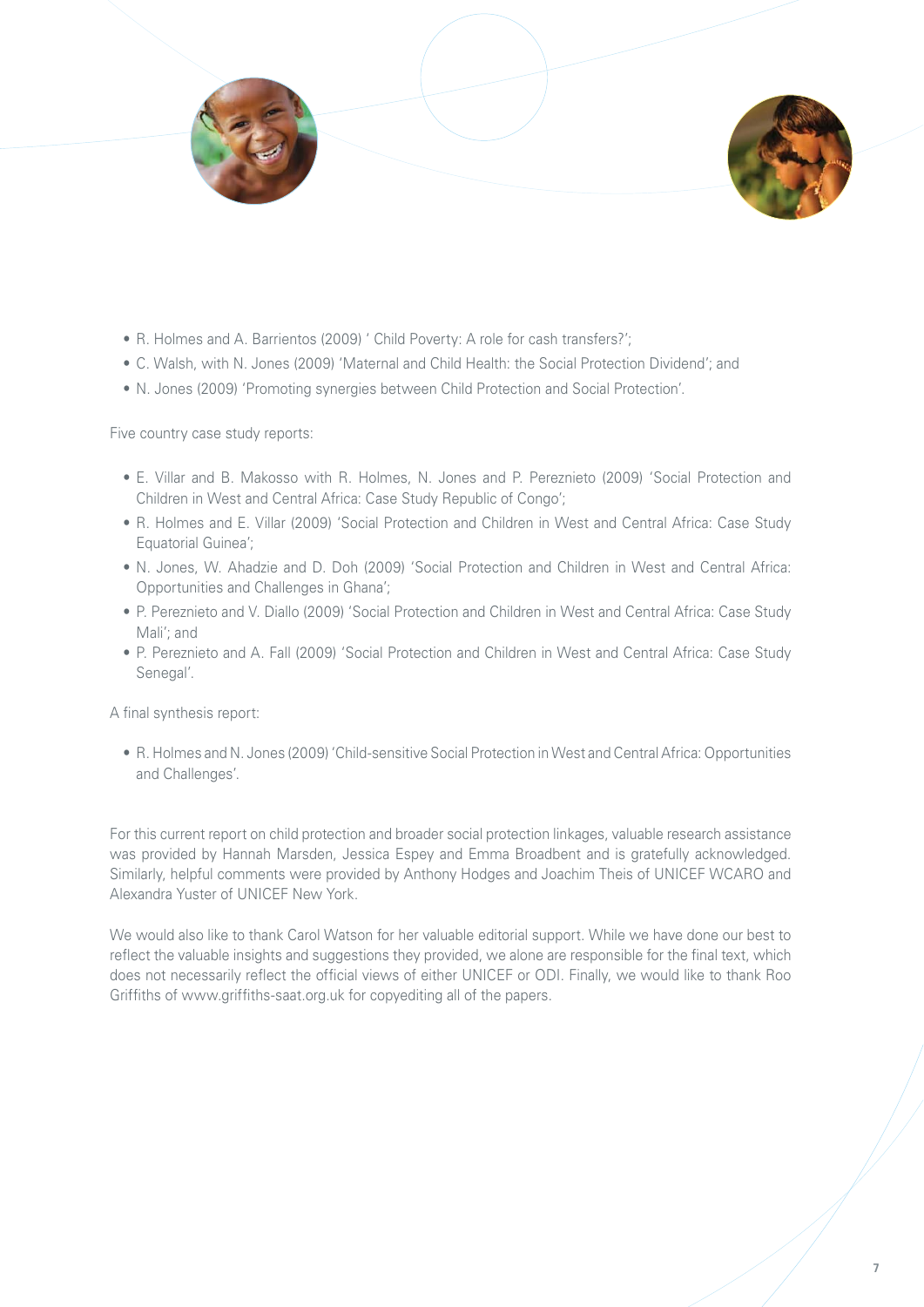- R. Holmes and A. Barrientos (2009) ' Child Poverty: A role for cash transfers?';
- C. Walsh, with N. Jones (2009) 'Maternal and Child Health: the Social Protection Dividend'; and
- N. Jones (2009) 'Promoting synergies between Child Protection and Social Protection'.

Five country case study reports:

- E. Villar and B. Makosso with R. Holmes, N. Jones and P. Pereznieto (2009) 'Social Protection and Children in West and Central Africa: Case Study Republic of Congo';
- R. Holmes and E. Villar (2009) 'Social Protection and Children in West and Central Africa: Case Study Equatorial Guinea';
- N. Jones, W. Ahadzie and D. Doh (2009) 'Social Protection and Children in West and Central Africa: Opportunities and Challenges in Ghana';
- P. Pereznieto and V. Diallo (2009) 'Social Protection and Children in West and Central Africa: Case Study Mali'; and
- P. Pereznieto and A. Fall (2009) 'Social Protection and Children in West and Central Africa: Case Study Senegal'.

A final synthesis report:

- R. Holmes and N. Jones (2009) 'Child-sensitive Social Protection in West and Central Africa: Opportunities and Challenges'.

For this current report on child protection and broader social protection linkages, valuable research assistance was provided by Hannah Marsden, Jessica Espey and Emma Broadbent and is gratefully acknowledged. Similarly, helpful comments were provided by Anthony Hodges and Joachim Theis of UNICEF WCARO and Alexandra Yuster of UNICEF New York.

We would also like to thank Carol Watson for her valuable editorial support. While we have done our best to reflect the valuable insights and suggestions they provided, we alone are responsible for the final text, which does not necessarily reflect the official views of either UNICEF or ODI. Finally, we would like to thank Roo Griffiths of www.griffiths-saat.org.uk for copyediting all of the papers.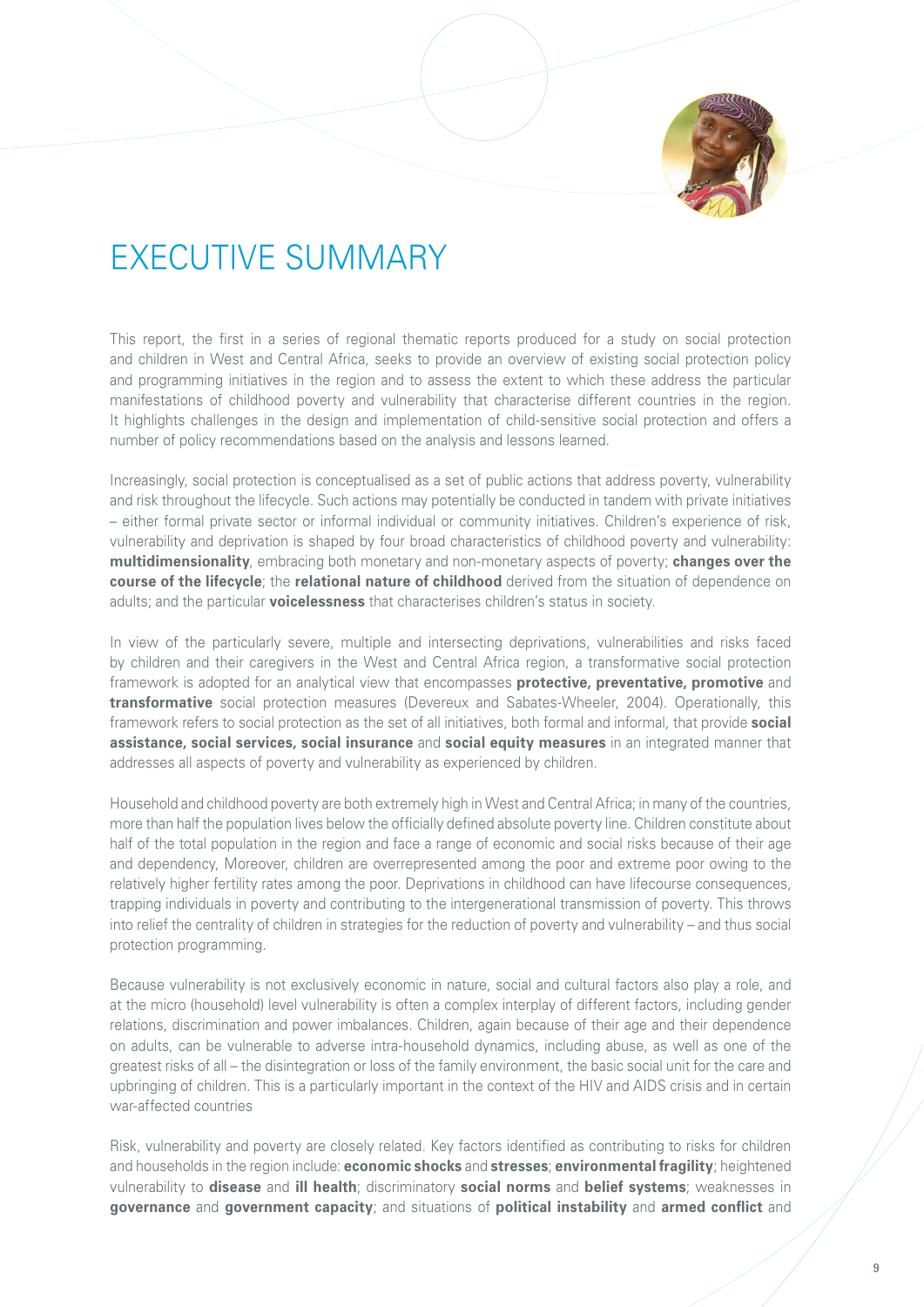# EXECUTIVE SUMMARY

This report, the first in a series of regional thematic reports produced for a study on social protection and children in West and Central Africa, seeks to provide an overview of existing social protection policy and programming initiatives in the region and to assess the extent to which these address the particular manifestations of childhood poverty and vulnerability that characterise different countries in the region. It highlights challenges in the design and implementation of child-sensitive social protection and offers a number of policy recommendations based on the analysis and lessons learned.

Increasingly, social protection is conceptualised as a set of public actions that address poverty, vulnerability and risk throughout the lifecycle. Such actions may potentially be conducted in tandem with private initiatives – either formal private sector or informal individual or community initiatives. Children's experience of risk, vulnerability and deprivation is shaped by four broad characteristics of childhood poverty and vulnerability: **multidimensionality**, embracing both monetary and non-monetary aspects of poverty; **changes over the course of the lifecycle**; the **relational nature of childhood** derived from the situation of dependence on adults; and the particular **voicelessness** that characterises children's status in society.

In view of the particularly severe, multiple and intersecting deprivations, vulnerabilities and risks faced by children and their caregivers in the West and Central Africa region, a transformative social protection framework is adopted for an analytical view that encompasses **protective, preventative, promotive** and **transformative** social protection measures (Devereux and Sabates-Wheeler, 2004). Operationally, this framework refers to social protection as the set of all initiatives, both formal and informal, that provide **social assistance, social services, social insurance** and **social equity measures** in an integrated manner that addresses all aspects of poverty and vulnerability as experienced by children.

Household and childhood poverty are both extremely high in West and Central Africa; in many of the countries, more than half the population lives below the officially defined absolute poverty line. Children constitute about half of the total population in the region and face a range of economic and social risks because of their age and dependency, Moreover, children are overrepresented among the poor and extreme poor owing to the relatively higher fertility rates among the poor. Deprivations in childhood can have lifecourse consequences, trapping individuals in poverty and contributing to the intergenerational transmission of poverty. This throws into relief the centrality of children in strategies for the reduction of poverty and vulnerability – and thus social protection programming.

Because vulnerability is not exclusively economic in nature, social and cultural factors also play a role, and at the micro (household) level vulnerability is often a complex interplay of different factors, including gender relations, discrimination and power imbalances. Children, again because of their age and their dependence on adults, can be vulnerable to adverse intra-household dynamics, including abuse, as well as one of the greatest risks of all – the disintegration or loss of the family environment, the basic social unit for the care and upbringing of children. This is a particularly important in the context of the HIV and AIDS crisis and in certain war-affected countries

Risk, vulnerability and poverty are closely related. Key factors identified as contributing to risks for children and households in the region include: **economic shocks** and **stresses**; **environmental fragility**; heightened vulnerability to **disease** and **ill health**; discriminatory **social norms** and **belief systems**; weaknesses in **governance** and **government capacity**; and situations of **political instability** and **armed conflict** and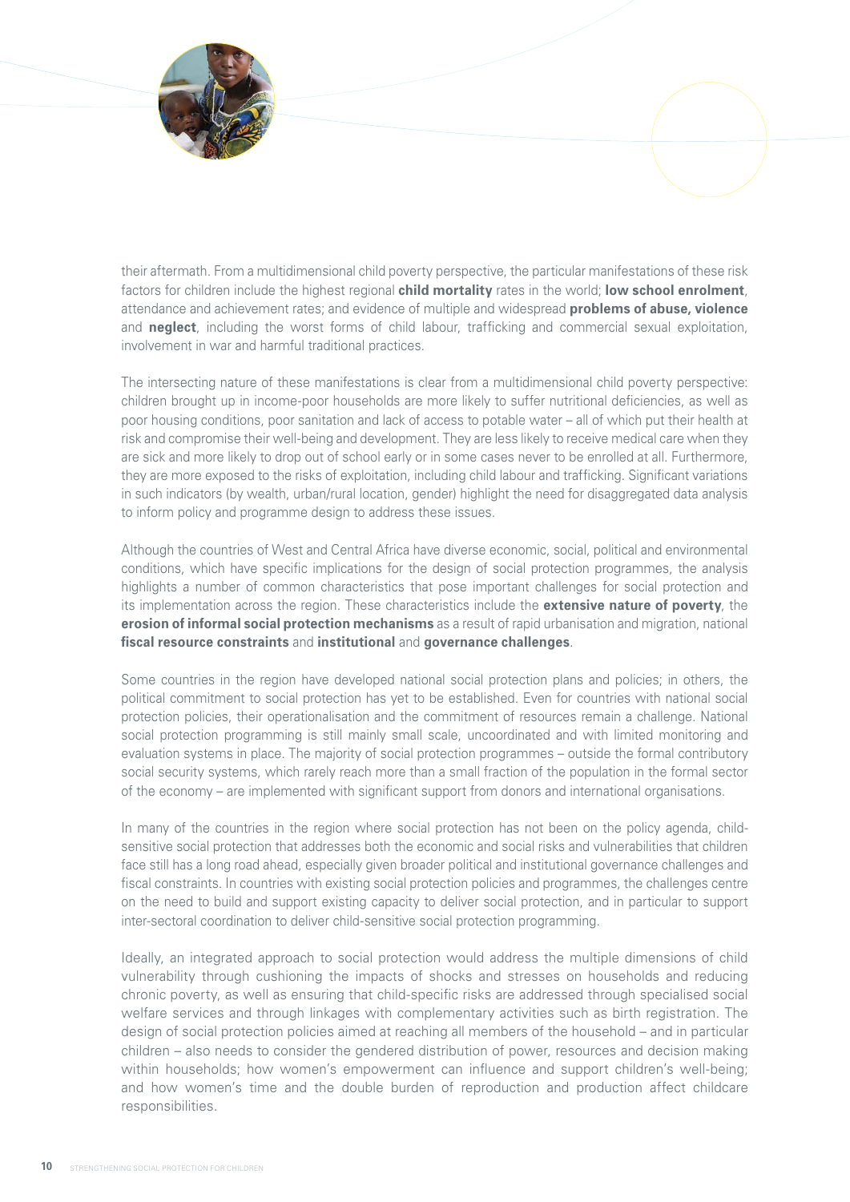their aftermath. From a multidimensional child poverty perspective, the particular manifestations of these risk factors for children include the highest regional **child mortality** rates in the world; **low school enrolment**, attendance and achievement rates; and evidence of multiple and widespread **problems of abuse, violence** and **neglect**, including the worst forms of child labour, trafficking and commercial sexual exploitation, involvement in war and harmful traditional practices.

The intersecting nature of these manifestations is clear from a multidimensional child poverty perspective: children brought up in income-poor households are more likely to suffer nutritional deficiencies, as well as poor housing conditions, poor sanitation and lack of access to potable water – all of which put their health at risk and compromise their well-being and development. They are less likely to receive medical care when they are sick and more likely to drop out of school early or in some cases never to be enrolled at all. Furthermore, they are more exposed to the risks of exploitation, including child labour and trafficking. Significant variations in such indicators (by wealth, urban/rural location, gender) highlight the need for disaggregated data analysis to inform policy and programme design to address these issues.

Although the countries of West and Central Africa have diverse economic, social, political and environmental conditions, which have specific implications for the design of social protection programmes, the analysis highlights a number of common characteristics that pose important challenges for social protection and its implementation across the region. These characteristics include the **extensive nature of poverty**, the **erosion of informal social protection mechanisms** as a result of rapid urbanisation and migration, national **fiscal resource constraints** and **institutional** and **governance challenges**.

Some countries in the region have developed national social protection plans and policies; in others, the political commitment to social protection has yet to be established. Even for countries with national social protection policies, their operationalisation and the commitment of resources remain a challenge. National social protection programming is still mainly small scale, uncoordinated and with limited monitoring and evaluation systems in place. The majority of social protection programmes – outside the formal contributory social security systems, which rarely reach more than a small fraction of the population in the formal sector of the economy – are implemented with significant support from donors and international organisations.

In many of the countries in the region where social protection has not been on the policy agenda, child-sensitive social protection that addresses both the economic and social risks and vulnerabilities that children face still has a long road ahead, especially given broader political and institutional governance challenges and fiscal constraints. In countries with existing social protection policies and programmes, the challenges centre on the need to build and support existing capacity to deliver social protection, and in particular to support inter-sectoral coordination to deliver child-sensitive social protection programming.

Ideally, an integrated approach to social protection would address the multiple dimensions of child vulnerability through cushioning the impacts of shocks and stresses on households and reducing chronic poverty, as well as ensuring that child-specific risks are addressed through specialised social welfare services and through linkages with complementary activities such as birth registration. The design of social protection policies aimed at reaching all members of the household – and in particular children – also needs to consider the gendered distribution of power, resources and decision making within households; how women's empowerment can influence and support children's well-being; and how women's time and the double burden of reproduction and production affect childcare responsibilities.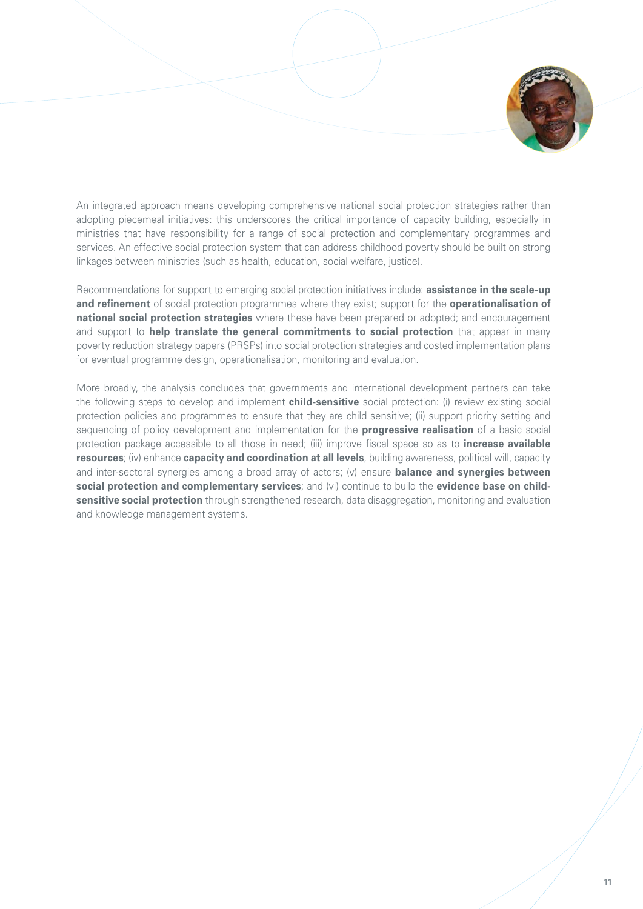An integrated approach means developing comprehensive national social protection strategies rather than adopting piecemeal initiatives: this underscores the critical importance of capacity building, especially in ministries that have responsibility for a range of social protection and complementary programmes and services. An effective social protection system that can address childhood poverty should be built on strong linkages between ministries (such as health, education, social welfare, justice).

Recommendations for support to emerging social protection initiatives include: **assistance in the scale-up and refinement** of social protection programmes where they exist; support for the **operationalisation of national social protection strategies** where these have been prepared or adopted; and encouragement and support to **help translate the general commitments to social protection** that appear in many poverty reduction strategy papers (PRSPs) into social protection strategies and costed implementation plans for eventual programme design, operationalisation, monitoring and evaluation.

More broadly, the analysis concludes that governments and international development partners can take the following steps to develop and implement **child-sensitive** social protection: (i) review existing social protection policies and programmes to ensure that they are child sensitive; (ii) support priority setting and sequencing of policy development and implementation for the **progressive realisation** of a basic social protection package accessible to all those in need; (iii) improve fiscal space so as to **increase available resources**; (iv) enhance **capacity and coordination at all levels**, building awareness, political will, capacity and inter-sectoral synergies among a broad array of actors; (v) ensure **balance and synergies between social protection and complementary services**; and (vi) continue to build the **evidence base on child-sensitive social protection** through strengthened research, data disaggregation, monitoring and evaluation and knowledge management systems.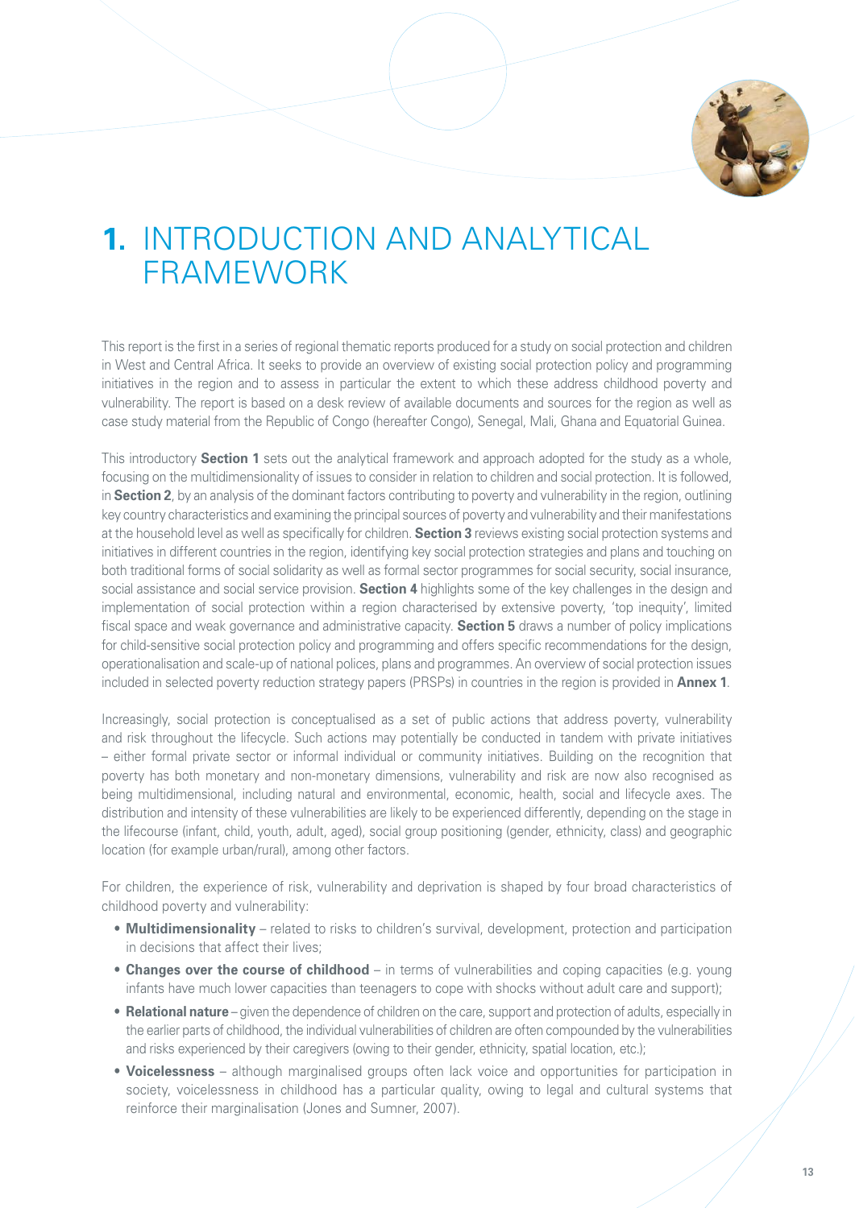# 1. INTRODUCTION AND ANALYTICAL FRAMEWORK

This report is the first in a series of regional thematic reports produced for a study on social protection and children in West and Central Africa. It seeks to provide an overview of existing social protection policy and programming initiatives in the region and to assess in particular the extent to which these address childhood poverty and vulnerability. The report is based on a desk review of available documents and sources for the region as well as case study material from the Republic of Congo (hereafter Congo), Senegal, Mali, Ghana and Equatorial Guinea.

This introductory **Section 1** sets out the analytical framework and approach adopted for the study as a whole, focusing on the multidimensionality of issues to consider in relation to children and social protection. It is followed, in **Section 2**, by an analysis of the dominant factors contributing to poverty and vulnerability in the region, outlining key country characteristics and examining the principal sources of poverty and vulnerability and their manifestations at the household level as well as specifically for children. **Section 3** reviews existing social protection systems and initiatives in different countries in the region, identifying key social protection strategies and plans and touching on both traditional forms of social solidarity as well as formal sector programmes for social security, social insurance, social assistance and social service provision. **Section 4** highlights some of the key challenges in the design and implementation of social protection within a region characterised by extensive poverty, 'top inequity', limited fiscal space and weak governance and administrative capacity. **Section 5** draws a number of policy implications for child-sensitive social protection policy and programming and offers specific recommendations for the design, operationalisation and scale-up of national polices, plans and programmes. An overview of social protection issues included in selected poverty reduction strategy papers (PRSPs) in countries in the region is provided in **Annex 1**.

Increasingly, social protection is conceptualised as a set of public actions that address poverty, vulnerability and risk throughout the lifecycle. Such actions may potentially be conducted in tandem with private initiatives – either formal private sector or informal individual or community initiatives. Building on the recognition that poverty has both monetary and non-monetary dimensions, vulnerability and risk are now also recognised as being multidimensional, including natural and environmental, economic, health, social and lifecycle axes. The distribution and intensity of these vulnerabilities are likely to be experienced differently, depending on the stage in the lifecourse (infant, child, youth, adult, aged), social group positioning (gender, ethnicity, class) and geographic location (for example urban/rural), among other factors.

For children, the experience of risk, vulnerability and deprivation is shaped by four broad characteristics of childhood poverty and vulnerability:

- **Multidimensionality** – related to risks to children's survival, development, protection and participation in decisions that affect their lives;
- **Changes over the course of childhood** – in terms of vulnerabilities and coping capacities (e.g. young infants have much lower capacities than teenagers to cope with shocks without adult care and support);
- **Relational nature** – given the dependence of children on the care, support and protection of adults, especially in the earlier parts of childhood, the individual vulnerabilities of children are often compounded by the vulnerabilities and risks experienced by their caregivers (owing to their gender, ethnicity, spatial location, etc.);
- **Voicelessness** – although marginalised groups often lack voice and opportunities for participation in society, voicelessness in childhood has a particular quality, owing to legal and cultural systems that reinforce their marginalisation (Jones and Sumner, 2007).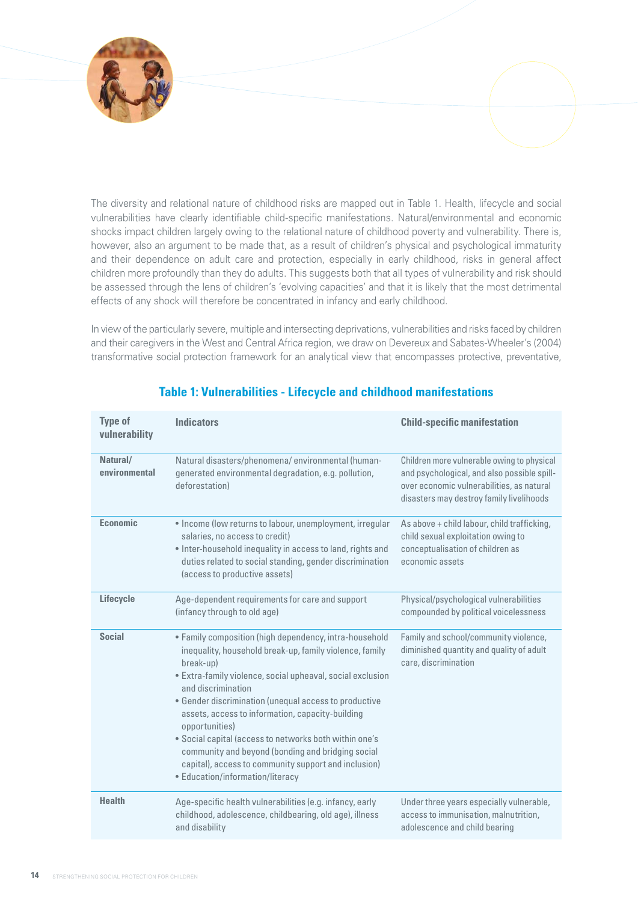The diversity and relational nature of childhood risks are mapped out in Table 1. Health, lifecycle and social vulnerabilities have clearly identifiable child-specific manifestations. Natural/environmental and economic shocks impact children largely owing to the relational nature of childhood poverty and vulnerability. There is, however, also an argument to be made that, as a result of children's physical and psychological immaturity and their dependence on adult care and protection, especially in early childhood, risks in general affect children more profoundly than they do adults. This suggests both that all types of vulnerability and risk should be assessed through the lens of children's 'evolving capacities' and that it is likely that the most detrimental effects of any shock will therefore be concentrated in infancy and early childhood.

In view of the particularly severe, multiple and intersecting deprivations, vulnerabilities and risks faced by children and their caregivers in the West and Central Africa region, we draw on Devereux and Sabates-Wheeler's (2004) transformative social protection framework for an analytical view that encompasses protective, preventative,

### Table 1: Vulnerabilities - Lifecycle and childhood manifestations

| Type of vulnerability | Indicators | Child-specific manifestation |
|---|---|---|
| Natural/ environmental | Natural disasters/phenomena/ environmental (human-generated environmental degradation, e.g. pollution, deforestation) | Children more vulnerable owing to physical and psychological, and also possible spill-over economic vulnerabilities, as natural disasters may destroy family livelihoods |
| Economic | • Income (low returns to labour, unemployment, irregular salaries, no access to credit)<br>• Inter-household inequality in access to land, rights and duties related to social standing, gender discrimination (access to productive assets) | As above + child labour, child trafficking, child sexual exploitation owing to conceptualisation of children as economic assets |
| Lifecycle | Age-dependent requirements for care and support (infancy through to old age) | Physical/psychological vulnerabilities compounded by political voicelessness |
| Social | • Family composition (high dependency, intra-household inequality, household break-up, family violence, family break-up)<br>• Extra-family violence, social upheaval, social exclusion and discrimination<br>• Gender discrimination (unequal access to productive assets, access to information, capacity-building opportunities)<br>• Social capital (access to networks both within one's community and beyond (bonding and bridging social capital), access to community support and inclusion)<br>• Education/information/literacy | Family and school/community violence, diminished quantity and quality of adult care, discrimination |
| Health | Age-specific health vulnerabilities (e.g. infancy, early childhood, adolescence, childbearing, old age), illness and disability | Under three years especially vulnerable, access to immunisation, malnutrition, adolescence and child bearing |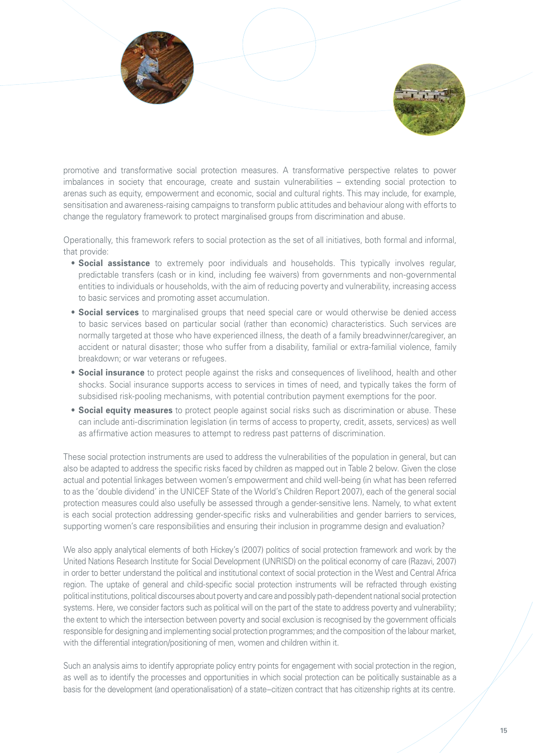promotive and transformative social protection measures. A transformative perspective relates to power imbalances in society that encourage, create and sustain vulnerabilities – extending social protection to arenas such as equity, empowerment and economic, social and cultural rights. This may include, for example, sensitisation and awareness-raising campaigns to transform public attitudes and behaviour along with efforts to change the regulatory framework to protect marginalised groups from discrimination and abuse.

Operationally, this framework refers to social protection as the set of all initiatives, both formal and informal, that provide:

- **Social assistance** to extremely poor individuals and households. This typically involves regular, predictable transfers (cash or in kind, including fee waivers) from governments and non-governmental entities to individuals or households, with the aim of reducing poverty and vulnerability, increasing access to basic services and promoting asset accumulation.
- **Social services** to marginalised groups that need special care or would otherwise be denied access to basic services based on particular social (rather than economic) characteristics. Such services are normally targeted at those who have experienced illness, the death of a family breadwinner/caregiver, an accident or natural disaster; those who suffer from a disability, familial or extra-familial violence, family breakdown; or war veterans or refugees.
- **Social insurance** to protect people against the risks and consequences of livelihood, health and other shocks. Social insurance supports access to services in times of need, and typically takes the form of subsidised risk-pooling mechanisms, with potential contribution payment exemptions for the poor.
- **Social equity measures** to protect people against social risks such as discrimination or abuse. These can include anti-discrimination legislation (in terms of access to property, credit, assets, services) as well as affirmative action measures to attempt to redress past patterns of discrimination.

These social protection instruments are used to address the vulnerabilities of the population in general, but can also be adapted to address the specific risks faced by children as mapped out in Table 2 below. Given the close actual and potential linkages between women's empowerment and child well-being (in what has been referred to as the 'double dividend' in the UNICEF State of the World's Children Report 2007), each of the general social protection measures could also usefully be assessed through a gender-sensitive lens. Namely, to what extent is each social protection addressing gender-specific risks and vulnerabilities and gender barriers to services, supporting women's care responsibilities and ensuring their inclusion in programme design and evaluation?

We also apply analytical elements of both Hickey's (2007) politics of social protection framework and work by the United Nations Research Institute for Social Development (UNRISD) on the political economy of care (Razavi, 2007) in order to better understand the political and institutional context of social protection in the West and Central Africa region. The uptake of general and child-specific social protection instruments will be refracted through existing political institutions, political discourses about poverty and care and possibly path-dependent national social protection systems. Here, we consider factors such as political will on the part of the state to address poverty and vulnerability; the extent to which the intersection between poverty and social exclusion is recognised by the government officials responsible for designing and implementing social protection programmes; and the composition of the labour market, with the differential integration/positioning of men, women and children within it.

Such an analysis aims to identify appropriate policy entry points for engagement with social protection in the region, as well as to identify the processes and opportunities in which social protection can be politically sustainable as a basis for the development (and operationalisation) of a state–citizen contract that has citizenship rights at its centre.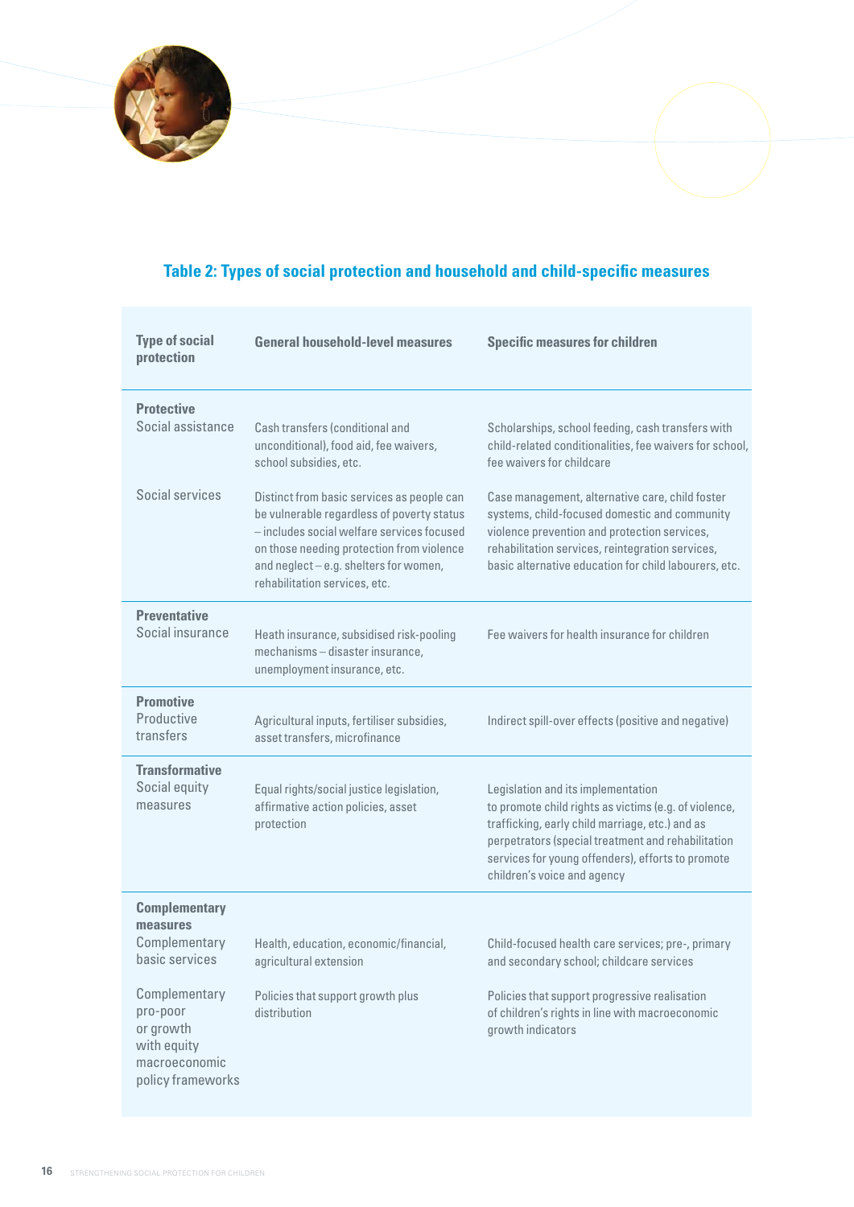### Table 2: Types of social protection and household and child-specific measures

| Type of social protection | General household-level measures | Specific measures for children |
|---|---|---|
| **Protective** | | |
| Social assistance | Cash transfers (conditional and unconditional), food aid, fee waivers, school subsidies, etc. | Scholarships, school feeding, cash transfers with child-related conditionalities, fee waivers for school, fee waivers for childcare |
| Social services | Distinct from basic services as people can be vulnerable regardless of poverty status – includes social welfare services focused on those needing protection from violence and neglect – e.g. shelters for women, rehabilitation services, etc. | Case management, alternative care, child foster systems, child-focused domestic and community violence prevention and protection services, rehabilitation services, reintegration services, basic alternative education for child labourers, etc. |
| **Preventative** | | |
| Social insurance | Heath insurance, subsidised risk-pooling mechanisms – disaster insurance, unemployment insurance, etc. | Fee waivers for health insurance for children |
| **Promotive** | | |
| Productive transfers | Agricultural inputs, fertiliser subsidies, asset transfers, microfinance | Indirect spill-over effects (positive and negative) |
| **Transformative** | | |
| Social equity measures | Equal rights/social justice legislation, affirmative action policies, asset protection | Legislation and its implementation to promote child rights as victims (e.g. of violence, trafficking, early child marriage, etc.) and as perpetrators (special treatment and rehabilitation services for young offenders), efforts to promote children's voice and agency |
| **Complementary measures** | | |
| Complementary basic services | Health, education, economic/financial, agricultural extension | Child-focused health care services; pre-, primary and secondary school; childcare services |
| Complementary pro-poor or growth with equity macroeconomic policy frameworks | Policies that support growth plus distribution | Policies that support progressive realisation of children's rights in line with macroeconomic growth indicators |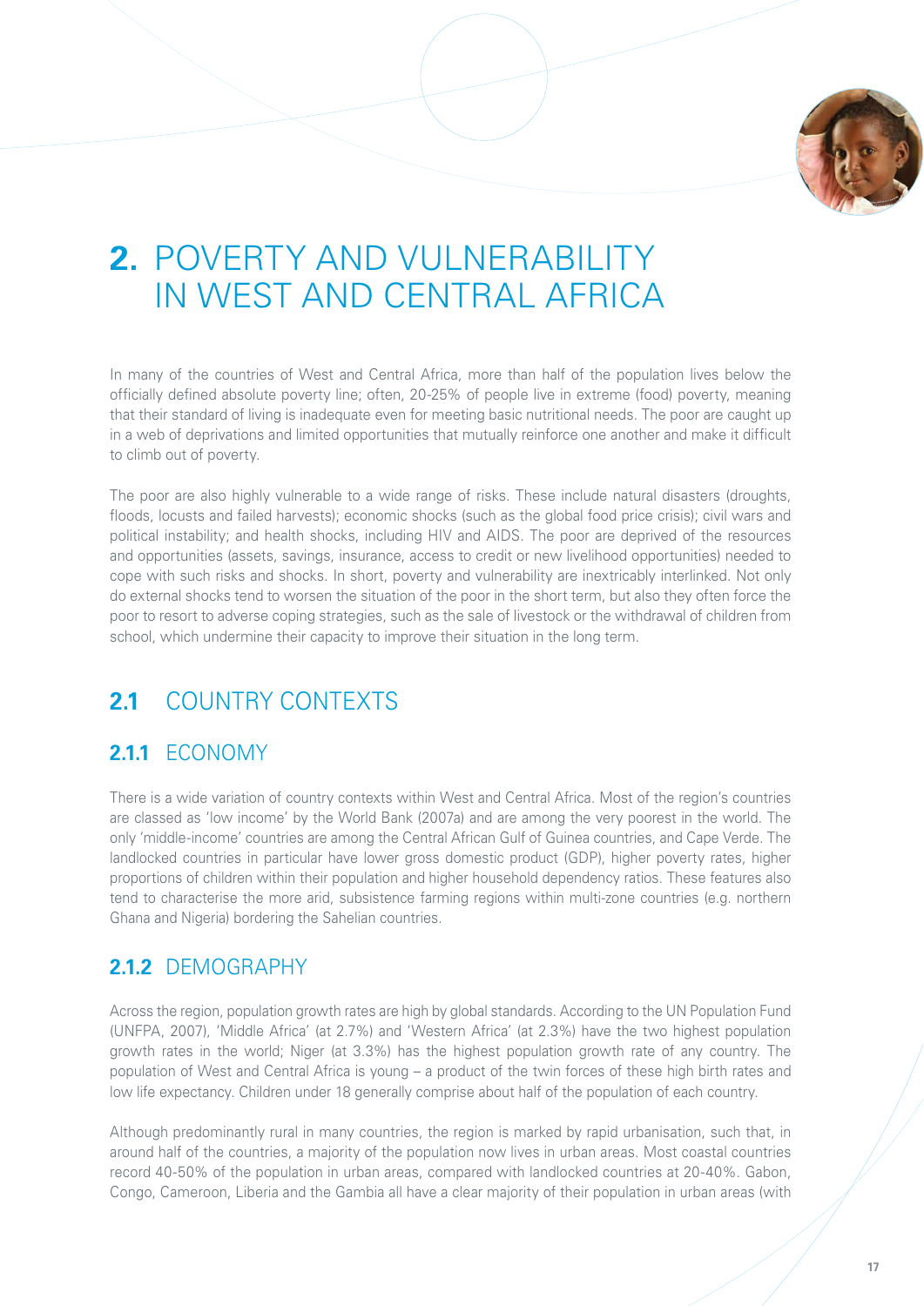# 2. POVERTY AND VULNERABILITY IN WEST AND CENTRAL AFRICA

In many of the countries of West and Central Africa, more than half of the population lives below the officially defined absolute poverty line; often, 20-25% of people live in extreme (food) poverty, meaning that their standard of living is inadequate even for meeting basic nutritional needs. The poor are caught up in a web of deprivations and limited opportunities that mutually reinforce one another and make it difficult to climb out of poverty.

The poor are also highly vulnerable to a wide range of risks. These include natural disasters (droughts, floods, locusts and failed harvests); economic shocks (such as the global food price crisis); civil wars and political instability; and health shocks, including HIV and AIDS. The poor are deprived of the resources and opportunities (assets, savings, insurance, access to credit or new livelihood opportunities) needed to cope with such risks and shocks. In short, poverty and vulnerability are inextricably interlinked. Not only do external shocks tend to worsen the situation of the poor in the short term, but also they often force the poor to resort to adverse coping strategies, such as the sale of livestock or the withdrawal of children from school, which undermine their capacity to improve their situation in the long term.

## 2.1 COUNTRY CONTEXTS

### 2.1.1 ECONOMY

There is a wide variation of country contexts within West and Central Africa. Most of the region's countries are classed as 'low income' by the World Bank (2007a) and are among the very poorest in the world. The only 'middle-income' countries are among the Central African Gulf of Guinea countries, and Cape Verde. The landlocked countries in particular have lower gross domestic product (GDP), higher poverty rates, higher proportions of children within their population and higher household dependency ratios. These features also tend to characterise the more arid, subsistence farming regions within multi-zone countries (e.g. northern Ghana and Nigeria) bordering the Sahelian countries.

### 2.1.2 DEMOGRAPHY

Across the region, population growth rates are high by global standards. According to the UN Population Fund (UNFPA, 2007), 'Middle Africa' (at 2.7%) and 'Western Africa' (at 2.3%) have the two highest population growth rates in the world; Niger (at 3.3%) has the highest population growth rate of any country. The population of West and Central Africa is young – a product of the twin forces of these high birth rates and low life expectancy. Children under 18 generally comprise about half of the population of each country.

Although predominantly rural in many countries, the region is marked by rapid urbanisation, such that, in around half of the countries, a majority of the population now lives in urban areas. Most coastal countries record 40-50% of the population in urban areas, compared with landlocked countries at 20-40%. Gabon, Congo, Cameroon, Liberia and the Gambia all have a clear majority of their population in urban areas (with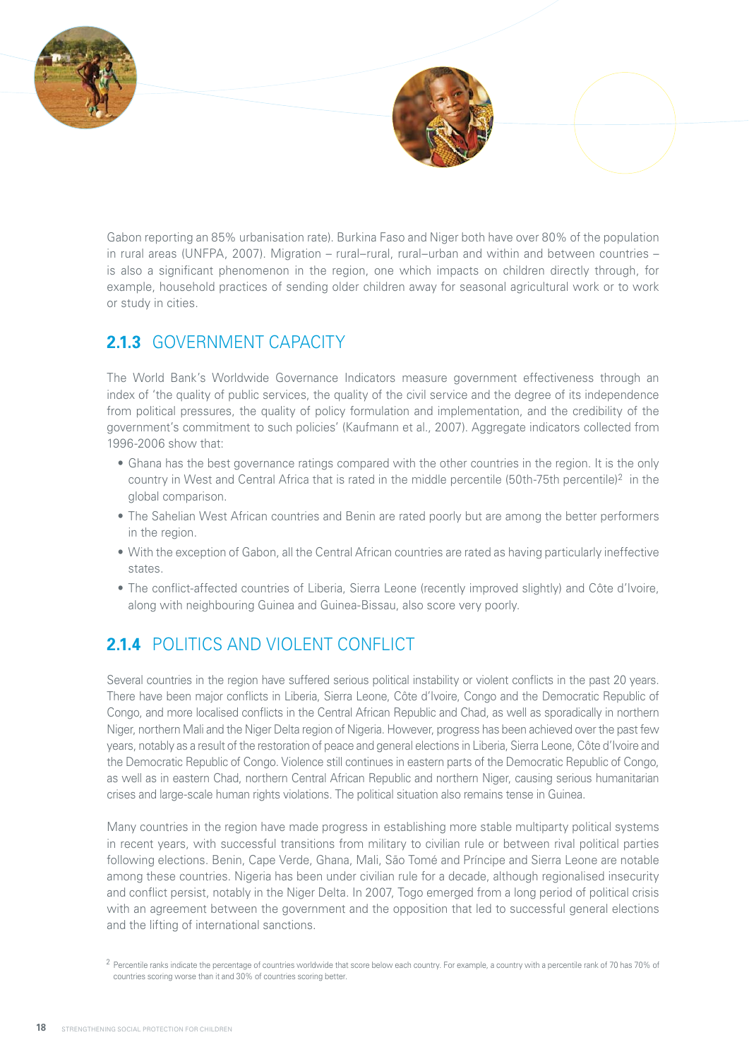Gabon reporting an 85% urbanisation rate). Burkina Faso and Niger both have over 80% of the population in rural areas (UNFPA, 2007). Migration – rural–rural, rural–urban and within and between countries – is also a significant phenomenon in the region, one which impacts on children directly through, for example, household practices of sending older children away for seasonal agricultural work or to work or study in cities.

### 2.1.3 GOVERNMENT CAPACITY

The World Bank's Worldwide Governance Indicators measure government effectiveness through an index of 'the quality of public services, the quality of the civil service and the degree of its independence from political pressures, the quality of policy formulation and implementation, and the credibility of the government's commitment to such policies' (Kaufmann et al., 2007). Aggregate indicators collected from 1996-2006 show that:

- Ghana has the best governance ratings compared with the other countries in the region. It is the only country in West and Central Africa that is rated in the middle percentile (50th-75th percentile)[2] in the global comparison.
- The Sahelian West African countries and Benin are rated poorly but are among the better performers in the region.
- With the exception of Gabon, all the Central African countries are rated as having particularly ineffective states.
- The conflict-affected countries of Liberia, Sierra Leone (recently improved slightly) and Côte d'Ivoire, along with neighbouring Guinea and Guinea-Bissau, also score very poorly.

### 2.1.4 POLITICS AND VIOLENT CONFLICT

Several countries in the region have suffered serious political instability or violent conflicts in the past 20 years. There have been major conflicts in Liberia, Sierra Leone, Côte d'Ivoire, Congo and the Democratic Republic of Congo, and more localised conflicts in the Central African Republic and Chad, as well as sporadically in northern Niger, northern Mali and the Niger Delta region of Nigeria. However, progress has been achieved over the past few years, notably as a result of the restoration of peace and general elections in Liberia, Sierra Leone, Côte d'Ivoire and the Democratic Republic of Congo. Violence still continues in eastern parts of the Democratic Republic of Congo, as well as in eastern Chad, northern Central African Republic and northern Niger, causing serious humanitarian crises and large-scale human rights violations. The political situation also remains tense in Guinea.

Many countries in the region have made progress in establishing more stable multiparty political systems in recent years, with successful transitions from military to civilian rule or between rival political parties following elections. Benin, Cape Verde, Ghana, Mali, São Tomé and Príncipe and Sierra Leone are notable among these countries. Nigeria has been under civilian rule for a decade, although regionalised insecurity and conflict persist, notably in the Niger Delta. In 2007, Togo emerged from a long period of political crisis with an agreement between the government and the opposition that led to successful general elections and the lifting of international sanctions.

[2] Percentile ranks indicate the percentage of countries worldwide that score below each country. For example, a country with a percentile rank of 70 has 70% of countries scoring worse than it and 30% of countries scoring better.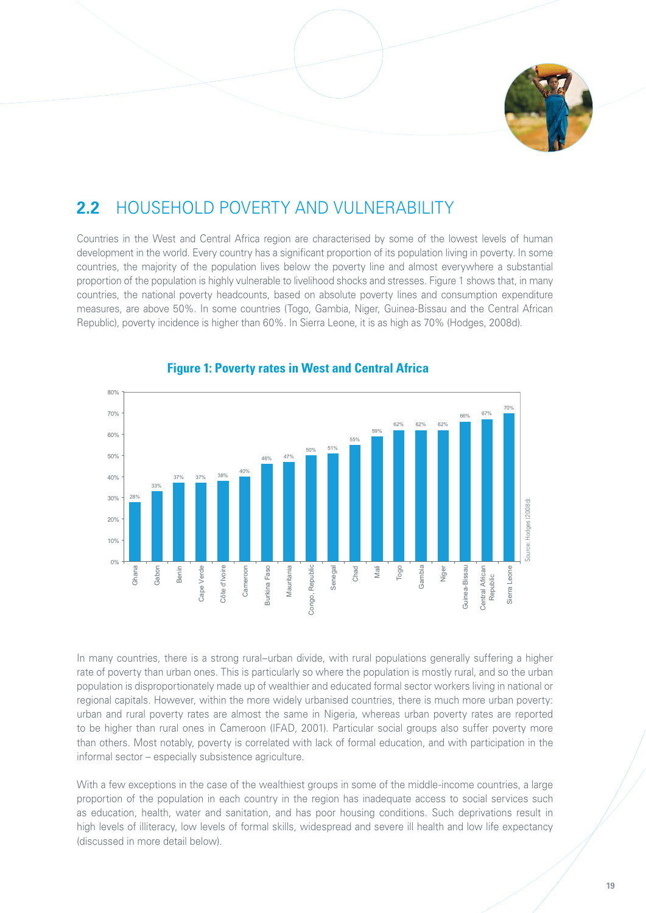## 2.2 HOUSEHOLD POVERTY AND VULNERABILITY

Countries in the West and Central Africa region are characterised by some of the lowest levels of human development in the world. Every country has a significant proportion of its population living in poverty. In some countries, the majority of the population lives below the poverty line and almost everywhere a substantial proportion of the population is highly vulnerable to livelihood shocks and stresses. Figure 1 shows that, in many countries, the national poverty headcounts, based on absolute poverty lines and consumption expenditure measures, are above 50%. In some countries (Togo, Gambia, Niger, Guinea-Bissau and the Central African Republic), poverty incidence is higher than 60%. In Sierra Leone, it is as high as 70% (Hodges, 2008d).

**Figure 1: Poverty rates in West and Central Africa**

| Country | Poverty rate |
|---|---|
| Ghana | 28% |
| Gabon | 33% |
| Benin | 37% |
| Cape Verde | 37% |
| Côte d'Ivoire | 38% |
| Cameroon | 40% |
| Burkina Faso | 46% |
| Mauritania | 47% |
| Congo, Republic | 50% |
| Senegal | 51% |
| Chad | 55% |
| Mali | 59% |
| Togo | 62% |
| Gambia | 62% |
| Niger | 62% |
| Guinea-Bissau | 66% |
| Central African Republic | 67% |
| Sierra Leone | 70% |

Source: Hodges (2008d).

In many countries, there is a strong rural–urban divide, with rural populations generally suffering a higher rate of poverty than urban ones. This is particularly so where the population is mostly rural, and so the urban population is disproportionately made up of wealthier and educated formal sector workers living in national or regional capitals. However, within the more widely urbanised countries, there is much more urban poverty: urban and rural poverty rates are almost the same in Nigeria, whereas urban poverty rates are reported to be higher than rural ones in Cameroon (IFAD, 2001). Particular social groups also suffer poverty more than others. Most notably, poverty is correlated with lack of formal education, and with participation in the informal sector – especially subsistence agriculture.

With a few exceptions in the case of the wealthiest groups in some of the middle-income countries, a large proportion of the population in each country in the region has inadequate access to social services such as education, health, water and sanitation, and has poor housing conditions. Such deprivations result in high levels of illiteracy, low levels of formal skills, widespread and severe ill health and low life expectancy (discussed in more detail below).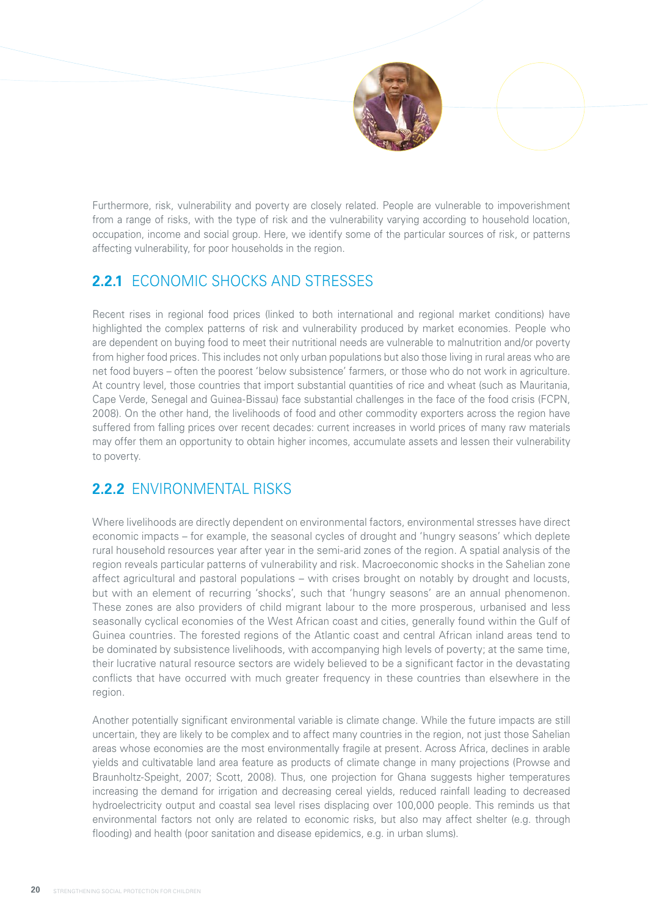Furthermore, risk, vulnerability and poverty are closely related. People are vulnerable to impoverishment from a range of risks, with the type of risk and the vulnerability varying according to household location, occupation, income and social group. Here, we identify some of the particular sources of risk, or patterns affecting vulnerability, for poor households in the region.

### 2.2.1 ECONOMIC SHOCKS AND STRESSES

Recent rises in regional food prices (linked to both international and regional market conditions) have highlighted the complex patterns of risk and vulnerability produced by market economies. People who are dependent on buying food to meet their nutritional needs are vulnerable to malnutrition and/or poverty from higher food prices. This includes not only urban populations but also those living in rural areas who are net food buyers – often the poorest 'below subsistence' farmers, or those who do not work in agriculture. At country level, those countries that import substantial quantities of rice and wheat (such as Mauritania, Cape Verde, Senegal and Guinea-Bissau) face substantial challenges in the face of the food crisis (FCPN, 2008). On the other hand, the livelihoods of food and other commodity exporters across the region have suffered from falling prices over recent decades: current increases in world prices of many raw materials may offer them an opportunity to obtain higher incomes, accumulate assets and lessen their vulnerability to poverty.

### 2.2.2 ENVIRONMENTAL RISKS

Where livelihoods are directly dependent on environmental factors, environmental stresses have direct economic impacts – for example, the seasonal cycles of drought and 'hungry seasons' which deplete rural household resources year after year in the semi-arid zones of the region. A spatial analysis of the region reveals particular patterns of vulnerability and risk. Macroeconomic shocks in the Sahelian zone affect agricultural and pastoral populations – with crises brought on notably by drought and locusts, but with an element of recurring 'shocks', such that 'hungry seasons' are an annual phenomenon. These zones are also providers of child migrant labour to the more prosperous, urbanised and less seasonally cyclical economies of the West African coast and cities, generally found within the Gulf of Guinea countries. The forested regions of the Atlantic coast and central African inland areas tend to be dominated by subsistence livelihoods, with accompanying high levels of poverty; at the same time, their lucrative natural resource sectors are widely believed to be a significant factor in the devastating conflicts that have occurred with much greater frequency in these countries than elsewhere in the region.

Another potentially significant environmental variable is climate change. While the future impacts are still uncertain, they are likely to be complex and to affect many countries in the region, not just those Sahelian areas whose economies are the most environmentally fragile at present. Across Africa, declines in arable yields and cultivatable land area feature as products of climate change in many projections (Prowse and Braunholtz-Speight, 2007; Scott, 2008). Thus, one projection for Ghana suggests higher temperatures increasing the demand for irrigation and decreasing cereal yields, reduced rainfall leading to decreased hydroelectricity output and coastal sea level rises displacing over 100,000 people. This reminds us that environmental factors not only are related to economic risks, but also may affect shelter (e.g. through flooding) and health (poor sanitation and disease epidemics, e.g. in urban slums).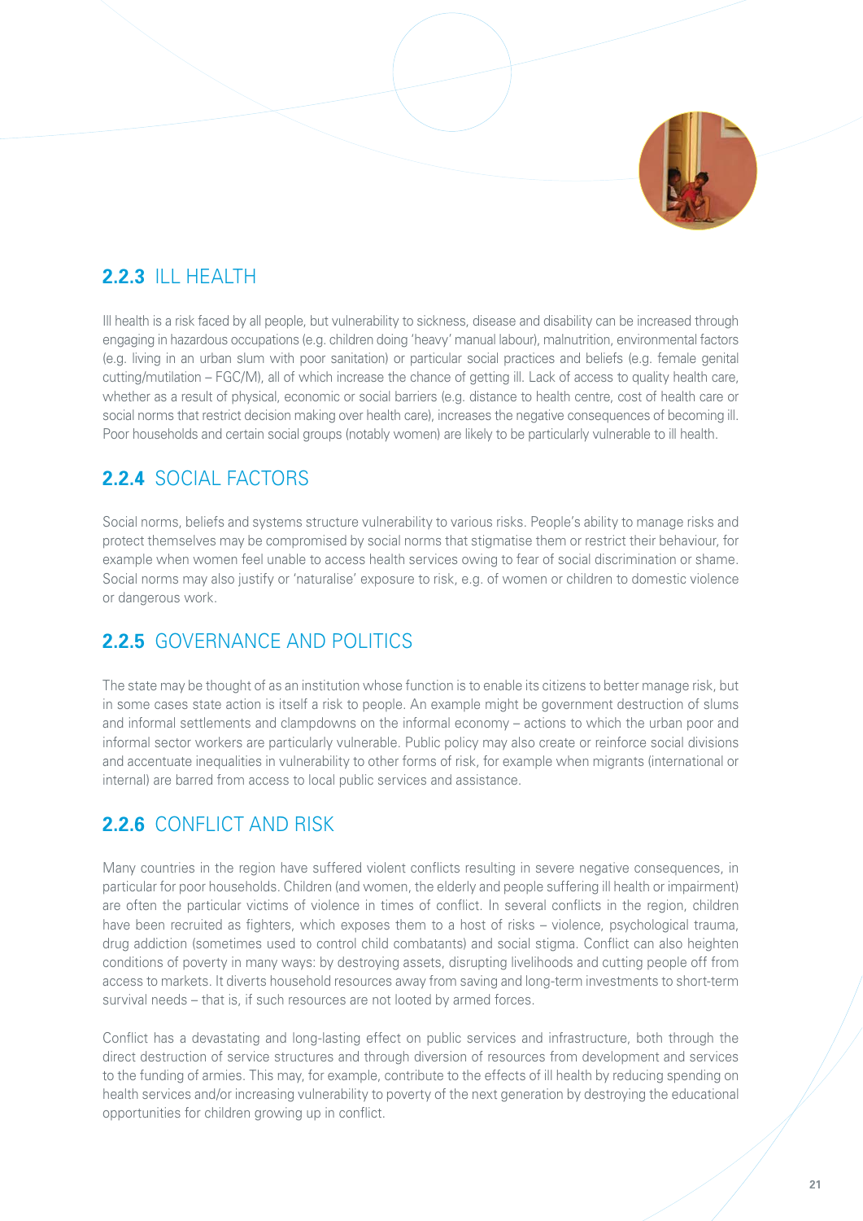## **2.2.3** ILL HEALTH

Ill health is a risk faced by all people, but vulnerability to sickness, disease and disability can be increased through engaging in hazardous occupations (e.g. children doing 'heavy' manual labour), malnutrition, environmental factors (e.g. living in an urban slum with poor sanitation) or particular social practices and beliefs (e.g. female genital cutting/mutilation – FGC/M), all of which increase the chance of getting ill. Lack of access to quality health care, whether as a result of physical, economic or social barriers (e.g. distance to health centre, cost of health care or social norms that restrict decision making over health care), increases the negative consequences of becoming ill. Poor households and certain social groups (notably women) are likely to be particularly vulnerable to ill health.

## **2.2.4** SOCIAL FACTORS

Social norms, beliefs and systems structure vulnerability to various risks. People's ability to manage risks and protect themselves may be compromised by social norms that stigmatise them or restrict their behaviour, for example when women feel unable to access health services owing to fear of social discrimination or shame. Social norms may also justify or 'naturalise' exposure to risk, e.g. of women or children to domestic violence or dangerous work.

## **2.2.5** GOVERNANCE AND POLITICS

The state may be thought of as an institution whose function is to enable its citizens to better manage risk, but in some cases state action is itself a risk to people. An example might be government destruction of slums and informal settlements and clampdowns on the informal economy – actions to which the urban poor and informal sector workers are particularly vulnerable. Public policy may also create or reinforce social divisions and accentuate inequalities in vulnerability to other forms of risk, for example when migrants (international or internal) are barred from access to local public services and assistance.

## **2.2.6** CONFLICT AND RISK

Many countries in the region have suffered violent conflicts resulting in severe negative consequences, in particular for poor households. Children (and women, the elderly and people suffering ill health or impairment) are often the particular victims of violence in times of conflict. In several conflicts in the region, children have been recruited as fighters, which exposes them to a host of risks – violence, psychological trauma, drug addiction (sometimes used to control child combatants) and social stigma. Conflict can also heighten conditions of poverty in many ways: by destroying assets, disrupting livelihoods and cutting people off from access to markets. It diverts household resources away from saving and long-term investments to short-term survival needs – that is, if such resources are not looted by armed forces.

Conflict has a devastating and long-lasting effect on public services and infrastructure, both through the direct destruction of service structures and through diversion of resources from development and services to the funding of armies. This may, for example, contribute to the effects of ill health by reducing spending on health services and/or increasing vulnerability to poverty of the next generation by destroying the educational opportunities for children growing up in conflict.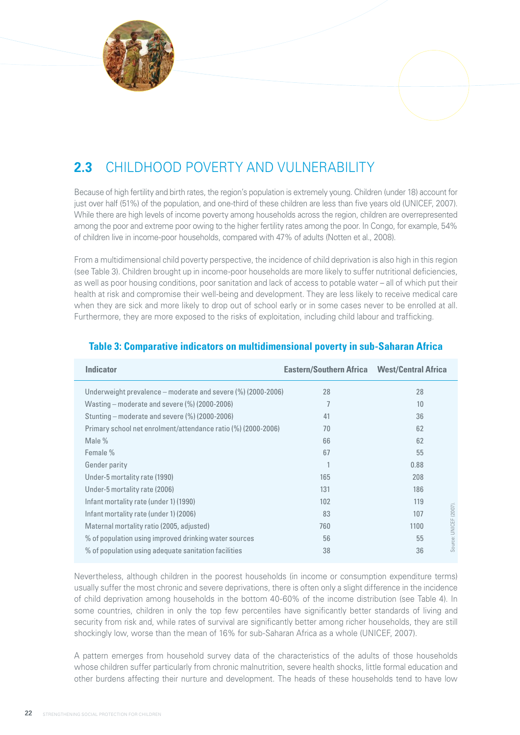## 2.3 CHILDHOOD POVERTY AND VULNERABILITY

Because of high fertility and birth rates, the region's population is extremely young. Children (under 18) account for just over half (51%) of the population, and one-third of these children are less than five years old (UNICEF, 2007). While there are high levels of income poverty among households across the region, children are overrepresented among the poor and extreme poor owing to the higher fertility rates among the poor. In Congo, for example, 54% of children live in income-poor households, compared with 47% of adults (Notten et al., 2008).

From a multidimensional child poverty perspective, the incidence of child deprivation is also high in this region (see Table 3). Children brought up in income-poor households are more likely to suffer nutritional deficiencies, as well as poor housing conditions, poor sanitation and lack of access to potable water – all of which put their health at risk and compromise their well-being and development. They are less likely to receive medical care when they are sick and more likely to drop out of school early or in some cases never to be enrolled at all. Furthermore, they are more exposed to the risks of exploitation, including child labour and trafficking.

**Table 3: Comparative indicators on multidimensional poverty in sub-Saharan Africa**

| Indicator | Eastern/Southern Africa | West/Central Africa |
|---|---|---|
| Underweight prevalence – moderate and severe (%) (2000-2006) | 28 | 28 |
| Wasting – moderate and severe (%) (2000-2006) | 7 | 10 |
| Stunting – moderate and severe (%) (2000-2006) | 41 | 36 |
| Primary school net enrolment/attendance ratio (%) (2000-2006) | 70 | 62 |
| Male % | 66 | 62 |
| Female % | 67 | 55 |
| Gender parity | 1 | 0.88 |
| Under-5 mortality rate (1990) | 165 | 208 |
| Under-5 mortality rate (2006) | 131 | 186 |
| Infant mortality rate (under 1) (1990) | 102 | 119 |
| Infant mortality rate (under 1) (2006) | 83 | 107 |
| Maternal mortality ratio (2005, adjusted) | 760 | 1100 |
| % of population using improved drinking water sources | 56 | 55 |
| % of population using adequate sanitation facilities | 38 | 36 |

Source: UNICEF (2007).

Nevertheless, although children in the poorest households (in income or consumption expenditure terms) usually suffer the most chronic and severe deprivations, there is often only a slight difference in the incidence of child deprivation among households in the bottom 40-60% of the income distribution (see Table 4). In some countries, children in only the top few percentiles have significantly better standards of living and security from risk and, while rates of survival are significantly better among richer households, they are still shockingly low, worse than the mean of 16% for sub-Saharan Africa as a whole (UNICEF, 2007).

A pattern emerges from household survey data of the characteristics of the adults of those households whose children suffer particularly from chronic malnutrition, severe health shocks, little formal education and other burdens affecting their nurture and development. The heads of these households tend to have low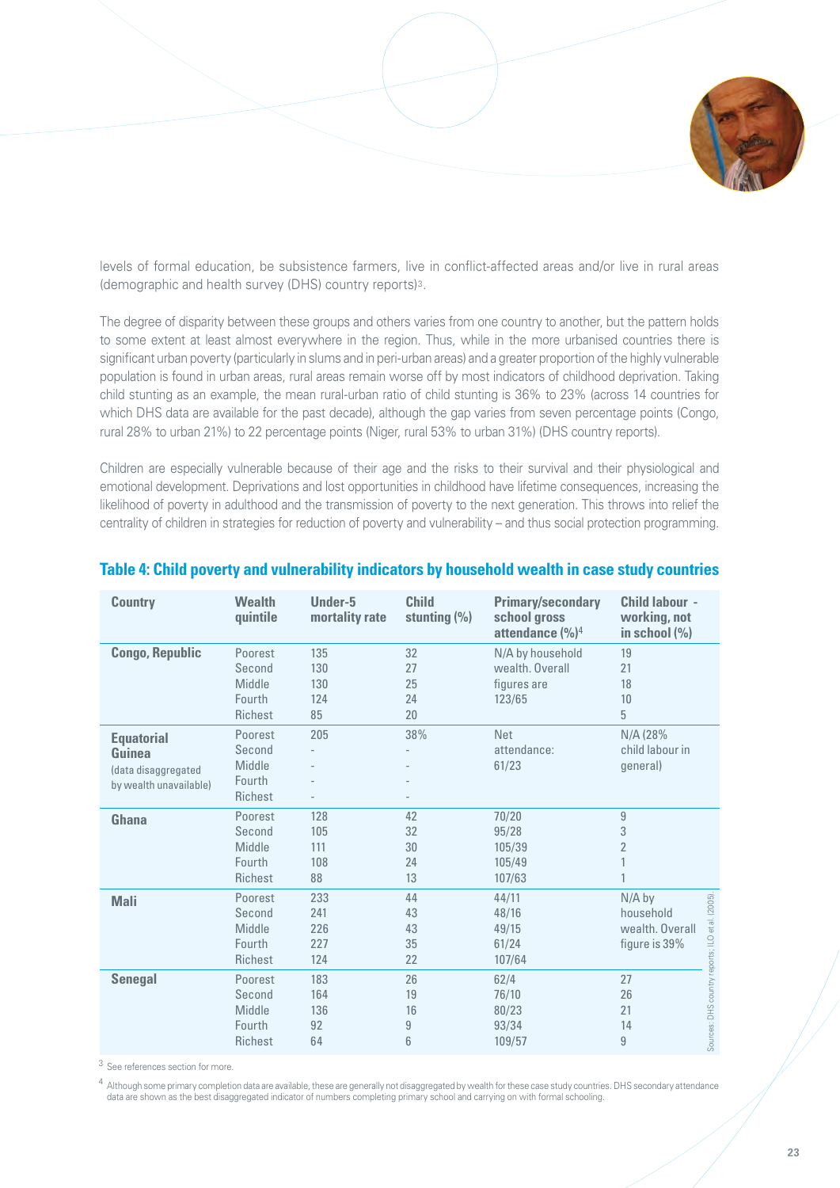levels of formal education, be subsistence farmers, live in conflict-affected areas and/or live in rural areas (demographic and health survey (DHS) country reports)[3].

The degree of disparity between these groups and others varies from one country to another, but the pattern holds to some extent at least almost everywhere in the region. Thus, while in the more urbanised countries there is significant urban poverty (particularly in slums and in peri-urban areas) and a greater proportion of the highly vulnerable population is found in urban areas, rural areas remain worse off by most indicators of childhood deprivation. Taking child stunting as an example, the mean rural-urban ratio of child stunting is 36% to 23% (across 14 countries for which DHS data are available for the past decade), although the gap varies from seven percentage points (Congo, rural 28% to urban 21%) to 22 percentage points (Niger, rural 53% to urban 31%) (DHS country reports).

Children are especially vulnerable because of their age and the risks to their survival and their physiological and emotional development. Deprivations and lost opportunities in childhood have lifetime consequences, increasing the likelihood of poverty in adulthood and the transmission of poverty to the next generation. This throws into relief the centrality of children in strategies for reduction of poverty and vulnerability – and thus social protection programming.

## Table 4: Child poverty and vulnerability indicators by household wealth in case study countries

| Country | Wealth quintile | Under-5 mortality rate | Child stunting (%) | Primary/secondary school gross attendance (%)[4] | Child labour - working, not in school (%) |
|---|---|---|---|---|---|
| **Congo, Republic** | Poorest | 135 | 32 | N/A by household wealth. Overall figures are 123/65 | 19 |
| | Second | 130 | 27 | | 21 |
| | Middle | 130 | 25 | | 18 |
| | Fourth | 124 | 24 | | 10 |
| | Richest | 85 | 20 | | 5 |
| **Equatorial Guinea** (data disaggregated by wealth unavailable) | Poorest | 205 | 38% | Net attendance: 61/23 | N/A (28% child labour in general) |
| | Second | - | - | | |
| | Middle | - | - | | |
| | Fourth | - | - | | |
| | Richest | - | - | | |
| **Ghana** | Poorest | 128 | 42 | 70/20 | 9 |
| | Second | 105 | 32 | 95/28 | 3 |
| | Middle | 111 | 30 | 105/39 | 2 |
| | Fourth | 108 | 24 | 105/49 | 1 |
| | Richest | 88 | 13 | 107/63 | 1 |
| **Mali** | Poorest | 233 | 44 | 44/11 | N/A by household wealth. Overall figure is 39% |
| | Second | 241 | 43 | 48/16 | |
| | Middle | 226 | 43 | 49/15 | |
| | Fourth | 227 | 35 | 61/24 | |
| | Richest | 124 | 22 | 107/64 | |
| **Senegal** | Poorest | 183 | 26 | 62/4 | 27 |
| | Second | 164 | 19 | 76/10 | 26 |
| | Middle | 136 | 16 | 80/23 | 21 |
| | Fourth | 92 | 9 | 93/34 | 14 |
| | Richest | 64 | 6 | 109/57 | 9 |

Sources: DHS country reports; ILO et al. (2005)

[3] See references section for more.

[4] Although some primary completion data are available, these are generally not disaggregated by wealth for these case study countries. DHS secondary attendance data are shown as the best disaggregated indicator of numbers completing primary school and carrying on with formal schooling.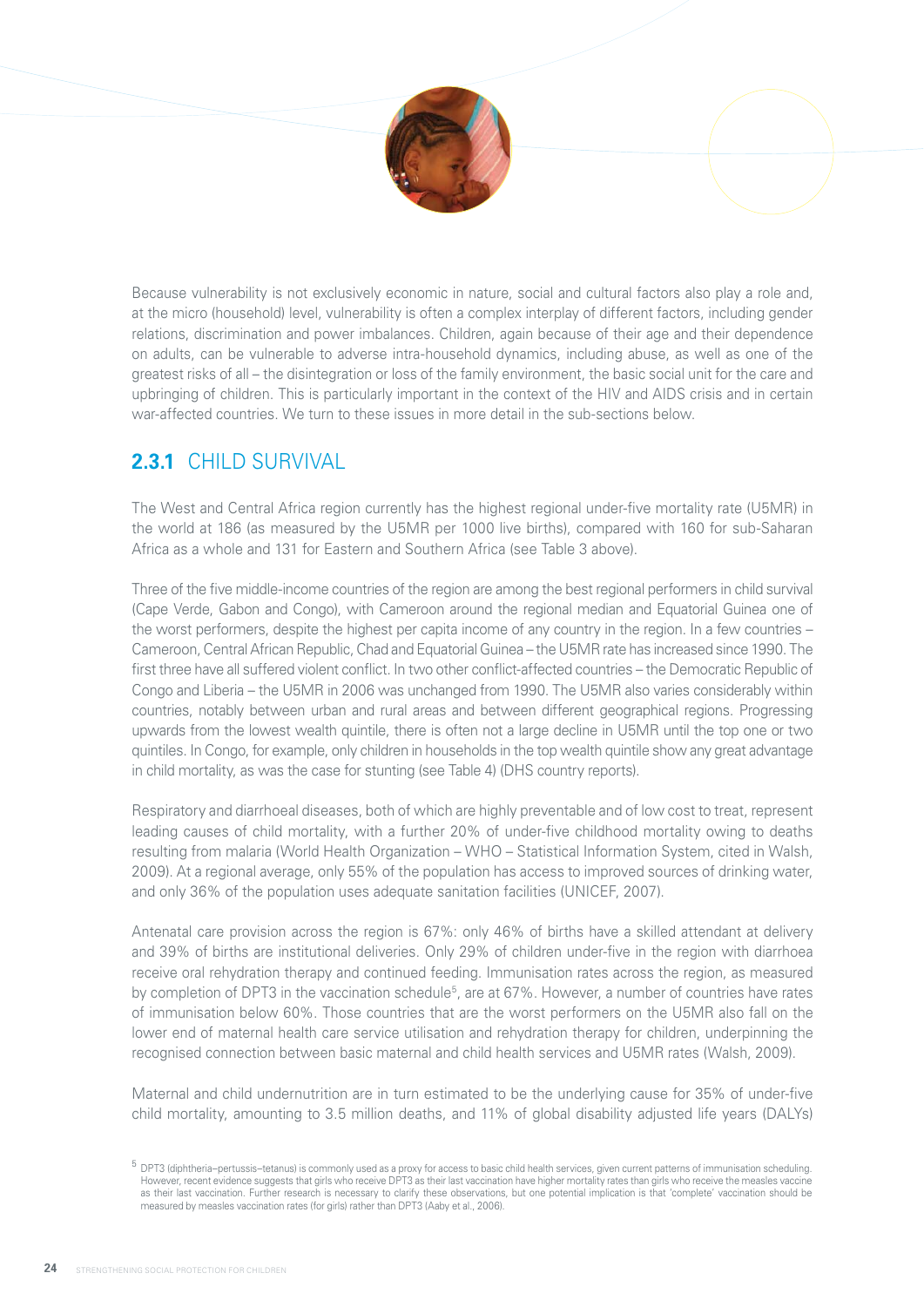Because vulnerability is not exclusively economic in nature, social and cultural factors also play a role and, at the micro (household) level, vulnerability is often a complex interplay of different factors, including gender relations, discrimination and power imbalances. Children, again because of their age and their dependence on adults, can be vulnerable to adverse intra-household dynamics, including abuse, as well as one of the greatest risks of all – the disintegration or loss of the family environment, the basic social unit for the care and upbringing of children. This is particularly important in the context of the HIV and AIDS crisis and in certain war-affected countries. We turn to these issues in more detail in the sub-sections below.

### **2.3.1** CHILD SURVIVAL

The West and Central Africa region currently has the highest regional under-five mortality rate (U5MR) in the world at 186 (as measured by the U5MR per 1000 live births), compared with 160 for sub-Saharan Africa as a whole and 131 for Eastern and Southern Africa (see Table 3 above).

Three of the five middle-income countries of the region are among the best regional performers in child survival (Cape Verde, Gabon and Congo), with Cameroon around the regional median and Equatorial Guinea one of the worst performers, despite the highest per capita income of any country in the region. In a few countries – Cameroon, Central African Republic, Chad and Equatorial Guinea – the U5MR rate has increased since 1990. The first three have all suffered violent conflict. In two other conflict-affected countries – the Democratic Republic of Congo and Liberia – the U5MR in 2006 was unchanged from 1990. The U5MR also varies considerably within countries, notably between urban and rural areas and between different geographical regions. Progressing upwards from the lowest wealth quintile, there is often not a large decline in U5MR until the top one or two quintiles. In Congo, for example, only children in households in the top wealth quintile show any great advantage in child mortality, as was the case for stunting (see Table 4) (DHS country reports).

Respiratory and diarrhoeal diseases, both of which are highly preventable and of low cost to treat, represent leading causes of child mortality, with a further 20% of under-five childhood mortality owing to deaths resulting from malaria (World Health Organization – WHO – Statistical Information System, cited in Walsh, 2009). At a regional average, only 55% of the population has access to improved sources of drinking water, and only 36% of the population uses adequate sanitation facilities (UNICEF, 2007).

Antenatal care provision across the region is 67%: only 46% of births have a skilled attendant at delivery and 39% of births are institutional deliveries. Only 29% of children under-five in the region with diarrhoea receive oral rehydration therapy and continued feeding. Immunisation rates across the region, as measured by completion of DPT3 in the vaccination schedule[5], are at 67%. However, a number of countries have rates of immunisation below 60%. Those countries that are the worst performers on the U5MR also fall on the lower end of maternal health care service utilisation and rehydration therapy for children, underpinning the recognised connection between basic maternal and child health services and U5MR rates (Walsh, 2009).

Maternal and child undernutrition are in turn estimated to be the underlying cause for 35% of under-five child mortality, amounting to 3.5 million deaths, and 11% of global disability adjusted life years (DALYs)

[5] DPT3 (diphtheria–pertussis–tetanus) is commonly used as a proxy for access to basic child health services, given current patterns of immunisation scheduling. However, recent evidence suggests that girls who receive DPT3 as their last vaccination have higher mortality rates than girls who receive the measles vaccine as their last vaccination. Further research is necessary to clarify these observations, but one potential implication is that 'complete' vaccination should be measured by measles vaccination rates (for girls) rather than DPT3 (Aaby et al., 2006).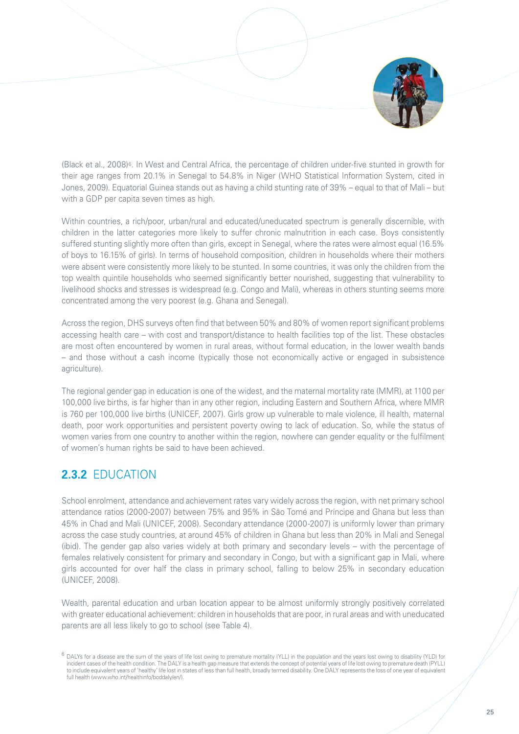(Black et al., 2008)[6]. In West and Central Africa, the percentage of children under-five stunted in growth for their age ranges from 20.1% in Senegal to 54.8% in Niger (WHO Statistical Information System, cited in Jones, 2009). Equatorial Guinea stands out as having a child stunting rate of 39% – equal to that of Mali – but with a GDP per capita seven times as high.

Within countries, a rich/poor, urban/rural and educated/uneducated spectrum is generally discernible, with children in the latter categories more likely to suffer chronic malnutrition in each case. Boys consistently suffered stunting slightly more often than girls, except in Senegal, where the rates were almost equal (16.5% of boys to 16.15% of girls). In terms of household composition, children in households where their mothers were absent were consistently more likely to be stunted. In some countries, it was only the children from the top wealth quintile households who seemed significantly better nourished, suggesting that vulnerability to livelihood shocks and stresses is widespread (e.g. Congo and Mali), whereas in others stunting seems more concentrated among the very poorest (e.g. Ghana and Senegal).

Across the region, DHS surveys often find that between 50% and 80% of women report significant problems accessing health care – with cost and transport/distance to health facilities top of the list. These obstacles are most often encountered by women in rural areas, without formal education, in the lower wealth bands – and those without a cash income (typically those not economically active or engaged in subsistence agriculture).

The regional gender gap in education is one of the widest, and the maternal mortality rate (MMR), at 1100 per 100,000 live births, is far higher than in any other region, including Eastern and Southern Africa, where MMR is 760 per 100,000 live births (UNICEF, 2007). Girls grow up vulnerable to male violence, ill health, maternal death, poor work opportunities and persistent poverty owing to lack of education. So, while the status of women varies from one country to another within the region, nowhere can gender equality or the fulfilment of women's human rights be said to have been achieved.

## **2.3.2** EDUCATION

School enrolment, attendance and achievement rates vary widely across the region, with net primary school attendance ratios (2000-2007) between 75% and 95% in São Tomé and Príncipe and Ghana but less than 45% in Chad and Mali (UNICEF, 2008). Secondary attendance (2000-2007) is uniformly lower than primary across the case study countries, at around 45% of children in Ghana but less than 20% in Mali and Senegal (ibid). The gender gap also varies widely at both primary and secondary levels – with the percentage of females relatively consistent for primary and secondary in Congo, but with a significant gap in Mali, where girls accounted for over half the class in primary school, falling to below 25% in secondary education (UNICEF, 2008).

Wealth, parental education and urban location appear to be almost uniformly strongly positively correlated with greater educational achievement: children in households that are poor, in rural areas and with uneducated parents are all less likely to go to school (see Table 4).

[6] DALYs for a disease are the sum of the years of life lost owing to premature mortality (YLL) in the population and the years lost owing to disability (YLD) for incident cases of the health condition. The DALY is a health gap measure that extends the concept of potential years of life lost owing to premature death (PYLL) to include equivalent years of 'healthy' life lost in states of less than full health, broadly termed disability. One DALY represents the loss of one year of equivalent full health (www.who.int/healthinfo/boddaly/en/).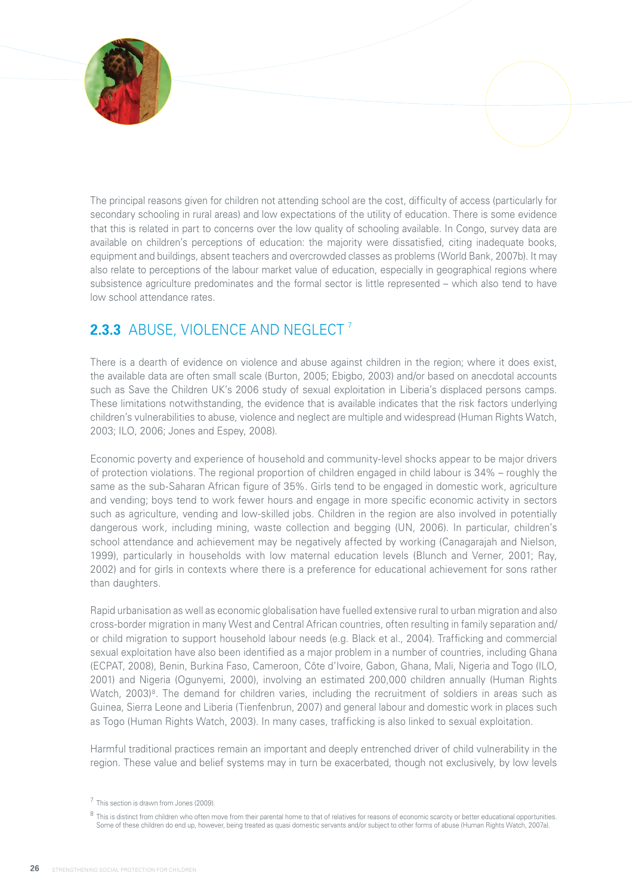The principal reasons given for children not attending school are the cost, difficulty of access (particularly for secondary schooling in rural areas) and low expectations of the utility of education. There is some evidence that this is related in part to concerns over the low quality of schooling available. In Congo, survey data are available on children's perceptions of education: the majority were dissatisfied, citing inadequate books, equipment and buildings, absent teachers and overcrowded classes as problems (World Bank, 2007b). It may also relate to perceptions of the labour market value of education, especially in geographical regions where subsistence agriculture predominates and the formal sector is little represented – which also tend to have low school attendance rates.

### **2.3.3** ABUSE, VIOLENCE AND NEGLECT [7]

There is a dearth of evidence on violence and abuse against children in the region; where it does exist, the available data are often small scale (Burton, 2005; Ebigbo, 2003) and/or based on anecdotal accounts such as Save the Children UK's 2006 study of sexual exploitation in Liberia's displaced persons camps. These limitations notwithstanding, the evidence that is available indicates that the risk factors underlying children's vulnerabilities to abuse, violence and neglect are multiple and widespread (Human Rights Watch, 2003; ILO, 2006; Jones and Espey, 2008).

Economic poverty and experience of household and community-level shocks appear to be major drivers of protection violations. The regional proportion of children engaged in child labour is 34% – roughly the same as the sub-Saharan African figure of 35%. Girls tend to be engaged in domestic work, agriculture and vending; boys tend to work fewer hours and engage in more specific economic activity in sectors such as agriculture, vending and low-skilled jobs. Children in the region are also involved in potentially dangerous work, including mining, waste collection and begging (UN, 2006). In particular, children's school attendance and achievement may be negatively affected by working (Canagarajah and Nielson, 1999), particularly in households with low maternal education levels (Blunch and Verner, 2001; Ray, 2002) and for girls in contexts where there is a preference for educational achievement for sons rather than daughters.

Rapid urbanisation as well as economic globalisation have fuelled extensive rural to urban migration and also cross-border migration in many West and Central African countries, often resulting in family separation and/or child migration to support household labour needs (e.g. Black et al., 2004). Trafficking and commercial sexual exploitation have also been identified as a major problem in a number of countries, including Ghana (ECPAT, 2008), Benin, Burkina Faso, Cameroon, Côte d'Ivoire, Gabon, Ghana, Mali, Nigeria and Togo (ILO, 2001) and Nigeria (Ogunyemi, 2000), involving an estimated 200,000 children annually (Human Rights Watch, 2003)[8]. The demand for children varies, including the recruitment of soldiers in areas such as Guinea, Sierra Leone and Liberia (Tienfenbrun, 2007) and general labour and domestic work in places such as Togo (Human Rights Watch, 2003). In many cases, trafficking is also linked to sexual exploitation.

Harmful traditional practices remain an important and deeply entrenched driver of child vulnerability in the region. These value and belief systems may in turn be exacerbated, though not exclusively, by low levels

---

[7] This section is drawn from Jones (2009).

[8] This is distinct from children who often move from their parental home to that of relatives for reasons of economic scarcity or better educational opportunities. Some of these children do end up, however, being treated as quasi domestic servants and/or subject to other forms of abuse (Human Rights Watch, 2007a).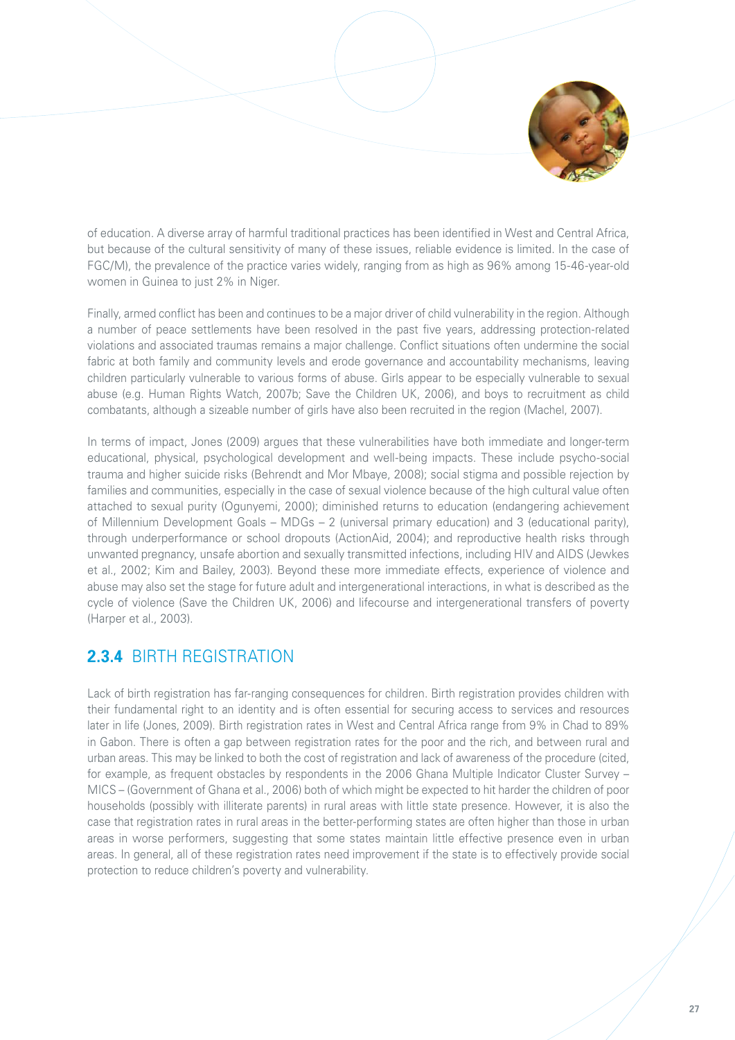of education. A diverse array of harmful traditional practices has been identified in West and Central Africa, but because of the cultural sensitivity of many of these issues, reliable evidence is limited. In the case of FGC/M), the prevalence of the practice varies widely, ranging from as high as 96% among 15-46-year-old women in Guinea to just 2% in Niger.

Finally, armed conflict has been and continues to be a major driver of child vulnerability in the region. Although a number of peace settlements have been resolved in the past five years, addressing protection-related violations and associated traumas remains a major challenge. Conflict situations often undermine the social fabric at both family and community levels and erode governance and accountability mechanisms, leaving children particularly vulnerable to various forms of abuse. Girls appear to be especially vulnerable to sexual abuse (e.g. Human Rights Watch, 2007b; Save the Children UK, 2006), and boys to recruitment as child combatants, although a sizeable number of girls have also been recruited in the region (Machel, 2007).

In terms of impact, Jones (2009) argues that these vulnerabilities have both immediate and longer-term educational, physical, psychological development and well-being impacts. These include psycho-social trauma and higher suicide risks (Behrendt and Mor Mbaye, 2008); social stigma and possible rejection by families and communities, especially in the case of sexual violence because of the high cultural value often attached to sexual purity (Ogunyemi, 2000); diminished returns to education (endangering achievement of Millennium Development Goals – MDGs – 2 (universal primary education) and 3 (educational parity), through underperformance or school dropouts (ActionAid, 2004); and reproductive health risks through unwanted pregnancy, unsafe abortion and sexually transmitted infections, including HIV and AIDS (Jewkes et al., 2002; Kim and Bailey, 2003). Beyond these more immediate effects, experience of violence and abuse may also set the stage for future adult and intergenerational interactions, in what is described as the cycle of violence (Save the Children UK, 2006) and lifecourse and intergenerational transfers of poverty (Harper et al., 2003).

### **2.3.4** BIRTH REGISTRATION

Lack of birth registration has far-ranging consequences for children. Birth registration provides children with their fundamental right to an identity and is often essential for securing access to services and resources later in life (Jones, 2009). Birth registration rates in West and Central Africa range from 9% in Chad to 89% in Gabon. There is often a gap between registration rates for the poor and the rich, and between rural and urban areas. This may be linked to both the cost of registration and lack of awareness of the procedure (cited, for example, as frequent obstacles by respondents in the 2006 Ghana Multiple Indicator Cluster Survey – MICS – (Government of Ghana et al., 2006) both of which might be expected to hit harder the children of poor households (possibly with illiterate parents) in rural areas with little state presence. However, it is also the case that registration rates in rural areas in the better-performing states are often higher than those in urban areas in worse performers, suggesting that some states maintain little effective presence even in urban areas. In general, all of these registration rates need improvement if the state is to effectively provide social protection to reduce children's poverty and vulnerability.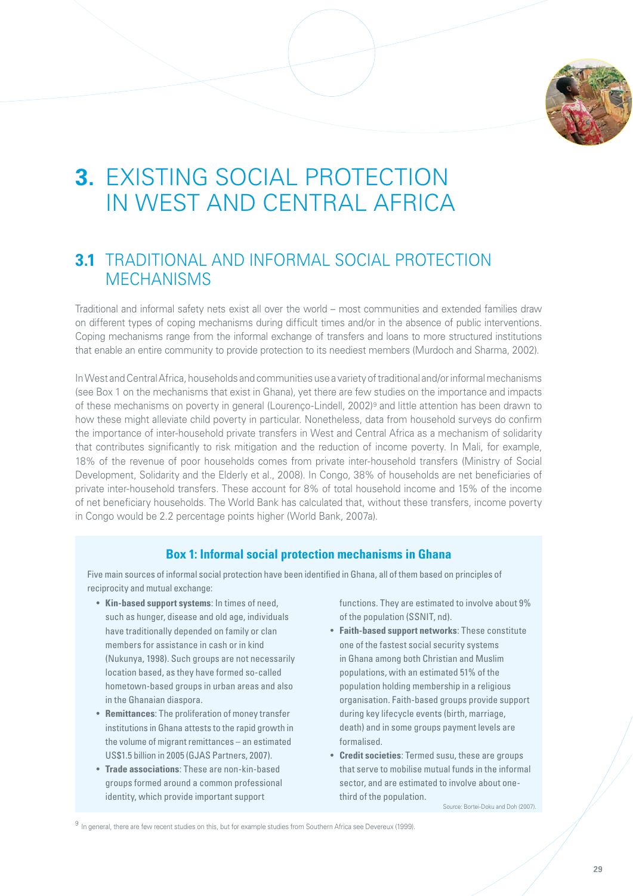# 3. EXISTING SOCIAL PROTECTION IN WEST AND CENTRAL AFRICA

## 3.1 TRADITIONAL AND INFORMAL SOCIAL PROTECTION MECHANISMS

Traditional and informal safety nets exist all over the world – most communities and extended families draw on different types of coping mechanisms during difficult times and/or in the absence of public interventions. Coping mechanisms range from the informal exchange of transfers and loans to more structured institutions that enable an entire community to provide protection to its neediest members (Murdoch and Sharma, 2002).

In West and Central Africa, households and communities use a variety of traditional and/or informal mechanisms (see Box 1 on the mechanisms that exist in Ghana), yet there are few studies on the importance and impacts of these mechanisms on poverty in general (Lourenço-Lindell, 2002)[9] and little attention has been drawn to how these might alleviate child poverty in particular. Nonetheless, data from household surveys do confirm the importance of inter-household private transfers in West and Central Africa as a mechanism of solidarity that contributes significantly to risk mitigation and the reduction of income poverty. In Mali, for example, 18% of the revenue of poor households comes from private inter-household transfers (Ministry of Social Development, Solidarity and the Elderly et al., 2008). In Congo, 38% of households are net beneficiaries of private inter-household transfers. These account for 8% of total household income and 15% of the income of net beneficiary households. The World Bank has calculated that, without these transfers, income poverty in Congo would be 2.2 percentage points higher (World Bank, 2007a).

### Box 1: Informal social protection mechanisms in Ghana

Five main sources of informal social protection have been identified in Ghana, all of them based on principles of reciprocity and mutual exchange:

- **Kin-based support systems**: In times of need, such as hunger, disease and old age, individuals have traditionally depended on family or clan members for assistance in cash or in kind (Nukunya, 1998). Such groups are not necessarily location based, as they have formed so-called hometown-based groups in urban areas and also in the Ghanaian diaspora.
- **Remittances**: The proliferation of money transfer institutions in Ghana attests to the rapid growth in the volume of migrant remittances – an estimated US$1.5 billion in 2005 (GJAS Partners, 2007).
- **Trade associations**: These are non-kin-based groups formed around a common professional identity, which provide important support functions. They are estimated to involve about 9% of the population (SSNIT, nd).
- **Faith-based support networks**: These constitute one of the fastest social security systems in Ghana among both Christian and Muslim populations, with an estimated 51% of the population holding membership in a religious organisation. Faith-based groups provide support during key lifecycle events (birth, marriage, death) and in some groups payment levels are formalised.
- **Credit societies**: Termed susu, these are groups that serve to mobilise mutual funds in the informal sector, and are estimated to involve about one-third of the population.

Source: Bortei-Doku and Doh (2007).

[9] In general, there are few recent studies on this, but for example studies from Southern Africa see Devereux (1999).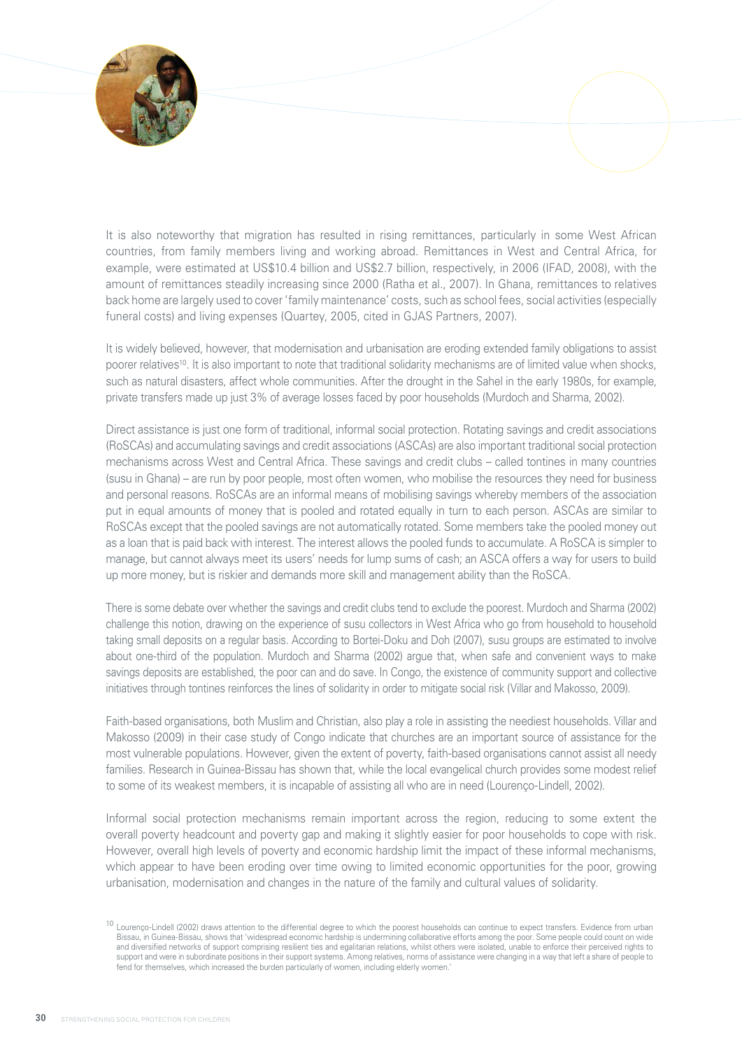It is also noteworthy that migration has resulted in rising remittances, particularly in some West African countries, from family members living and working abroad. Remittances in West and Central Africa, for example, were estimated at US$10.4 billion and US$2.7 billion, respectively, in 2006 (IFAD, 2008), with the amount of remittances steadily increasing since 2000 (Ratha et al., 2007). In Ghana, remittances to relatives back home are largely used to cover 'family maintenance' costs, such as school fees, social activities (especially funeral costs) and living expenses (Quartey, 2005, cited in GJAS Partners, 2007).

It is widely believed, however, that modernisation and urbanisation are eroding extended family obligations to assist poorer relatives[10]. It is also important to note that traditional solidarity mechanisms are of limited value when shocks, such as natural disasters, affect whole communities. After the drought in the Sahel in the early 1980s, for example, private transfers made up just 3% of average losses faced by poor households (Murdoch and Sharma, 2002).

Direct assistance is just one form of traditional, informal social protection. Rotating savings and credit associations (RoSCAs) and accumulating savings and credit associations (ASCAs) are also important traditional social protection mechanisms across West and Central Africa. These savings and credit clubs – called tontines in many countries (susu in Ghana) – are run by poor people, most often women, who mobilise the resources they need for business and personal reasons. RoSCAs are an informal means of mobilising savings whereby members of the association put in equal amounts of money that is pooled and rotated equally in turn to each person. ASCAs are similar to RoSCAs except that the pooled savings are not automatically rotated. Some members take the pooled money out as a loan that is paid back with interest. The interest allows the pooled funds to accumulate. A RoSCA is simpler to manage, but cannot always meet its users' needs for lump sums of cash; an ASCA offers a way for users to build up more money, but is riskier and demands more skill and management ability than the RoSCA.

There is some debate over whether the savings and credit clubs tend to exclude the poorest. Murdoch and Sharma (2002) challenge this notion, drawing on the experience of susu collectors in West Africa who go from household to household taking small deposits on a regular basis. According to Bortei-Doku and Doh (2007), susu groups are estimated to involve about one-third of the population. Murdoch and Sharma (2002) argue that, when safe and convenient ways to make savings deposits are established, the poor can and do save. In Congo, the existence of community support and collective initiatives through tontines reinforces the lines of solidarity in order to mitigate social risk (Villar and Makosso, 2009).

Faith-based organisations, both Muslim and Christian, also play a role in assisting the neediest households. Villar and Makosso (2009) in their case study of Congo indicate that churches are an important source of assistance for the most vulnerable populations. However, given the extent of poverty, faith-based organisations cannot assist all needy families. Research in Guinea-Bissau has shown that, while the local evangelical church provides some modest relief to some of its weakest members, it is incapable of assisting all who are in need (Lourenço-Lindell, 2002).

Informal social protection mechanisms remain important across the region, reducing to some extent the overall poverty headcount and poverty gap and making it slightly easier for poor households to cope with risk. However, overall high levels of poverty and economic hardship limit the impact of these informal mechanisms, which appear to have been eroding over time owing to limited economic opportunities for the poor, growing urbanisation, modernisation and changes in the nature of the family and cultural values of solidarity.

[10] Lourenço-Lindell (2002) draws attention to the differential degree to which the poorest households can continue to expect transfers. Evidence from urban Bissau, in Guinea-Bissau, shows that 'widespread economic hardship is undermining collaborative efforts among the poor. Some people could count on wide and diversified networks of support comprising resilient ties and egalitarian relations, whilst others were isolated, unable to enforce their perceived rights to support and were in subordinate positions in their support systems. Among relatives, norms of assistance were changing in a way that left a share of people to fend for themselves, which increased the burden particularly of women, including elderly women.'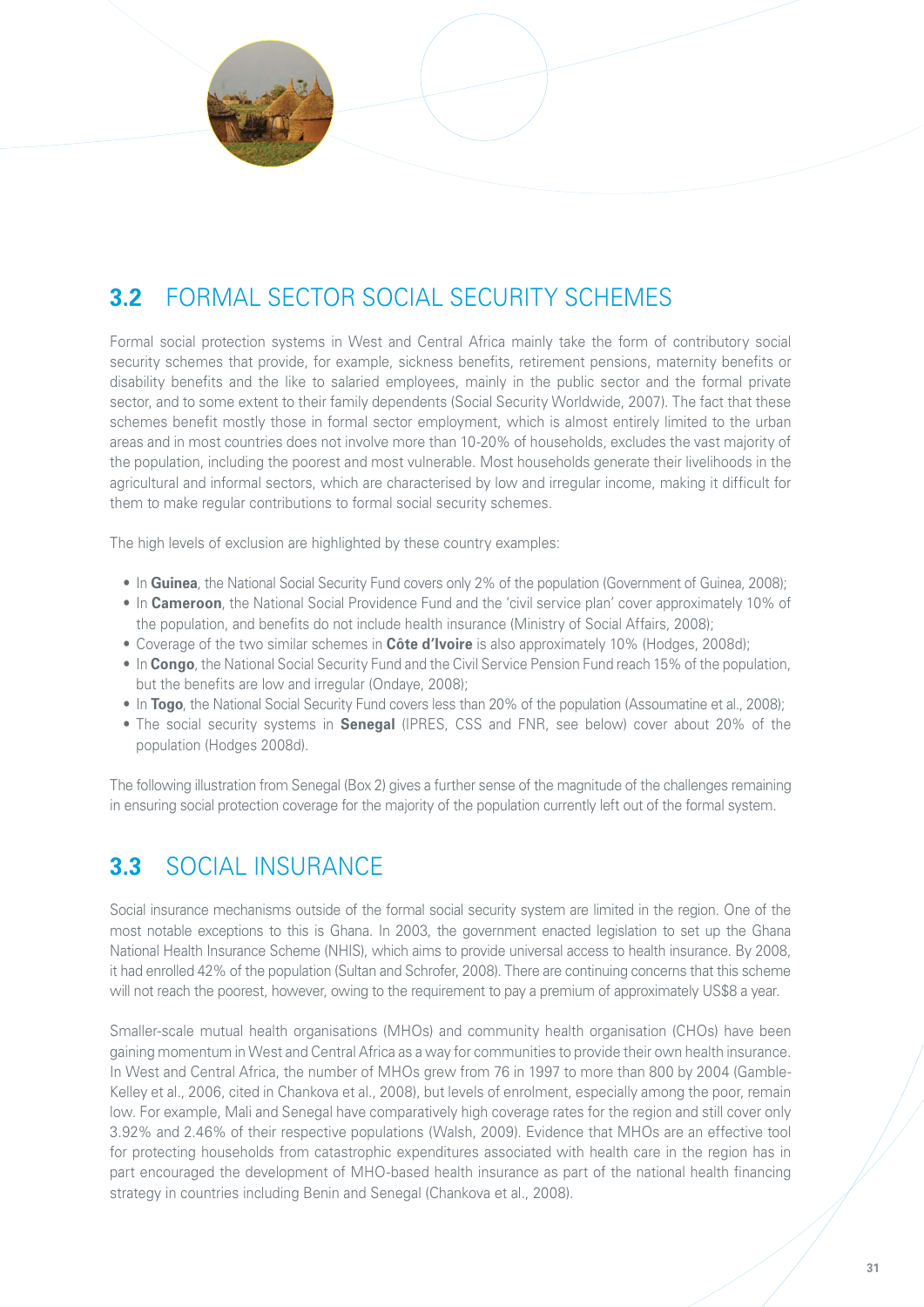## 3.2 FORMAL SECTOR SOCIAL SECURITY SCHEMES

Formal social protection systems in West and Central Africa mainly take the form of contributory social security schemes that provide, for example, sickness benefits, retirement pensions, maternity benefits or disability benefits and the like to salaried employees, mainly in the public sector and the formal private sector, and to some extent to their family dependents (Social Security Worldwide, 2007). The fact that these schemes benefit mostly those in formal sector employment, which is almost entirely limited to the urban areas and in most countries does not involve more than 10-20% of households, excludes the vast majority of the population, including the poorest and most vulnerable. Most households generate their livelihoods in the agricultural and informal sectors, which are characterised by low and irregular income, making it difficult for them to make regular contributions to formal social security schemes.

The high levels of exclusion are highlighted by these country examples:

- In **Guinea**, the National Social Security Fund covers only 2% of the population (Government of Guinea, 2008);
- In **Cameroon**, the National Social Providence Fund and the 'civil service plan' cover approximately 10% of the population, and benefits do not include health insurance (Ministry of Social Affairs, 2008);
- Coverage of the two similar schemes in **Côte d'Ivoire** is also approximately 10% (Hodges, 2008d);
- In **Congo**, the National Social Security Fund and the Civil Service Pension Fund reach 15% of the population, but the benefits are low and irregular (Ondaye, 2008);
- In **Togo**, the National Social Security Fund covers less than 20% of the population (Assoumatine et al., 2008);
- The social security systems in **Senegal** (IPRES, CSS and FNR, see below) cover about 20% of the population (Hodges 2008d).

The following illustration from Senegal (Box 2) gives a further sense of the magnitude of the challenges remaining in ensuring social protection coverage for the majority of the population currently left out of the formal system.

## 3.3 SOCIAL INSURANCE

Social insurance mechanisms outside of the formal social security system are limited in the region. One of the most notable exceptions to this is Ghana. In 2003, the government enacted legislation to set up the Ghana National Health Insurance Scheme (NHIS), which aims to provide universal access to health insurance. By 2008, it had enrolled 42% of the population (Sultan and Schrofer, 2008). There are continuing concerns that this scheme will not reach the poorest, however, owing to the requirement to pay a premium of approximately US$8 a year.

Smaller-scale mutual health organisations (MHOs) and community health organisation (CHOs) have been gaining momentum in West and Central Africa as a way for communities to provide their own health insurance. In West and Central Africa, the number of MHOs grew from 76 in 1997 to more than 800 by 2004 (Gamble-Kelley et al., 2006, cited in Chankova et al., 2008), but levels of enrolment, especially among the poor, remain low. For example, Mali and Senegal have comparatively high coverage rates for the region and still cover only 3.92% and 2.46% of their respective populations (Walsh, 2009). Evidence that MHOs are an effective tool for protecting households from catastrophic expenditures associated with health care in the region has in part encouraged the development of MHO-based health insurance as part of the national health financing strategy in countries including Benin and Senegal (Chankova et al., 2008).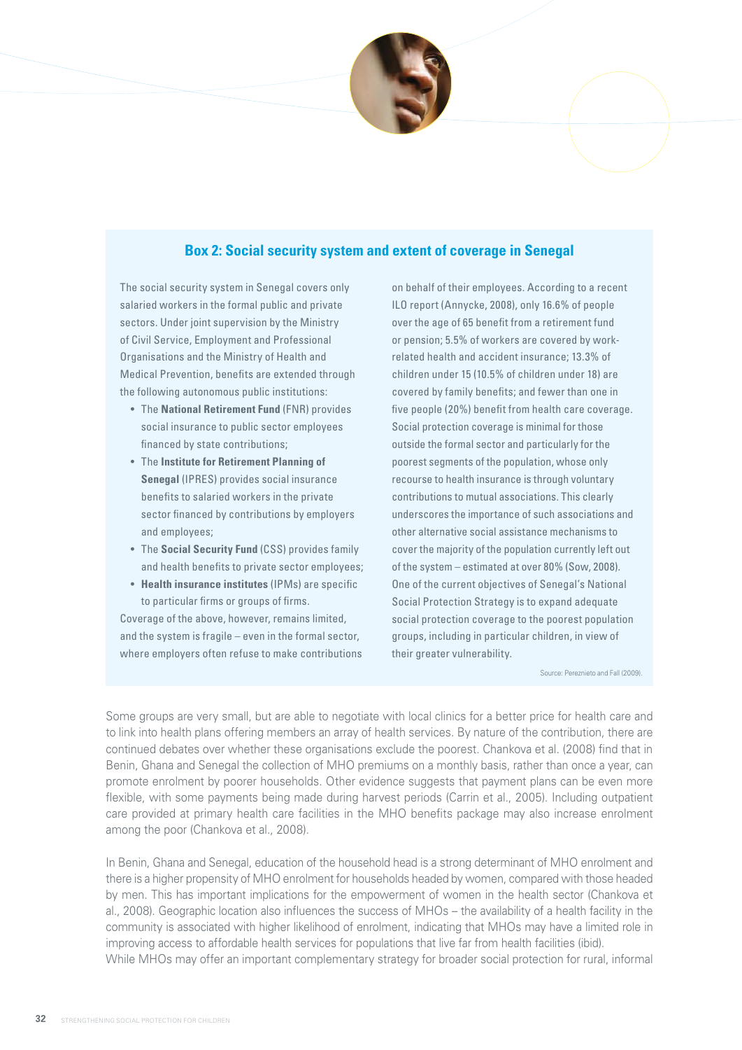### Box 2: Social security system and extent of coverage in Senegal

The social security system in Senegal covers only salaried workers in the formal public and private sectors. Under joint supervision by the Ministry of Civil Service, Employment and Professional Organisations and the Ministry of Health and Medical Prevention, benefits are extended through the following autonomous public institutions:

- The **National Retirement Fund** (FNR) provides social insurance to public sector employees financed by state contributions;
- The **Institute for Retirement Planning of Senegal** (IPRES) provides social insurance benefits to salaried workers in the private sector financed by contributions by employers and employees;
- The **Social Security Fund** (CSS) provides family and health benefits to private sector employees;
- **Health insurance institutes** (IPMs) are specific to particular firms or groups of firms.

Coverage of the above, however, remains limited, and the system is fragile – even in the formal sector, where employers often refuse to make contributions on behalf of their employees. According to a recent ILO report (Annycke, 2008), only 16.6% of people over the age of 65 benefit from a retirement fund or pension; 5.5% of workers are covered by work-related health and accident insurance; 13.3% of children under 15 (10.5% of children under 18) are covered by family benefits; and fewer than one in five people (20%) benefit from health care coverage. Social protection coverage is minimal for those outside the formal sector and particularly for the poorest segments of the population, whose only recourse to health insurance is through voluntary contributions to mutual associations. This clearly underscores the importance of such associations and other alternative social assistance mechanisms to cover the majority of the population currently left out of the system – estimated at over 80% (Sow, 2008). One of the current objectives of Senegal's National Social Protection Strategy is to expand adequate social protection coverage to the poorest population groups, including in particular children, in view of their greater vulnerability.

Source: Pereznieto and Fall (2009).

Some groups are very small, but are able to negotiate with local clinics for a better price for health care and to link into health plans offering members an array of health services. By nature of the contribution, there are continued debates over whether these organisations exclude the poorest. Chankova et al. (2008) find that in Benin, Ghana and Senegal the collection of MHO premiums on a monthly basis, rather than once a year, can promote enrolment by poorer households. Other evidence suggests that payment plans can be even more flexible, with some payments being made during harvest periods (Carrin et al., 2005). Including outpatient care provided at primary health care facilities in the MHO benefits package may also increase enrolment among the poor (Chankova et al., 2008).

In Benin, Ghana and Senegal, education of the household head is a strong determinant of MHO enrolment and there is a higher propensity of MHO enrolment for households headed by women, compared with those headed by men. This has important implications for the empowerment of women in the health sector (Chankova et al., 2008). Geographic location also influences the success of MHOs – the availability of a health facility in the community is associated with higher likelihood of enrolment, indicating that MHOs may have a limited role in improving access to affordable health services for populations that live far from health facilities (ibid).

While MHOs may offer an important complementary strategy for broader social protection for rural, informal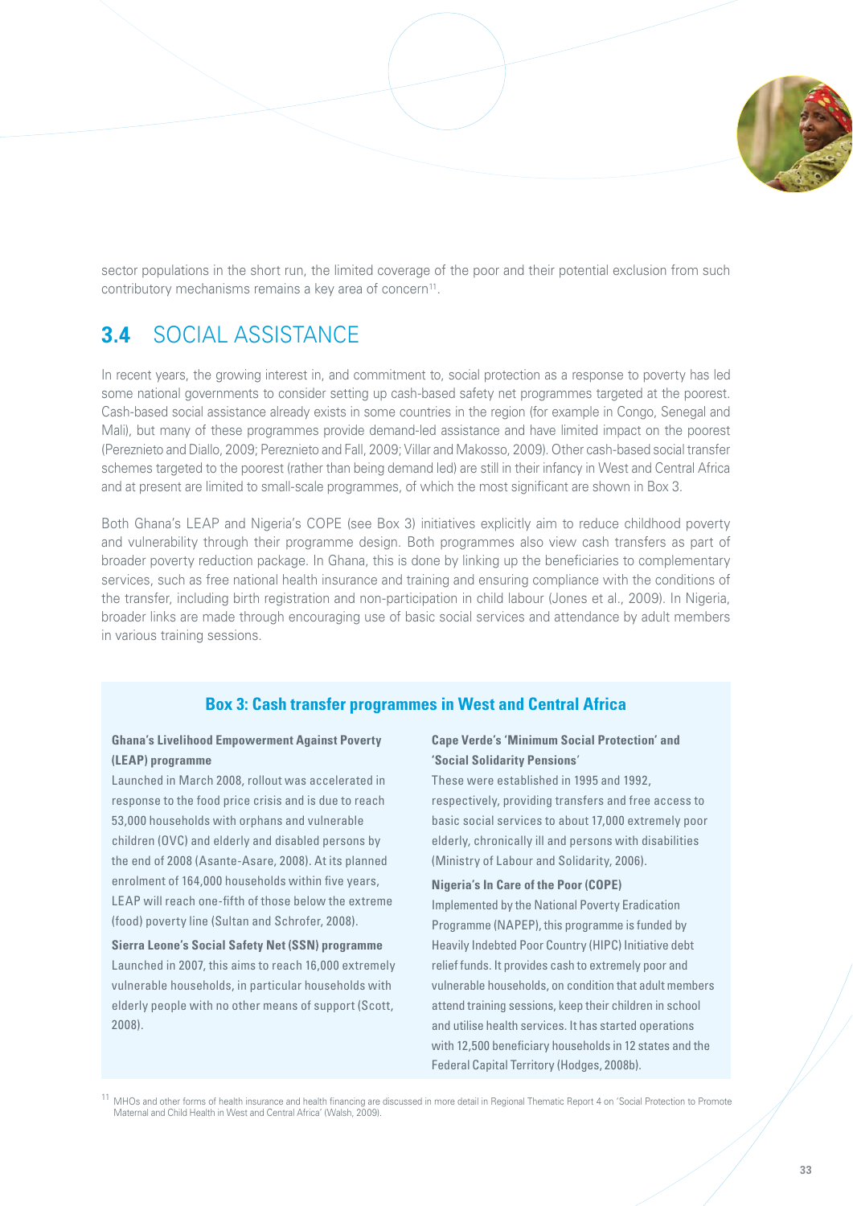sector populations in the short run, the limited coverage of the poor and their potential exclusion from such contributory mechanisms remains a key area of concern[11].

## 3.4 SOCIAL ASSISTANCE

In recent years, the growing interest in, and commitment to, social protection as a response to poverty has led some national governments to consider setting up cash-based safety net programmes targeted at the poorest. Cash-based social assistance already exists in some countries in the region (for example in Congo, Senegal and Mali), but many of these programmes provide demand-led assistance and have limited impact on the poorest (Pereznieto and Diallo, 2009; Pereznieto and Fall, 2009; Villar and Makosso, 2009). Other cash-based social transfer schemes targeted to the poorest (rather than being demand led) are still in their infancy in West and Central Africa and at present are limited to small-scale programmes, of which the most significant are shown in Box 3.

Both Ghana's LEAP and Nigeria's COPE (see Box 3) initiatives explicitly aim to reduce childhood poverty and vulnerability through their programme design. Both programmes also view cash transfers as part of broader poverty reduction package. In Ghana, this is done by linking up the beneficiaries to complementary services, such as free national health insurance and training and ensuring compliance with the conditions of the transfer, including birth registration and non-participation in child labour (Jones et al., 2009). In Nigeria, broader links are made through encouraging use of basic social services and attendance by adult members in various training sessions.

### Box 3: Cash transfer programmes in West and Central Africa

**Ghana's Livelihood Empowerment Against Poverty (LEAP) programme**
Launched in March 2008, rollout was accelerated in response to the food price crisis and is due to reach 53,000 households with orphans and vulnerable children (OVC) and elderly and disabled persons by the end of 2008 (Asante-Asare, 2008). At its planned enrolment of 164,000 households within five years, LEAP will reach one-fifth of those below the extreme (food) poverty line (Sultan and Schrofer, 2008).

**Sierra Leone's Social Safety Net (SSN) programme**
Launched in 2007, this aims to reach 16,000 extremely vulnerable households, in particular households with elderly people with no other means of support (Scott, 2008).

**Cape Verde's 'Minimum Social Protection' and 'Social Solidarity Pensions'**
These were established in 1995 and 1992, respectively, providing transfers and free access to basic social services to about 17,000 extremely poor elderly, chronically ill and persons with disabilities (Ministry of Labour and Solidarity, 2006).

**Nigeria's In Care of the Poor (COPE)**
Implemented by the National Poverty Eradication Programme (NAPEP), this programme is funded by Heavily Indebted Poor Country (HIPC) Initiative debt relief funds. It provides cash to extremely poor and vulnerable households, on condition that adult members attend training sessions, keep their children in school and utilise health services. It has started operations with 12,500 beneficiary households in 12 states and the Federal Capital Territory (Hodges, 2008b).

[11] MHOs and other forms of health insurance and health financing are discussed in more detail in Regional Thematic Report 4 on 'Social Protection to Promote Maternal and Child Health in West and Central Africa' (Walsh, 2009).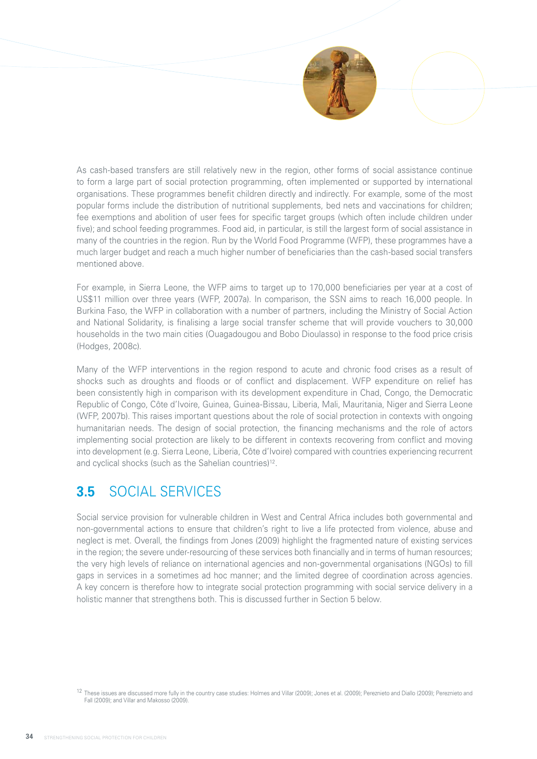As cash-based transfers are still relatively new in the region, other forms of social assistance continue to form a large part of social protection programming, often implemented or supported by international organisations. These programmes benefit children directly and indirectly. For example, some of the most popular forms include the distribution of nutritional supplements, bed nets and vaccinations for children; fee exemptions and abolition of user fees for specific target groups (which often include children under five); and school feeding programmes. Food aid, in particular, is still the largest form of social assistance in many of the countries in the region. Run by the World Food Programme (WFP), these programmes have a much larger budget and reach a much higher number of beneficiaries than the cash-based social transfers mentioned above.

For example, in Sierra Leone, the WFP aims to target up to 170,000 beneficiaries per year at a cost of US$11 million over three years (WFP, 2007a). In comparison, the SSN aims to reach 16,000 people. In Burkina Faso, the WFP in collaboration with a number of partners, including the Ministry of Social Action and National Solidarity, is finalising a large social transfer scheme that will provide vouchers to 30,000 households in the two main cities (Ouagadougou and Bobo Dioulasso) in response to the food price crisis (Hodges, 2008c).

Many of the WFP interventions in the region respond to acute and chronic food crises as a result of shocks such as droughts and floods or of conflict and displacement. WFP expenditure on relief has been consistently high in comparison with its development expenditure in Chad, Congo, the Democratic Republic of Congo, Côte d'Ivoire, Guinea, Guinea-Bissau, Liberia, Mali, Mauritania, Niger and Sierra Leone (WFP, 2007b). This raises important questions about the role of social protection in contexts with ongoing humanitarian needs. The design of social protection, the financing mechanisms and the role of actors implementing social protection are likely to be different in contexts recovering from conflict and moving into development (e.g. Sierra Leone, Liberia, Côte d'Ivoire) compared with countries experiencing recurrent and cyclical shocks (such as the Sahelian countries)[12].

## 3.5 SOCIAL SERVICES

Social service provision for vulnerable children in West and Central Africa includes both governmental and non-governmental actions to ensure that children's right to live a life protected from violence, abuse and neglect is met. Overall, the findings from Jones (2009) highlight the fragmented nature of existing services in the region; the severe under-resourcing of these services both financially and in terms of human resources; the very high levels of reliance on international agencies and non-governmental organisations (NGOs) to fill gaps in services in a sometimes ad hoc manner; and the limited degree of coordination across agencies. A key concern is therefore how to integrate social protection programming with social service delivery in a holistic manner that strengthens both. This is discussed further in Section 5 below.

[12] These issues are discussed more fully in the country case studies: Holmes and Villar (2009); Jones et al. (2009); Pereznieto and Diallo (2009); Pereznieto and Fall (2009); and Villar and Makosso (2009).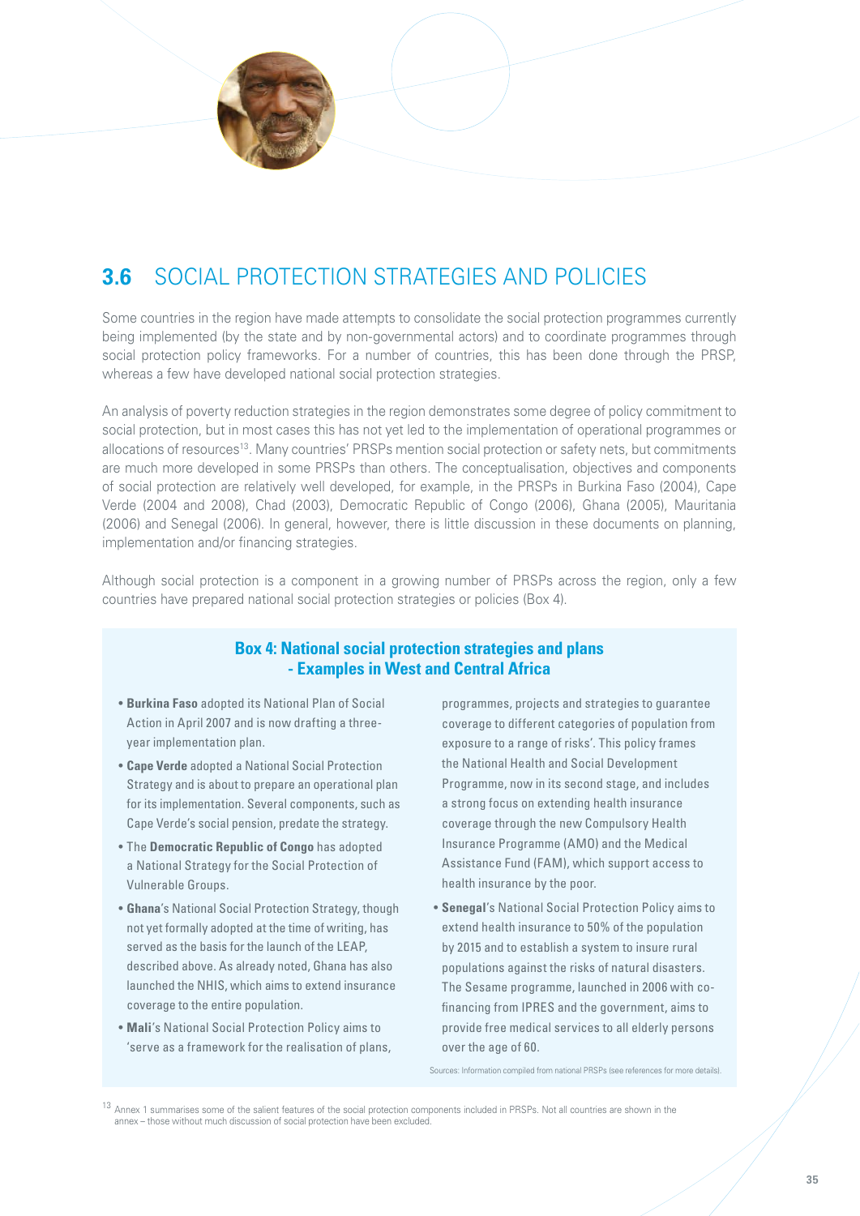## 3.6 SOCIAL PROTECTION STRATEGIES AND POLICIES

Some countries in the region have made attempts to consolidate the social protection programmes currently being implemented (by the state and by non-governmental actors) and to coordinate programmes through social protection policy frameworks. For a number of countries, this has been done through the PRSP, whereas a few have developed national social protection strategies.

An analysis of poverty reduction strategies in the region demonstrates some degree of policy commitment to social protection, but in most cases this has not yet led to the implementation of operational programmes or allocations of resources[13]. Many countries' PRSPs mention social protection or safety nets, but commitments are much more developed in some PRSPs than others. The conceptualisation, objectives and components of social protection are relatively well developed, for example, in the PRSPs in Burkina Faso (2004), Cape Verde (2004 and 2008), Chad (2003), Democratic Republic of Congo (2006), Ghana (2005), Mauritania (2006) and Senegal (2006). In general, however, there is little discussion in these documents on planning, implementation and/or financing strategies.

Although social protection is a component in a growing number of PRSPs across the region, only a few countries have prepared national social protection strategies or policies (Box 4).

### Box 4: National social protection strategies and plans - Examples in West and Central Africa

- **Burkina Faso** adopted its National Plan of Social Action in April 2007 and is now drafting a three-year implementation plan.
- **Cape Verde** adopted a National Social Protection Strategy and is about to prepare an operational plan for its implementation. Several components, such as Cape Verde's social pension, predate the strategy.
- The **Democratic Republic of Congo** has adopted a National Strategy for the Social Protection of Vulnerable Groups.
- **Ghana**'s National Social Protection Strategy, though not yet formally adopted at the time of writing, has served as the basis for the launch of the LEAP, described above. As already noted, Ghana has also launched the NHIS, which aims to extend insurance coverage to the entire population.
- **Mali**'s National Social Protection Policy aims to 'serve as a framework for the realisation of plans, programmes, projects and strategies to guarantee coverage to different categories of population from exposure to a range of risks'. This policy frames the National Health and Social Development Programme, now in its second stage, and includes a strong focus on extending health insurance coverage through the new Compulsory Health Insurance Programme (AMO) and the Medical Assistance Fund (FAM), which support access to health insurance by the poor.
- **Senegal**'s National Social Protection Policy aims to extend health insurance to 50% of the population by 2015 and to establish a system to insure rural populations against the risks of natural disasters. The Sesame programme, launched in 2006 with co-financing from IPRES and the government, aims to provide free medical services to all elderly persons over the age of 60.

Sources: Information compiled from national PRSPs (see references for more details).

[13] Annex 1 summarises some of the salient features of the social protection components included in PRSPs. Not all countries are shown in the annex – those without much discussion of social protection have been excluded.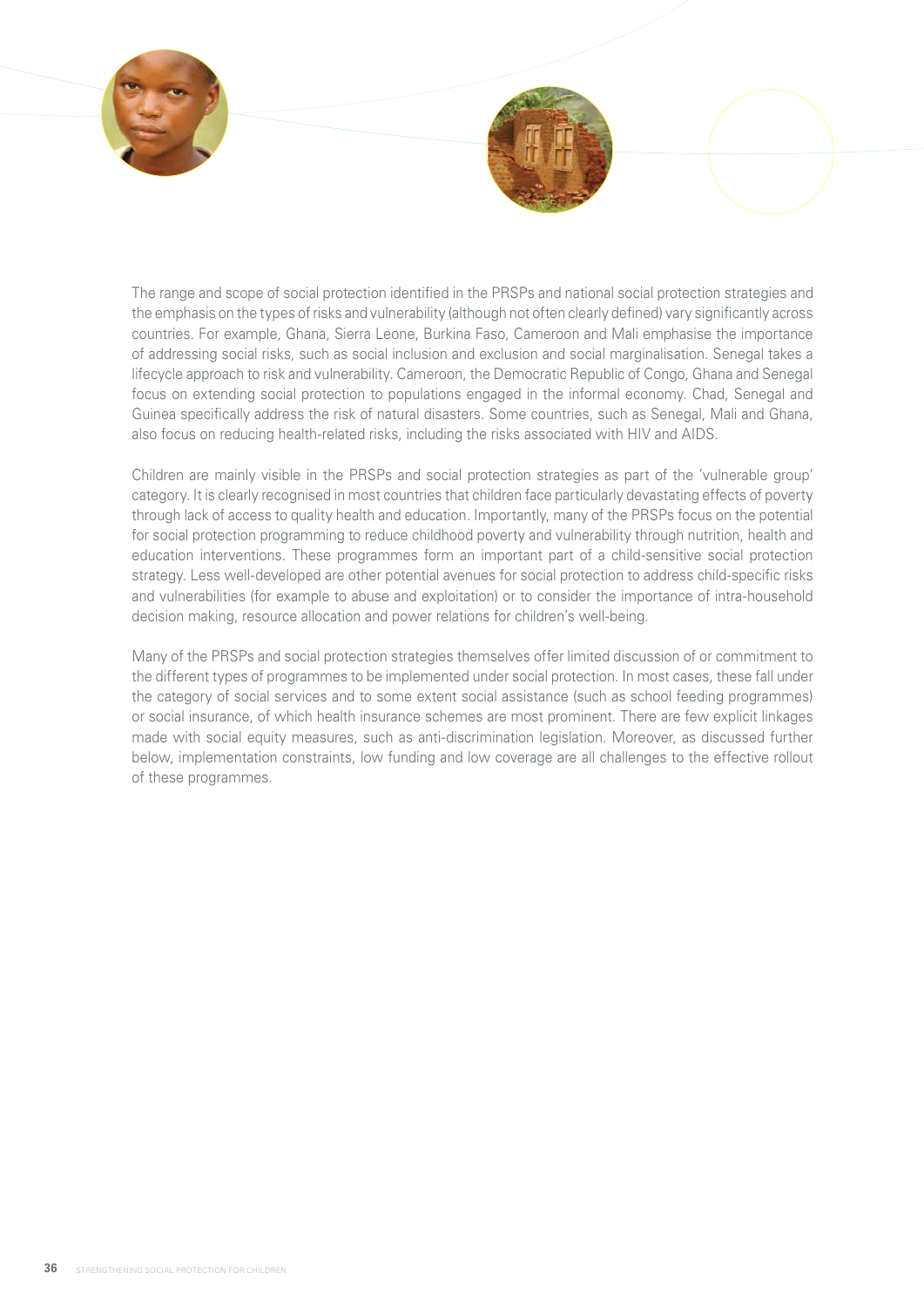The range and scope of social protection identified in the PRSPs and national social protection strategies and the emphasis on the types of risks and vulnerability (although not often clearly defined) vary significantly across countries. For example, Ghana, Sierra Leone, Burkina Faso, Cameroon and Mali emphasise the importance of addressing social risks, such as social inclusion and exclusion and social marginalisation. Senegal takes a lifecycle approach to risk and vulnerability. Cameroon, the Democratic Republic of Congo, Ghana and Senegal focus on extending social protection to populations engaged in the informal economy. Chad, Senegal and Guinea specifically address the risk of natural disasters. Some countries, such as Senegal, Mali and Ghana, also focus on reducing health-related risks, including the risks associated with HIV and AIDS.

Children are mainly visible in the PRSPs and social protection strategies as part of the 'vulnerable group' category. It is clearly recognised in most countries that children face particularly devastating effects of poverty through lack of access to quality health and education. Importantly, many of the PRSPs focus on the potential for social protection programming to reduce childhood poverty and vulnerability through nutrition, health and education interventions. These programmes form an important part of a child-sensitive social protection strategy. Less well-developed are other potential avenues for social protection to address child-specific risks and vulnerabilities (for example to abuse and exploitation) or to consider the importance of intra-household decision making, resource allocation and power relations for children's well-being.

Many of the PRSPs and social protection strategies themselves offer limited discussion of or commitment to the different types of programmes to be implemented under social protection. In most cases, these fall under the category of social services and to some extent social assistance (such as school feeding programmes) or social insurance, of which health insurance schemes are most prominent. There are few explicit linkages made with social equity measures, such as anti-discrimination legislation. Moreover, as discussed further below, implementation constraints, low funding and low coverage are all challenges to the effective rollout of these programmes.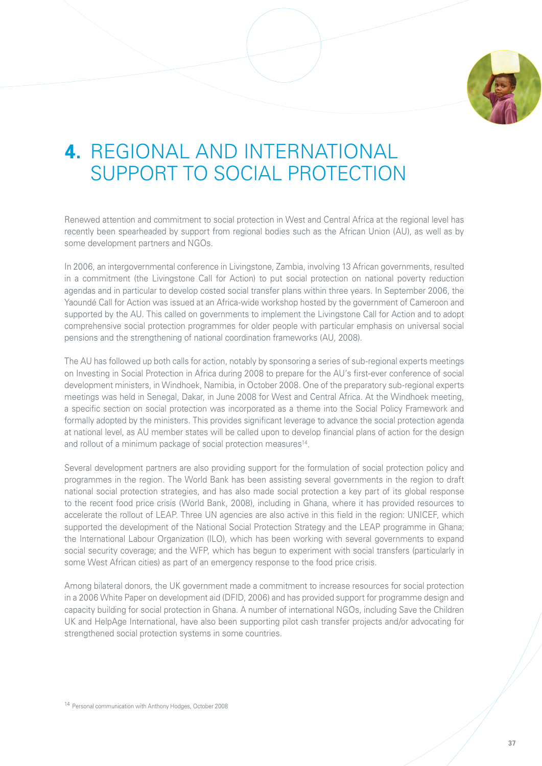# 4. REGIONAL AND INTERNATIONAL SUPPORT TO SOCIAL PROTECTION

Renewed attention and commitment to social protection in West and Central Africa at the regional level has recently been spearheaded by support from regional bodies such as the African Union (AU), as well as by some development partners and NGOs.

In 2006, an intergovernmental conference in Livingstone, Zambia, involving 13 African governments, resulted in a commitment (the Livingstone Call for Action) to put social protection on national poverty reduction agendas and in particular to develop costed social transfer plans within three years. In September 2006, the Yaoundé Call for Action was issued at an Africa-wide workshop hosted by the government of Cameroon and supported by the AU. This called on governments to implement the Livingstone Call for Action and to adopt comprehensive social protection programmes for older people with particular emphasis on universal social pensions and the strengthening of national coordination frameworks (AU, 2008).

The AU has followed up both calls for action, notably by sponsoring a series of sub-regional experts meetings on Investing in Social Protection in Africa during 2008 to prepare for the AU's first-ever conference of social development ministers, in Windhoek, Namibia, in October 2008. One of the preparatory sub-regional experts meetings was held in Senegal, Dakar, in June 2008 for West and Central Africa. At the Windhoek meeting, a specific section on social protection was incorporated as a theme into the Social Policy Framework and formally adopted by the ministers. This provides significant leverage to advance the social protection agenda at national level, as AU member states will be called upon to develop financial plans of action for the design and rollout of a minimum package of social protection measures[14].

Several development partners are also providing support for the formulation of social protection policy and programmes in the region. The World Bank has been assisting several governments in the region to draft national social protection strategies, and has also made social protection a key part of its global response to the recent food price crisis (World Bank, 2008), including in Ghana, where it has provided resources to accelerate the rollout of LEAP. Three UN agencies are also active in this field in the region: UNICEF, which supported the development of the National Social Protection Strategy and the LEAP programme in Ghana; the International Labour Organization (ILO), which has been working with several governments to expand social security coverage; and the WFP, which has begun to experiment with social transfers (particularly in some West African cities) as part of an emergency response to the food price crisis.

Among bilateral donors, the UK government made a commitment to increase resources for social protection in a 2006 White Paper on development aid (DFID, 2006) and has provided support for programme design and capacity building for social protection in Ghana. A number of international NGOs, including Save the Children UK and HelpAge International, have also been supporting pilot cash transfer projects and/or advocating for strengthened social protection systems in some countries.

[14] Personal communication with Anthony Hodges, October 2008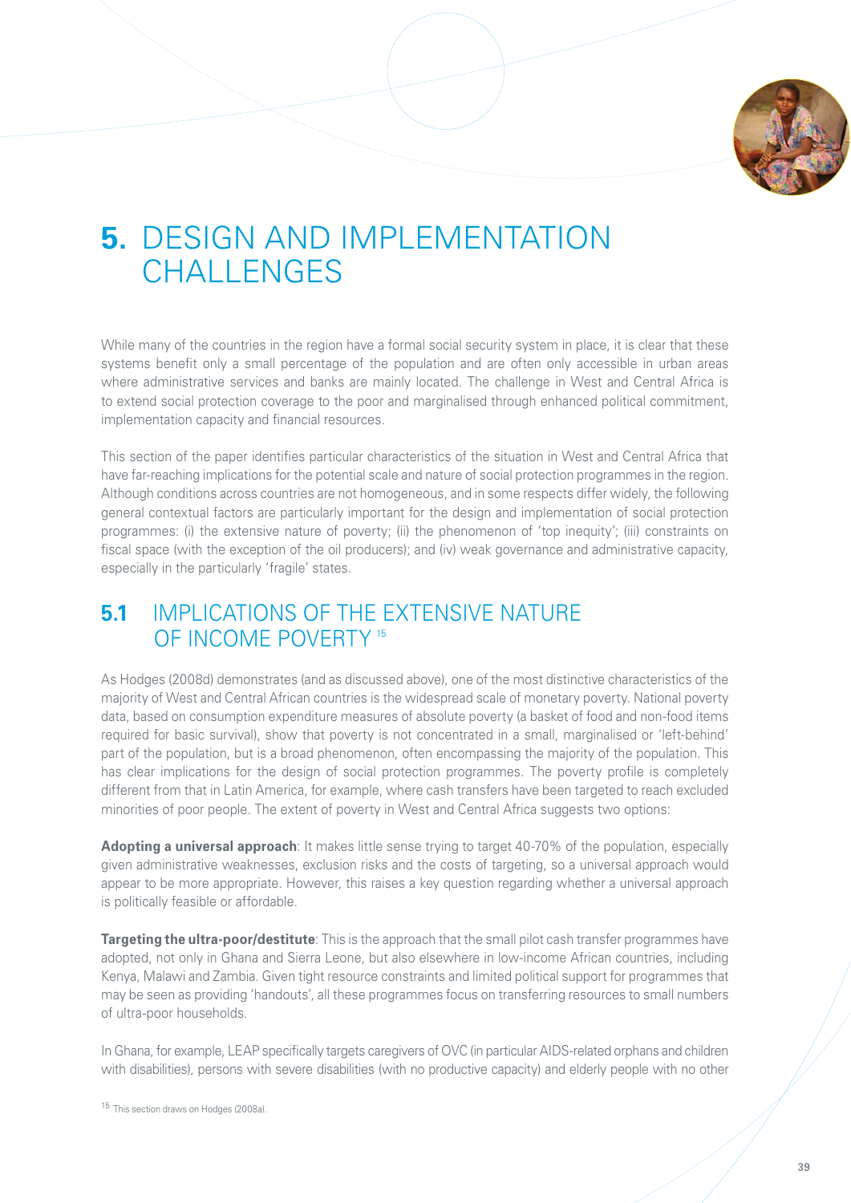# 5. DESIGN AND IMPLEMENTATION CHALLENGES

While many of the countries in the region have a formal social security system in place, it is clear that these systems benefit only a small percentage of the population and are often only accessible in urban areas where administrative services and banks are mainly located. The challenge in West and Central Africa is to extend social protection coverage to the poor and marginalised through enhanced political commitment, implementation capacity and financial resources.

This section of the paper identifies particular characteristics of the situation in West and Central Africa that have far-reaching implications for the potential scale and nature of social protection programmes in the region. Although conditions across countries are not homogeneous, and in some respects differ widely, the following general contextual factors are particularly important for the design and implementation of social protection programmes: (i) the extensive nature of poverty; (ii) the phenomenon of 'top inequity'; (iii) constraints on fiscal space (with the exception of the oil producers); and (iv) weak governance and administrative capacity, especially in the particularly 'fragile' states.

## 5.1 IMPLICATIONS OF THE EXTENSIVE NATURE OF INCOME POVERTY [15]

As Hodges (2008d) demonstrates (and as discussed above), one of the most distinctive characteristics of the majority of West and Central African countries is the widespread scale of monetary poverty. National poverty data, based on consumption expenditure measures of absolute poverty (a basket of food and non-food items required for basic survival), show that poverty is not concentrated in a small, marginalised or 'left-behind' part of the population, but is a broad phenomenon, often encompassing the majority of the population. This has clear implications for the design of social protection programmes. The poverty profile is completely different from that in Latin America, for example, where cash transfers have been targeted to reach excluded minorities of poor people. The extent of poverty in West and Central Africa suggests two options:

**Adopting a universal approach**: It makes little sense trying to target 40-70% of the population, especially given administrative weaknesses, exclusion risks and the costs of targeting, so a universal approach would appear to be more appropriate. However, this raises a key question regarding whether a universal approach is politically feasible or affordable.

**Targeting the ultra-poor/destitute**: This is the approach that the small pilot cash transfer programmes have adopted, not only in Ghana and Sierra Leone, but also elsewhere in low-income African countries, including Kenya, Malawi and Zambia. Given tight resource constraints and limited political support for programmes that may be seen as providing 'handouts', all these programmes focus on transferring resources to small numbers of ultra-poor households.

In Ghana, for example, LEAP specifically targets caregivers of OVC (in particular AIDS-related orphans and children with disabilities), persons with severe disabilities (with no productive capacity) and elderly people with no other

[15] This section draws on Hodges (2008a).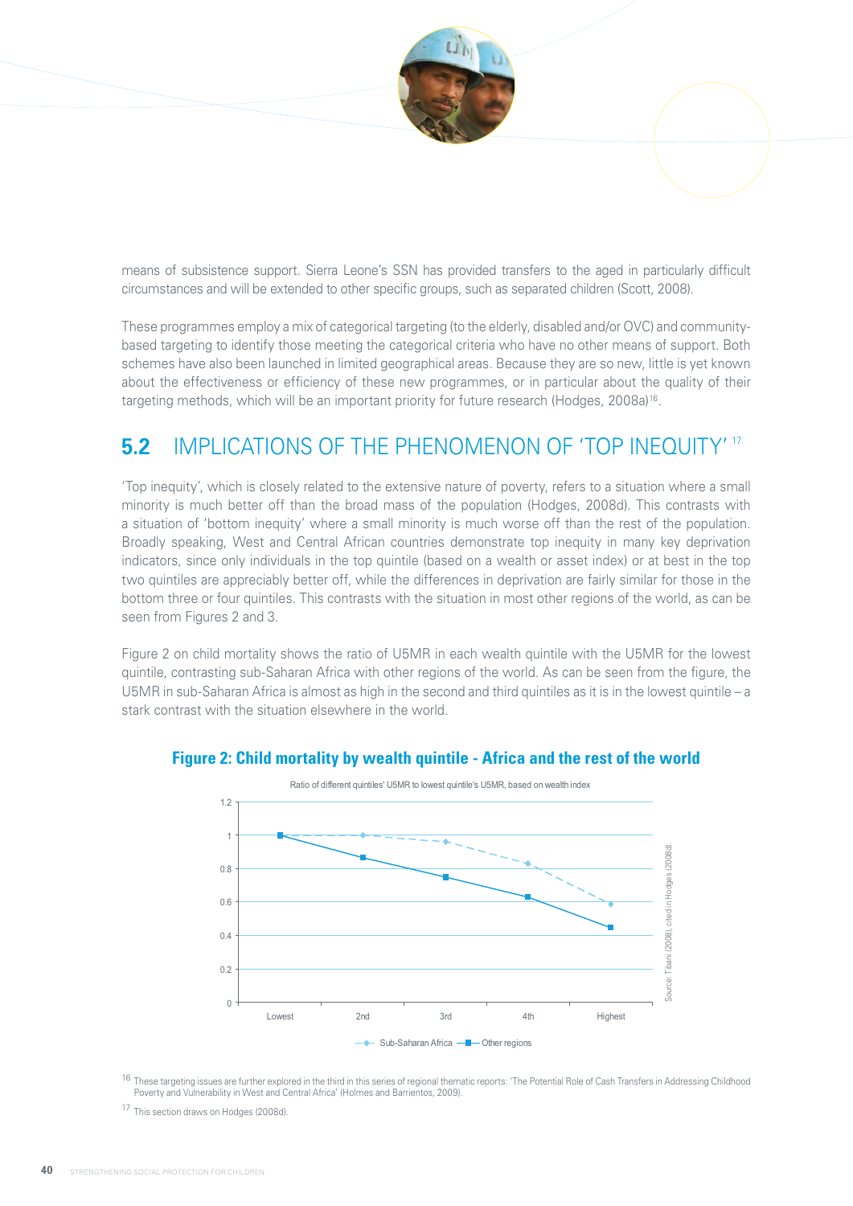means of subsistence support. Sierra Leone's SSN has provided transfers to the aged in particularly difficult circumstances and will be extended to other specific groups, such as separated children (Scott, 2008).

These programmes employ a mix of categorical targeting (to the elderly, disabled and/or OVC) and community-based targeting to identify those meeting the categorical criteria who have no other means of support. Both schemes have also been launched in limited geographical areas. Because they are so new, little is yet known about the effectiveness or efficiency of these new programmes, or in particular about the quality of their targeting methods, which will be an important priority for future research (Hodges, 2008a)[16].

## 5.2 IMPLICATIONS OF THE PHENOMENON OF 'TOP INEQUITY' [17]

'Top inequity', which is closely related to the extensive nature of poverty, refers to a situation where a small minority is much better off than the broad mass of the population (Hodges, 2008d). This contrasts with a situation of 'bottom inequity' where a small minority is much worse off than the rest of the population. Broadly speaking, West and Central African countries demonstrate top inequity in many key deprivation indicators, since only individuals in the top quintile (based on a wealth or asset index) or at best in the top two quintiles are appreciably better off, while the differences in deprivation are fairly similar for those in the bottom three or four quintiles. This contrasts with the situation in most other regions of the world, as can be seen from Figures 2 and 3.

Figure 2 on child mortality shows the ratio of U5MR in each wealth quintile with the U5MR for the lowest quintile, contrasting sub-Saharan Africa with other regions of the world. As can be seen from the figure, the U5MR in sub-Saharan Africa is almost as high in the second and third quintiles as it is in the lowest quintile – a stark contrast with the situation elsewhere in the world.

**Figure 2: Child mortality by wealth quintile - Africa and the rest of the world**

Ratio of different quintiles' U5MR to lowest quintile's U5MR, based on wealth index

| Quintile | Sub-Saharan Africa | Other regions |
|---|---|---|
| Lowest | 1 | 1 |
| 2nd | 1 | 0.87 |
| 3rd | 0.96 | 0.75 |
| 4th | 0.83 | 0.63 |
| Highest | 0.59 | 0.45 |

Source: Tibani (2008), cited in Hodges (2008d).

[16] These targeting issues are further explored in the third in this series of regional thematic reports: 'The Potential Role of Cash Transfers in Addressing Childhood Poverty and Vulnerability in West and Central Africa' (Holmes and Barrientos, 2009).

[17] This section draws on Hodges (2008d).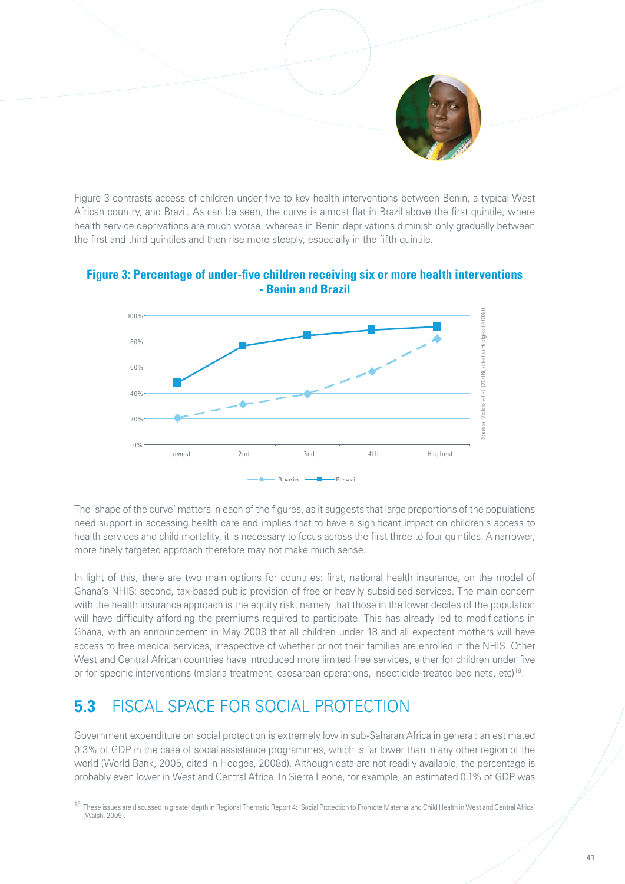Figure 3 contrasts access of children under five to key health interventions between Benin, a typical West African country, and Brazil. As can be seen, the curve is almost flat in Brazil above the first quintile, where health service deprivations are much worse, whereas in Benin deprivations diminish only gradually between the first and third quintiles and then rise more steeply, especially in the fifth quintile.

**Figure 3: Percentage of under-five children receiving six or more health interventions - Benin and Brazil**

Source: Victora et al. (2006), cited in Hodges (2008d).

The 'shape of the curve' matters in each of the figures, as it suggests that large proportions of the populations need support in accessing health care and implies that to have a significant impact on children's access to health services and child mortality, it is necessary to focus across the first three to four quintiles. A narrower, more finely targeted approach therefore may not make much sense.

In light of this, there are two main options for countries: first, national health insurance, on the model of Ghana's NHIS; second, tax-based public provision of free or heavily subsidised services. The main concern with the health insurance approach is the equity risk, namely that those in the lower deciles of the population will have difficulty affording the premiums required to participate. This has already led to modifications in Ghana, with an announcement in May 2008 that all children under 18 and all expectant mothers will have access to free medical services, irrespective of whether or not their families are enrolled in the NHIS. Other West and Central African countries have introduced more limited free services, either for children under five or for specific interventions (malaria treatment, caesarean operations, insecticide-treated bed nets, etc)[18].

## 5.3 FISCAL SPACE FOR SOCIAL PROTECTION

Government expenditure on social protection is extremely low in sub-Saharan Africa in general: an estimated 0.3% of GDP in the case of social assistance programmes, which is far lower than in any other region of the world (World Bank, 2005, cited in Hodges, 2008d). Although data are not readily available, the percentage is probably even lower in West and Central Africa. In Sierra Leone, for example, an estimated 0.1% of GDP was

[18] These issues are discussed in greater depth in Regional Thematic Report 4: 'Social Protection to Promote Maternal and Child Health in West and Central Africa' (Walsh, 2009).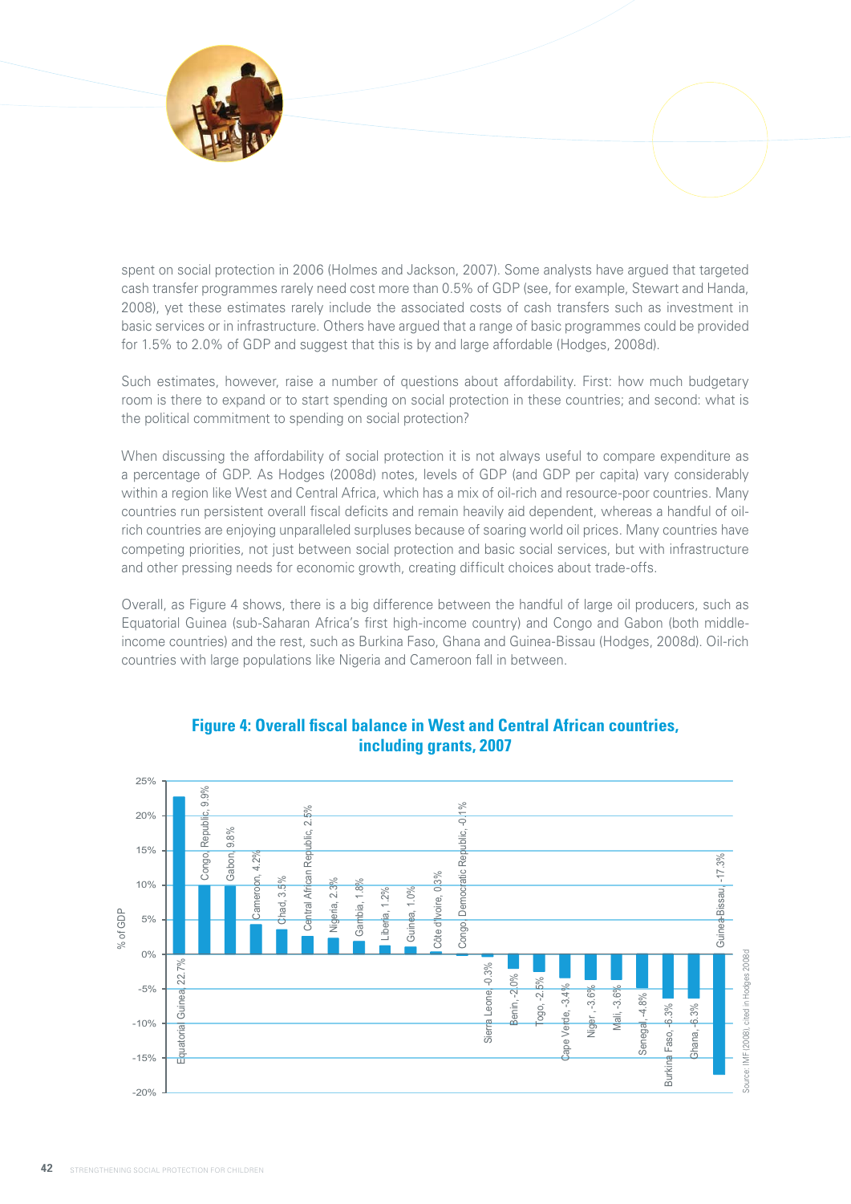spent on social protection in 2006 (Holmes and Jackson, 2007). Some analysts have argued that targeted cash transfer programmes rarely need cost more than 0.5% of GDP (see, for example, Stewart and Handa, 2008), yet these estimates rarely include the associated costs of cash transfers such as investment in basic services or in infrastructure. Others have argued that a range of basic programmes could be provided for 1.5% to 2.0% of GDP and suggest that this is by and large affordable (Hodges, 2008d).

Such estimates, however, raise a number of questions about affordability. First: how much budgetary room is there to expand or to start spending on social protection in these countries; and second: what is the political commitment to spending on social protection?

When discussing the affordability of social protection it is not always useful to compare expenditure as a percentage of GDP. As Hodges (2008d) notes, levels of GDP (and GDP per capita) vary considerably within a region like West and Central Africa, which has a mix of oil-rich and resource-poor countries. Many countries run persistent overall fiscal deficits and remain heavily aid dependent, whereas a handful of oil-rich countries are enjoying unparalleled surpluses because of soaring world oil prices. Many countries have competing priorities, not just between social protection and basic social services, but with infrastructure and other pressing needs for economic growth, creating difficult choices about trade-offs.

Overall, as Figure 4 shows, there is a big difference between the handful of large oil producers, such as Equatorial Guinea (sub-Saharan Africa's first high-income country) and Congo and Gabon (both middle-income countries) and the rest, such as Burkina Faso, Ghana and Guinea-Bissau (Hodges, 2008d). Oil-rich countries with large populations like Nigeria and Cameroon fall in between.

## Figure 4: Overall fiscal balance in West and Central African countries, including grants, 2007

| Country | % of GDP |
|---|---|
| Equatorial Guinea | 22.7% |
| Congo, Republic | 9.9% |
| Gabon | 9.8% |
| Cameroon | 4.2% |
| Chad | 3.5% |
| Central African Republic | 2.5% |
| Nigeria | 2.3% |
| Gambia | 1.8% |
| Liberia | 1.2% |
| Guinea | 1.0% |
| Côte d'Ivoire | 03% |
| Congo Democratic Republic | -0.1% |
| Sierra Leone | -0.3% |
| Benin | -2.0% |
| Togo | -2.5% |
| Cape Verde | -3.4% |
| Niger | -3.6% |
| Mali | -3.6% |
| Senegal | -4.8% |
| Burkina Faso | -6.3% |
| Ghana | -6.3% |
| Guinea-Bissau | -17.3% |

Source: IMF (2008), cited in Hodges 2008d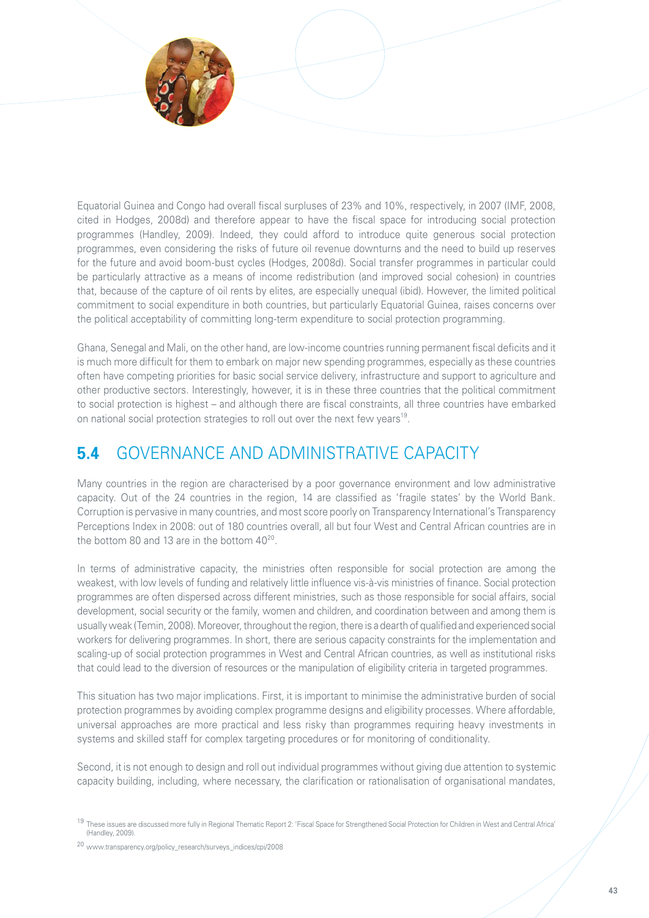Equatorial Guinea and Congo had overall fiscal surpluses of 23% and 10%, respectively, in 2007 (IMF, 2008, cited in Hodges, 2008d) and therefore appear to have the fiscal space for introducing social protection programmes (Handley, 2009). Indeed, they could afford to introduce quite generous social protection programmes, even considering the risks of future oil revenue downturns and the need to build up reserves for the future and avoid boom-bust cycles (Hodges, 2008d). Social transfer programmes in particular could be particularly attractive as a means of income redistribution (and improved social cohesion) in countries that, because of the capture of oil rents by elites, are especially unequal (ibid). However, the limited political commitment to social expenditure in both countries, but particularly Equatorial Guinea, raises concerns over the political acceptability of committing long-term expenditure to social protection programming.

Ghana, Senegal and Mali, on the other hand, are low-income countries running permanent fiscal deficits and it is much more difficult for them to embark on major new spending programmes, especially as these countries often have competing priorities for basic social service delivery, infrastructure and support to agriculture and other productive sectors. Interestingly, however, it is in these three countries that the political commitment to social protection is highest – and although there are fiscal constraints, all three countries have embarked on national social protection strategies to roll out over the next few years[19].

## 5.4 GOVERNANCE AND ADMINISTRATIVE CAPACITY

Many countries in the region are characterised by a poor governance environment and low administrative capacity. Out of the 24 countries in the region, 14 are classified as 'fragile states' by the World Bank. Corruption is pervasive in many countries, and most score poorly on Transparency International's Transparency Perceptions Index in 2008: out of 180 countries overall, all but four West and Central African countries are in the bottom 80 and 13 are in the bottom 40[20].

In terms of administrative capacity, the ministries often responsible for social protection are among the weakest, with low levels of funding and relatively little influence vis-à-vis ministries of finance. Social protection programmes are often dispersed across different ministries, such as those responsible for social affairs, social development, social security or the family, women and children, and coordination between and among them is usually weak (Temin, 2008). Moreover, throughout the region, there is a dearth of qualified and experienced social workers for delivering programmes. In short, there are serious capacity constraints for the implementation and scaling-up of social protection programmes in West and Central African countries, as well as institutional risks that could lead to the diversion of resources or the manipulation of eligibility criteria in targeted programmes.

This situation has two major implications. First, it is important to minimise the administrative burden of social protection programmes by avoiding complex programme designs and eligibility processes. Where affordable, universal approaches are more practical and less risky than programmes requiring heavy investments in systems and skilled staff for complex targeting procedures or for monitoring of conditionality.

Second, it is not enough to design and roll out individual programmes without giving due attention to systemic capacity building, including, where necessary, the clarification or rationalisation of organisational mandates,

---

[19] These issues are discussed more fully in Regional Thematic Report 2: 'Fiscal Space for Strengthened Social Protection for Children in West and Central Africa' (Handley, 2009).

[20] www.transparency.org/policy_research/surveys_indices/cpi/2008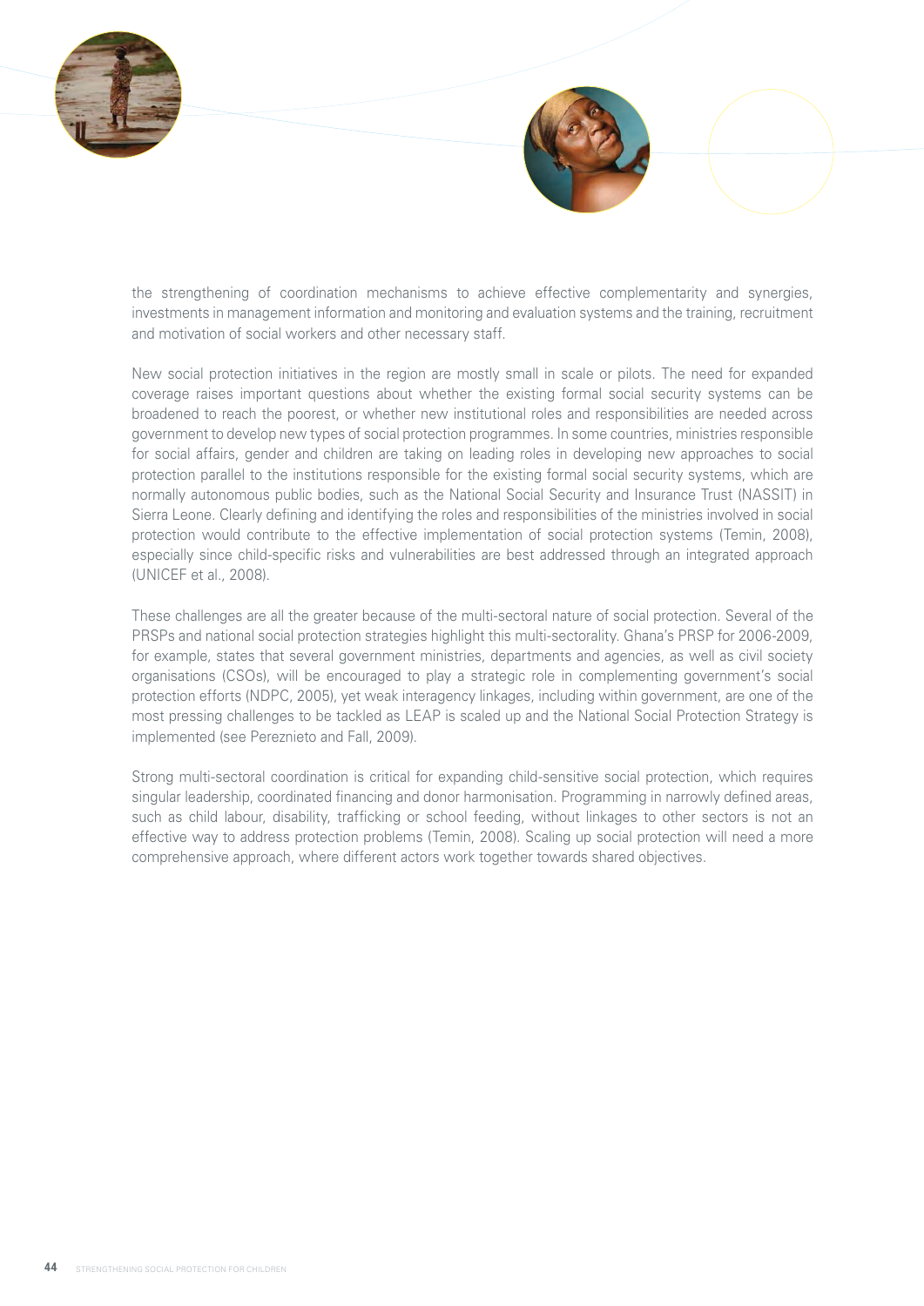the strengthening of coordination mechanisms to achieve effective complementarity and synergies, investments in management information and monitoring and evaluation systems and the training, recruitment and motivation of social workers and other necessary staff.

New social protection initiatives in the region are mostly small in scale or pilots. The need for expanded coverage raises important questions about whether the existing formal social security systems can be broadened to reach the poorest, or whether new institutional roles and responsibilities are needed across government to develop new types of social protection programmes. In some countries, ministries responsible for social affairs, gender and children are taking on leading roles in developing new approaches to social protection parallel to the institutions responsible for the existing formal social security systems, which are normally autonomous public bodies, such as the National Social Security and Insurance Trust (NASSIT) in Sierra Leone. Clearly defining and identifying the roles and responsibilities of the ministries involved in social protection would contribute to the effective implementation of social protection systems (Temin, 2008), especially since child-specific risks and vulnerabilities are best addressed through an integrated approach (UNICEF et al., 2008).

These challenges are all the greater because of the multi-sectoral nature of social protection. Several of the PRSPs and national social protection strategies highlight this multi-sectorality. Ghana's PRSP for 2006-2009, for example, states that several government ministries, departments and agencies, as well as civil society organisations (CSOs), will be encouraged to play a strategic role in complementing government's social protection efforts (NDPC, 2005), yet weak interagency linkages, including within government, are one of the most pressing challenges to be tackled as LEAP is scaled up and the National Social Protection Strategy is implemented (see Pereznieto and Fall, 2009).

Strong multi-sectoral coordination is critical for expanding child-sensitive social protection, which requires singular leadership, coordinated financing and donor harmonisation. Programming in narrowly defined areas, such as child labour, disability, trafficking or school feeding, without linkages to other sectors is not an effective way to address protection problems (Temin, 2008). Scaling up social protection will need a more comprehensive approach, where different actors work together towards shared objectives.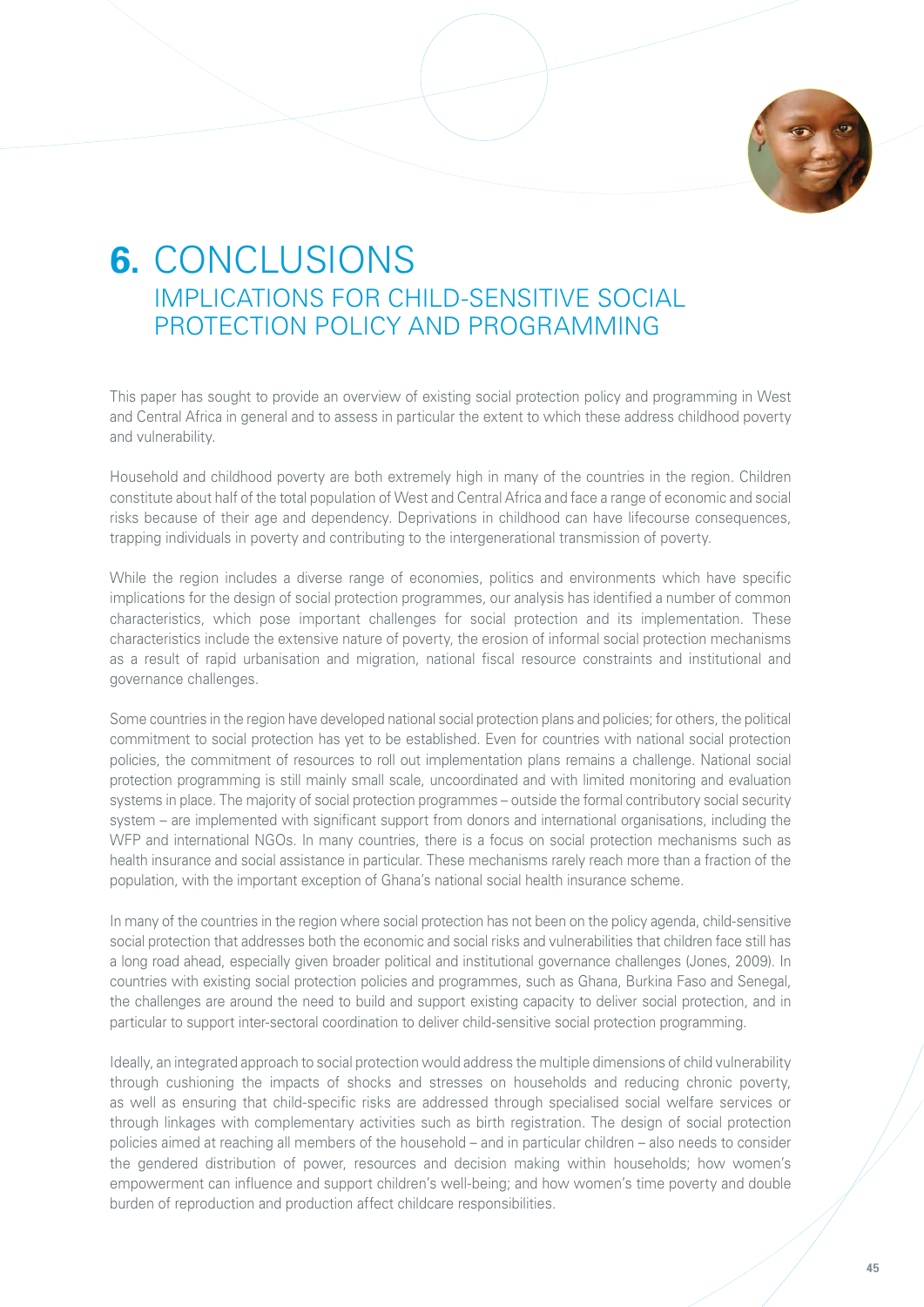# 6. CONCLUSIONS

## IMPLICATIONS FOR CHILD-SENSITIVE SOCIAL PROTECTION POLICY AND PROGRAMMING

This paper has sought to provide an overview of existing social protection policy and programming in West and Central Africa in general and to assess in particular the extent to which these address childhood poverty and vulnerability.

Household and childhood poverty are both extremely high in many of the countries in the region. Children constitute about half of the total population of West and Central Africa and face a range of economic and social risks because of their age and dependency. Deprivations in childhood can have lifecourse consequences, trapping individuals in poverty and contributing to the intergenerational transmission of poverty.

While the region includes a diverse range of economies, politics and environments which have specific implications for the design of social protection programmes, our analysis has identified a number of common characteristics, which pose important challenges for social protection and its implementation. These characteristics include the extensive nature of poverty, the erosion of informal social protection mechanisms as a result of rapid urbanisation and migration, national fiscal resource constraints and institutional and governance challenges.

Some countries in the region have developed national social protection plans and policies; for others, the political commitment to social protection has yet to be established. Even for countries with national social protection policies, the commitment of resources to roll out implementation plans remains a challenge. National social protection programming is still mainly small scale, uncoordinated and with limited monitoring and evaluation systems in place. The majority of social protection programmes – outside the formal contributory social security system – are implemented with significant support from donors and international organisations, including the WFP and international NGOs. In many countries, there is a focus on social protection mechanisms such as health insurance and social assistance in particular. These mechanisms rarely reach more than a fraction of the population, with the important exception of Ghana's national social health insurance scheme.

In many of the countries in the region where social protection has not been on the policy agenda, child-sensitive social protection that addresses both the economic and social risks and vulnerabilities that children face still has a long road ahead, especially given broader political and institutional governance challenges (Jones, 2009). In countries with existing social protection policies and programmes, such as Ghana, Burkina Faso and Senegal, the challenges are around the need to build and support existing capacity to deliver social protection, and in particular to support inter-sectoral coordination to deliver child-sensitive social protection programming.

Ideally, an integrated approach to social protection would address the multiple dimensions of child vulnerability through cushioning the impacts of shocks and stresses on households and reducing chronic poverty, as well as ensuring that child-specific risks are addressed through specialised social welfare services or through linkages with complementary activities such as birth registration. The design of social protection policies aimed at reaching all members of the household – and in particular children – also needs to consider the gendered distribution of power, resources and decision making within households; how women's empowerment can influence and support children's well-being; and how women's time poverty and double burden of reproduction and production affect childcare responsibilities.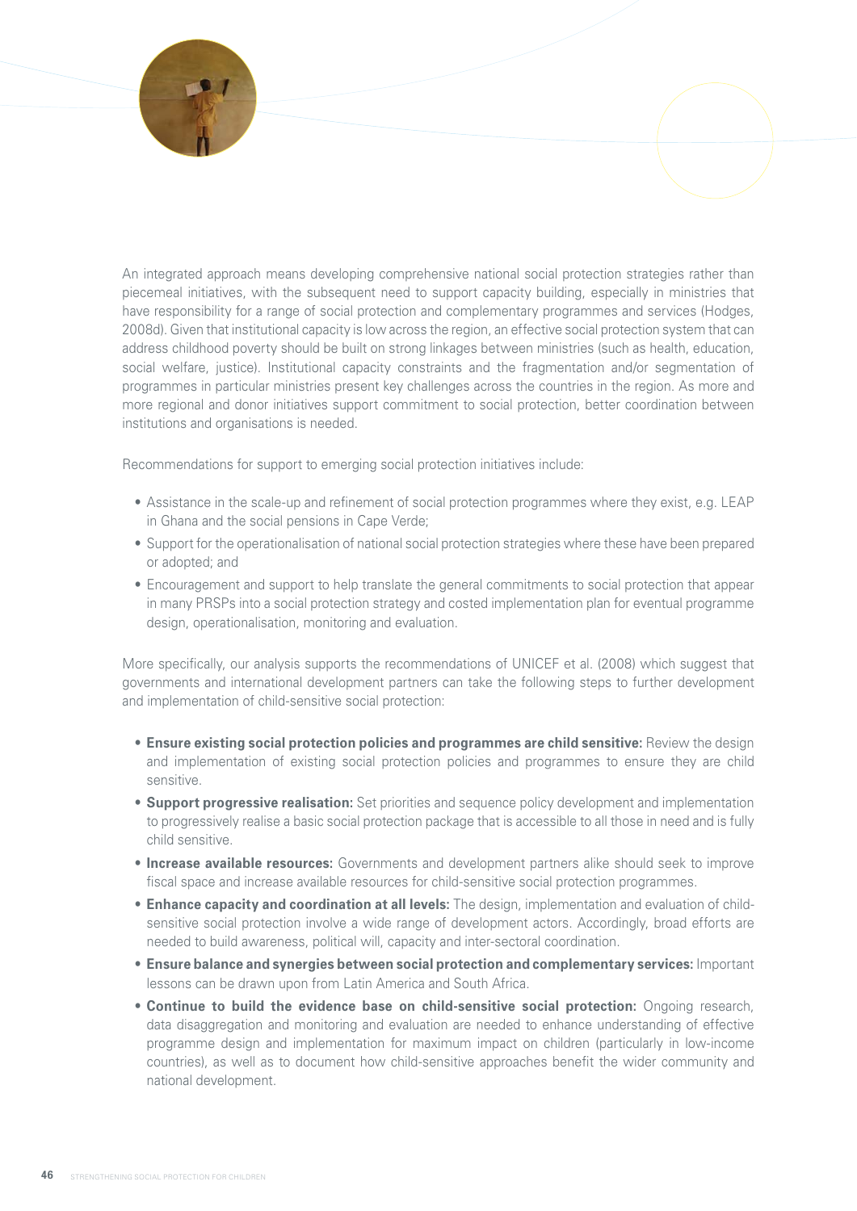An integrated approach means developing comprehensive national social protection strategies rather than piecemeal initiatives, with the subsequent need to support capacity building, especially in ministries that have responsibility for a range of social protection and complementary programmes and services (Hodges, 2008d). Given that institutional capacity is low across the region, an effective social protection system that can address childhood poverty should be built on strong linkages between ministries (such as health, education, social welfare, justice). Institutional capacity constraints and the fragmentation and/or segmentation of programmes in particular ministries present key challenges across the countries in the region. As more and more regional and donor initiatives support commitment to social protection, better coordination between institutions and organisations is needed.

Recommendations for support to emerging social protection initiatives include:

- Assistance in the scale-up and refinement of social protection programmes where they exist, e.g. LEAP in Ghana and the social pensions in Cape Verde;
- Support for the operationalisation of national social protection strategies where these have been prepared or adopted; and
- Encouragement and support to help translate the general commitments to social protection that appear in many PRSPs into a social protection strategy and costed implementation plan for eventual programme design, operationalisation, monitoring and evaluation.

More specifically, our analysis supports the recommendations of UNICEF et al. (2008) which suggest that governments and international development partners can take the following steps to further development and implementation of child-sensitive social protection:

- **Ensure existing social protection policies and programmes are child sensitive:** Review the design and implementation of existing social protection policies and programmes to ensure they are child sensitive.
- **Support progressive realisation:** Set priorities and sequence policy development and implementation to progressively realise a basic social protection package that is accessible to all those in need and is fully child sensitive.
- **Increase available resources:** Governments and development partners alike should seek to improve fiscal space and increase available resources for child-sensitive social protection programmes.
- **Enhance capacity and coordination at all levels:** The design, implementation and evaluation of child-sensitive social protection involve a wide range of development actors. Accordingly, broad efforts are needed to build awareness, political will, capacity and inter-sectoral coordination.
- **Ensure balance and synergies between social protection and complementary services:** Important lessons can be drawn upon from Latin America and South Africa.
- **Continue to build the evidence base on child-sensitive social protection:** Ongoing research, data disaggregation and monitoring and evaluation are needed to enhance understanding of effective programme design and implementation for maximum impact on children (particularly in low-income countries), as well as to document how child-sensitive approaches benefit the wider community and national development.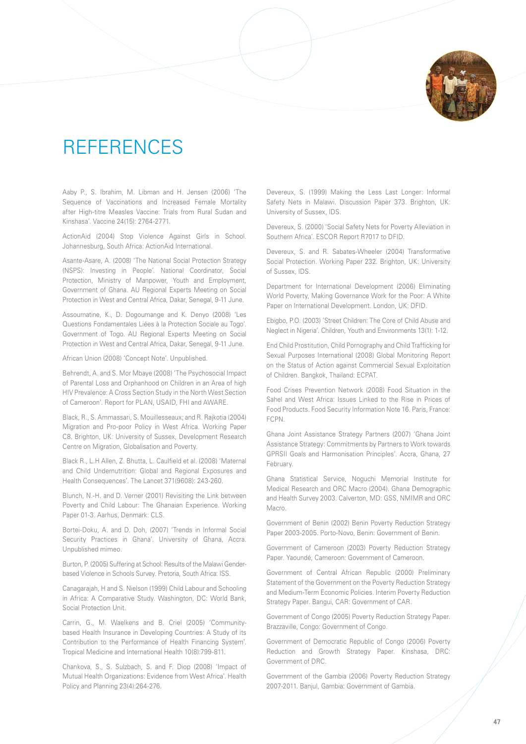# REFERENCES

Aaby P., S. Ibrahim, M. Libman and H. Jensen (2006) 'The Sequence of Vaccinations and Increased Female Mortality after High-titre Measles Vaccine: Trials from Rural Sudan and Kinshasa'. Vaccine 24(15): 2764-2771.

ActionAid (2004) Stop Violence Against Girls in School. Johannesburg, South Africa: ActionAid International.

Asante-Asare, A. (2008) 'The National Social Protection Strategy (NSPS): Investing in People'. National Coordinator, Social Protection, Ministry of Manpower, Youth and Employment, Government of Ghana. AU Regional Experts Meeting on Social Protection in West and Central Africa, Dakar, Senegal, 9-11 June.

Assoumatine, K., D. Dogoumange and K. Denyo (2008) 'Les Questions Fondamentales Liées à la Protection Sociale au Togo'. Government of Togo. AU Regional Experts Meeting on Social Protection in West and Central Africa, Dakar, Senegal, 9-11 June.

African Union (2008) 'Concept Note'. Unpublished.

Behrendt, A. and S. Mor Mbaye (2008) 'The Psychosocial Impact of Parental Loss and Orphanhood on Children in an Area of high HIV Prevalence: A Cross Section Study in the North West Section of Cameroon'. Report for PLAN, USAID, FHI and AWARE.

Black, R., S. Ammassari, S. Mouillesseaux; and R. Rajkotia (2004) Migration and Pro-poor Policy in West Africa. Working Paper C8. Brighton, UK: University of Sussex, Development Research Centre on Migration, Globalisation and Poverty.

Black R., L.H Allen, Z. Bhutta, L. Caulfield et al. (2008) 'Maternal and Child Undernutrition: Global and Regional Exposures and Health Consequences'. The Lancet 371(9608): 243-260.

Blunch, N.-H. and D. Verner (2001) Revisiting the Link between Poverty and Child Labour: The Ghanaian Experience. Working Paper 01-3. Aarhus, Denmark: CLS.

Bortei-Doku, A. and D. Doh, (2007) 'Trends in Informal Social Security Practices in Ghana'. University of Ghana, Accra. Unpublished mimeo.

Burton, P. (2005) Suffering at School: Results of the Malawi Gender-based Violence in Schools Survey. Pretoria, South Africa: ISS.

Canagarajah, H and S. Nielson (1999) Child Labour and Schooling in Africa: A Comparative Study. Washington, DC: World Bank, Social Protection Unit.

Carrin, G., M. Waelkens and B. Criel (2005) 'Community-based Health Insurance in Developing Countries: A Study of its Contribution to the Performance of Health Financing System'. Tropical Medicine and International Health 10(8):799-811.

Chankova, S., S. Sulzbach, S. and F. Diop (2008) 'Impact of Mutual Health Organizations: Evidence from West Africa'. Health Policy and Planning 23(4):264-276.

Devereux, S. (1999) Making the Less Last Longer: Informal Safety Nets in Malawi. Discussion Paper 373. Brighton, UK: University of Sussex, IDS.

Devereux, S. (2000) 'Social Safety Nets for Poverty Alleviation in Southern Africa'. ESCOR Report R7017 to DFID.

Devereux, S. and R. Sabates-Wheeler (2004) Transformative Social Protection. Working Paper 232. Brighton, UK: University of Sussex, IDS.

Department for International Development (2006) Eliminating World Poverty, Making Governance Work for the Poor: A White Paper on International Development. London, UK: DFID.

Ebigbo, P.O. (2003) 'Street Children: The Core of Child Abuse and Neglect in Nigeria'. Children, Youth and Environments 13(1): 1-12.

End Child Prostitution, Child Pornography and Child Trafficking for Sexual Purposes International (2008) Global Monitoring Report on the Status of Action against Commercial Sexual Exploitation of Children. Bangkok, Thailand: ECPAT.

Food Crises Prevention Network (2008) Food Situation in the Sahel and West Africa: Issues Linked to the Rise in Prices of Food Products. Food Security Information Note 16. Paris, France: FCPN.

Ghana Joint Assistance Strategy Partners (2007) 'Ghana Joint Assistance Strategy: Commitments by Partners to Work towards GPRSII Goals and Harmonisation Principles'. Accra, Ghana, 27 February.

Ghana Statistical Service, Noguchi Memorial Institute for Medical Research and ORC Macro (2004). Ghana Demographic and Health Survey 2003. Calverton, MD: GSS, NMIMR and ORC Macro.

Government of Benin (2002) Benin Poverty Reduction Strategy Paper 2003-2005. Porto-Novo, Benin: Government of Benin.

Government of Cameroon (2003) Poverty Reduction Strategy Paper. Yaoundé, Cameroon: Government of Cameroon.

Government of Central African Republic (2000) Preliminary Statement of the Government on the Poverty Reduction Strategy and Medium-Term Economic Policies. Interim Poverty Reduction Strategy Paper. Bangui, CAR: Government of CAR.

Government of Congo (2005) Poverty Reduction Strategy Paper. Brazzaville, Congo: Government of Congo.

Government of Democratic Republic of Congo (2006) Poverty Reduction and Growth Strategy Paper. Kinshasa, DRC: Government of DRC.

Government of the Gambia (2006) Poverty Reduction Strategy 2007-2011. Banjul, Gambia: Government of Gambia.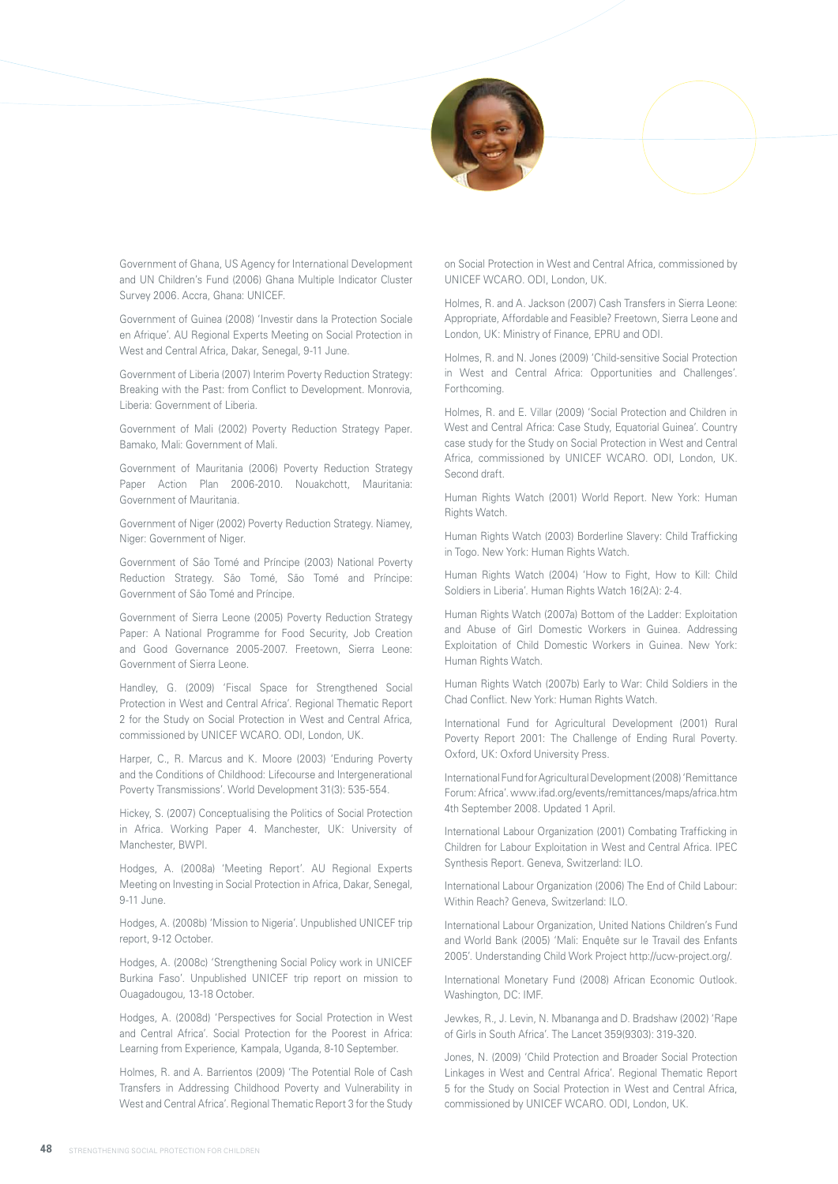Government of Ghana, US Agency for International Development and UN Children's Fund (2006) Ghana Multiple Indicator Cluster Survey 2006. Accra, Ghana: UNICEF.

Government of Guinea (2008) 'Investir dans la Protection Sociale en Afrique'. AU Regional Experts Meeting on Social Protection in West and Central Africa, Dakar, Senegal, 9-11 June.

Government of Liberia (2007) Interim Poverty Reduction Strategy: Breaking with the Past: from Conflict to Development. Monrovia, Liberia: Government of Liberia.

Government of Mali (2002) Poverty Reduction Strategy Paper. Bamako, Mali: Government of Mali.

Government of Mauritania (2006) Poverty Reduction Strategy Paper Action Plan 2006-2010. Nouakchott, Mauritania: Government of Mauritania.

Government of Niger (2002) Poverty Reduction Strategy. Niamey, Niger: Government of Niger.

Government of São Tomé and Príncipe (2003) National Poverty Reduction Strategy. São Tomé, São Tomé and Príncipe: Government of São Tomé and Príncipe.

Government of Sierra Leone (2005) Poverty Reduction Strategy Paper: A National Programme for Food Security, Job Creation and Good Governance 2005-2007. Freetown, Sierra Leone: Government of Sierra Leone.

Handley, G. (2009) 'Fiscal Space for Strengthened Social Protection in West and Central Africa'. Regional Thematic Report 2 for the Study on Social Protection in West and Central Africa, commissioned by UNICEF WCARO. ODI, London, UK.

Harper, C., R. Marcus and K. Moore (2003) 'Enduring Poverty and the Conditions of Childhood: Lifecourse and Intergenerational Poverty Transmissions'. World Development 31(3): 535-554.

Hickey, S. (2007) Conceptualising the Politics of Social Protection in Africa. Working Paper 4. Manchester, UK: University of Manchester, BWPI.

Hodges, A. (2008a) 'Meeting Report'. AU Regional Experts Meeting on Investing in Social Protection in Africa, Dakar, Senegal, 9-11 June.

Hodges, A. (2008b) 'Mission to Nigeria'. Unpublished UNICEF trip report, 9-12 October.

Hodges, A. (2008c) 'Strengthening Social Policy work in UNICEF Burkina Faso'. Unpublished UNICEF trip report on mission to Ouagadougou, 13-18 October.

Hodges, A. (2008d) 'Perspectives for Social Protection in West and Central Africa'. Social Protection for the Poorest in Africa: Learning from Experience, Kampala, Uganda, 8-10 September.

Holmes, R. and A. Barrientos (2009) 'The Potential Role of Cash Transfers in Addressing Childhood Poverty and Vulnerability in West and Central Africa'. Regional Thematic Report 3 for the Study on Social Protection in West and Central Africa, commissioned by UNICEF WCARO. ODI, London, UK.

Holmes, R. and A. Jackson (2007) Cash Transfers in Sierra Leone: Appropriate, Affordable and Feasible? Freetown, Sierra Leone and London, UK: Ministry of Finance, EPRU and ODI.

Holmes, R. and N. Jones (2009) 'Child-sensitive Social Protection in West and Central Africa: Opportunities and Challenges'. Forthcoming.

Holmes, R. and E. Villar (2009) 'Social Protection and Children in West and Central Africa: Case Study, Equatorial Guinea'. Country case study for the Study on Social Protection in West and Central Africa, commissioned by UNICEF WCARO. ODI, London, UK. Second draft.

Human Rights Watch (2001) World Report. New York: Human Rights Watch.

Human Rights Watch (2003) Borderline Slavery: Child Trafficking in Togo. New York: Human Rights Watch.

Human Rights Watch (2004) 'How to Fight, How to Kill: Child Soldiers in Liberia'. Human Rights Watch 16(2A): 2-4.

Human Rights Watch (2007a) Bottom of the Ladder: Exploitation and Abuse of Girl Domestic Workers in Guinea. Addressing Exploitation of Child Domestic Workers in Guinea. New York: Human Rights Watch.

Human Rights Watch (2007b) Early to War: Child Soldiers in the Chad Conflict. New York: Human Rights Watch.

International Fund for Agricultural Development (2001) Rural Poverty Report 2001: The Challenge of Ending Rural Poverty. Oxford, UK: Oxford University Press.

International Fund for Agricultural Development (2008) 'Remittance Forum: Africa'. www.ifad.org/events/remittances/maps/africa.htm 4th September 2008. Updated 1 April.

International Labour Organization (2001) Combating Trafficking in Children for Labour Exploitation in West and Central Africa. IPEC Synthesis Report. Geneva, Switzerland: ILO.

International Labour Organization (2006) The End of Child Labour: Within Reach? Geneva, Switzerland: ILO.

International Labour Organization, United Nations Children's Fund and World Bank (2005) 'Mali: Enquête sur le Travail des Enfants 2005'. Understanding Child Work Project http://ucw-project.org/.

International Monetary Fund (2008) African Economic Outlook. Washington, DC: IMF.

Jewkes, R., J. Levin, N. Mbananga and D. Bradshaw (2002) 'Rape of Girls in South Africa'. The Lancet 359(9303): 319-320.

Jones, N. (2009) 'Child Protection and Broader Social Protection Linkages in West and Central Africa'. Regional Thematic Report 5 for the Study on Social Protection in West and Central Africa, commissioned by UNICEF WCARO. ODI, London, UK.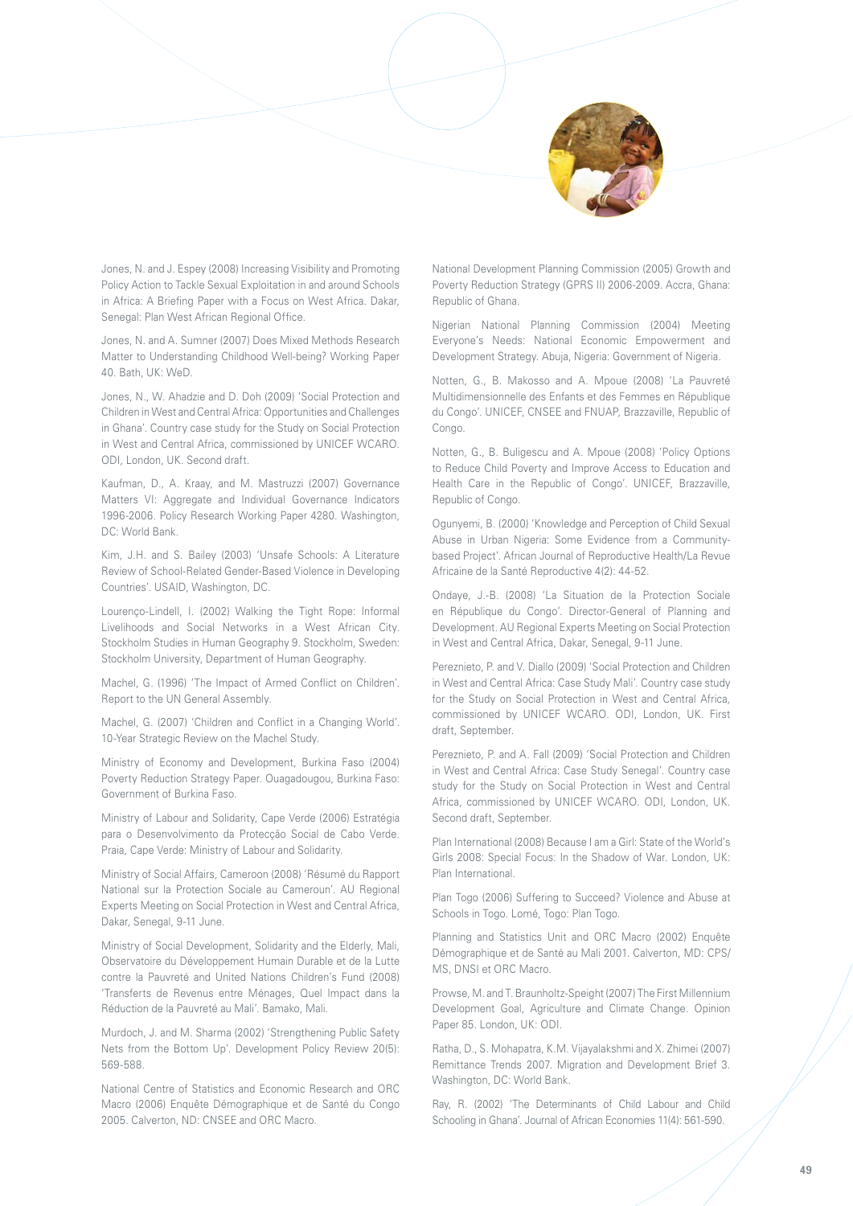Jones, N. and J. Espey (2008) Increasing Visibility and Promoting Policy Action to Tackle Sexual Exploitation in and around Schools in Africa: A Briefing Paper with a Focus on West Africa. Dakar, Senegal: Plan West African Regional Office.

Jones, N. and A. Sumner (2007) Does Mixed Methods Research Matter to Understanding Childhood Well-being? Working Paper 40. Bath, UK: WeD.

Jones, N., W. Ahadzie and D. Doh (2009) 'Social Protection and Children in West and Central Africa: Opportunities and Challenges in Ghana'. Country case study for the Study on Social Protection in West and Central Africa, commissioned by UNICEF WCARO. ODI, London, UK. Second draft.

Kaufman, D., A. Kraay, and M. Mastruzzi (2007) Governance Matters VI: Aggregate and Individual Governance Indicators 1996-2006. Policy Research Working Paper 4280. Washington, DC: World Bank.

Kim, J.H. and S. Bailey (2003) 'Unsafe Schools: A Literature Review of School-Related Gender-Based Violence in Developing Countries'. USAID, Washington, DC.

Lourenço-Lindell, I. (2002) Walking the Tight Rope: Informal Livelihoods and Social Networks in a West African City. Stockholm Studies in Human Geography 9. Stockholm, Sweden: Stockholm University, Department of Human Geography.

Machel, G. (1996) 'The Impact of Armed Conflict on Children'. Report to the UN General Assembly.

Machel, G. (2007) 'Children and Conflict in a Changing World'. 10-Year Strategic Review on the Machel Study.

Ministry of Economy and Development, Burkina Faso (2004) Poverty Reduction Strategy Paper. Ouagadougou, Burkina Faso: Government of Burkina Faso.

Ministry of Labour and Solidarity, Cape Verde (2006) Estratégia para o Desenvolvimento da Protecção Social de Cabo Verde. Praia, Cape Verde: Ministry of Labour and Solidarity.

Ministry of Social Affairs, Cameroon (2008) 'Résumé du Rapport National sur la Protection Sociale au Cameroun'. AU Regional Experts Meeting on Social Protection in West and Central Africa, Dakar, Senegal, 9-11 June.

Ministry of Social Development, Solidarity and the Elderly, Mali, Observatoire du Développement Humain Durable et de la Lutte contre la Pauvreté and United Nations Children's Fund (2008) 'Transferts de Revenus entre Ménages, Quel Impact dans la Réduction de la Pauvreté au Mali'. Bamako, Mali.

Murdoch, J. and M. Sharma (2002) 'Strengthening Public Safety Nets from the Bottom Up'. Development Policy Review 20(5): 569-588.

National Centre of Statistics and Economic Research and ORC Macro (2006) Enquête Démographique et de Santé du Congo 2005. Calverton, ND: CNSEE and ORC Macro.

National Development Planning Commission (2005) Growth and Poverty Reduction Strategy (GPRS II) 2006-2009. Accra, Ghana: Republic of Ghana.

Nigerian National Planning Commission (2004) Meeting Everyone's Needs: National Economic Empowerment and Development Strategy. Abuja, Nigeria: Government of Nigeria.

Notten, G., B. Makosso and A. Mpoue (2008) 'La Pauvreté Multidimensionnelle des Enfants et des Femmes en République du Congo'. UNICEF, CNSEE and FNUAP, Brazzaville, Republic of Congo.

Notten, G., B. Buligescu and A. Mpoue (2008) 'Policy Options to Reduce Child Poverty and Improve Access to Education and Health Care in the Republic of Congo'. UNICEF, Brazzaville, Republic of Congo.

Ogunyemi, B. (2000) 'Knowledge and Perception of Child Sexual Abuse in Urban Nigeria: Some Evidence from a Community-based Project'. African Journal of Reproductive Health/La Revue Africaine de la Santé Reproductive 4(2): 44-52.

Ondaye, J.-B. (2008) 'La Situation de la Protection Sociale en République du Congo'. Director-General of Planning and Development. AU Regional Experts Meeting on Social Protection in West and Central Africa, Dakar, Senegal, 9-11 June.

Pereznieto, P. and V. Diallo (2009) 'Social Protection and Children in West and Central Africa: Case Study Mali'. Country case study for the Study on Social Protection in West and Central Africa, commissioned by UNICEF WCARO. ODI, London, UK. First draft, September.

Pereznieto, P. and A. Fall (2009) 'Social Protection and Children in West and Central Africa: Case Study Senegal'. Country case study for the Study on Social Protection in West and Central Africa, commissioned by UNICEF WCARO. ODI, London, UK. Second draft, September.

Plan International (2008) Because I am a Girl: State of the World's Girls 2008: Special Focus: In the Shadow of War. London, UK: Plan International.

Plan Togo (2006) Suffering to Succeed? Violence and Abuse at Schools in Togo. Lomé, Togo: Plan Togo.

Planning and Statistics Unit and ORC Macro (2002) Enquête Démographique et de Santé au Mali 2001. Calverton, MD: CPS/MS, DNSI et ORC Macro.

Prowse, M. and T. Braunholtz-Speight (2007) The First Millennium Development Goal, Agriculture and Climate Change. Opinion Paper 85. London, UK: ODI.

Ratha, D., S. Mohapatra, K.M. Vijayalakshmi and X. Zhimei (2007) Remittance Trends 2007. Migration and Development Brief 3. Washington, DC: World Bank.

Ray, R. (2002) 'The Determinants of Child Labour and Child Schooling in Ghana'. Journal of African Economies 11(4): 561-590.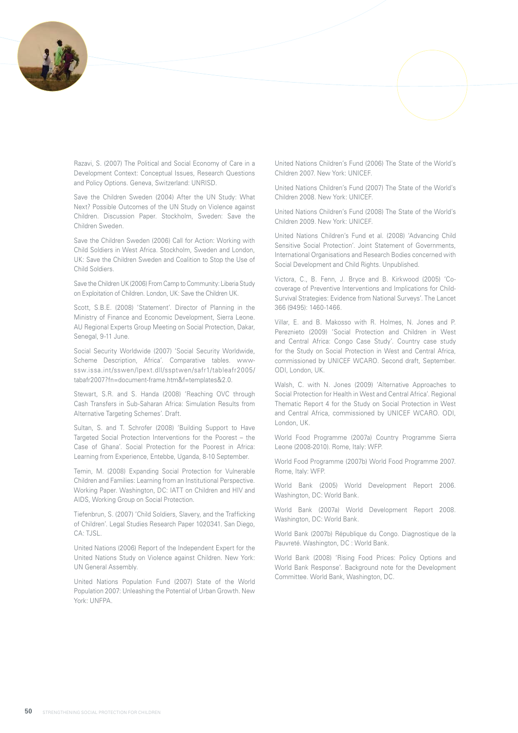Razavi, S. (2007) The Political and Social Economy of Care in a Development Context: Conceptual Issues, Research Questions and Policy Options. Geneva, Switzerland: UNRISD.

Save the Children Sweden (2004) After the UN Study: What Next? Possible Outcomes of the UN Study on Violence against Children. Discussion Paper. Stockholm, Sweden: Save the Children Sweden.

Save the Children Sweden (2006) Call for Action: Working with Child Soldiers in West Africa. Stockholm, Sweden and London, UK: Save the Children Sweden and Coalition to Stop the Use of Child Soldiers.

Save the Children UK (2006) From Camp to Community: Liberia Study on Exploitation of Children. London, UK: Save the Children UK.

Scott, S.B.E. (2008) 'Statement'. Director of Planning in the Ministry of Finance and Economic Development, Sierra Leone. AU Regional Experts Group Meeting on Social Protection, Dakar, Senegal, 9-11 June.

Social Security Worldwide (2007) 'Social Security Worldwide, Scheme Description, Africa'. Comparative tables. www-ssw.issa.int/sswen/lpext.dll/ssptwen/safr1/tableafr2005/tabafr2007?fn=document-frame.htm&f=templates&2.0.

Stewart, S.R. and S. Handa (2008) 'Reaching OVC through Cash Transfers in Sub-Saharan Africa: Simulation Results from Alternative Targeting Schemes'. Draft.

Sultan, S. and T. Schrofer (2008) 'Building Support to Have Targeted Social Protection Interventions for the Poorest – the Case of Ghana'. Social Protection for the Poorest in Africa: Learning from Experience, Entebbe, Uganda, 8-10 September.

Temin, M. (2008) Expanding Social Protection for Vulnerable Children and Families: Learning from an Institutional Perspective. Working Paper. Washington, DC: IATT on Children and HIV and AIDS, Working Group on Social Protection.

Tiefenbrun, S. (2007) 'Child Soldiers, Slavery, and the Trafficking of Children'. Legal Studies Research Paper 1020341. San Diego, CA: TJSL.

United Nations (2006) Report of the Independent Expert for the United Nations Study on Violence against Children. New York: UN General Assembly.

United Nations Population Fund (2007) State of the World Population 2007: Unleashing the Potential of Urban Growth. New York: UNFPA.

United Nations Children's Fund (2006) The State of the World's Children 2007. New York: UNICEF.

United Nations Children's Fund (2007) The State of the World's Children 2008. New York: UNICEF.

United Nations Children's Fund (2008) The State of the World's Children 2009. New York: UNICEF.

United Nations Children's Fund et al. (2008) 'Advancing Child Sensitive Social Protection'. Joint Statement of Governments, International Organisations and Research Bodies concerned with Social Development and Child Rights. Unpublished.

Victora, C., B. Fenn, J. Bryce and B. Kirkwood (2005) 'Co-coverage of Preventive Interventions and Implications for Child-Survival Strategies: Evidence from National Surveys'. The Lancet 366 (9495): 1460-1466.

Villar, E. and B. Makosso with R. Holmes, N. Jones and P. Pereznieto (2009) 'Social Protection and Children in West and Central Africa: Congo Case Study'. Country case study for the Study on Social Protection in West and Central Africa, commissioned by UNICEF WCARO. Second draft, September. ODI, London, UK.

Walsh, C. with N. Jones (2009) 'Alternative Approaches to Social Protection for Health in West and Central Africa'. Regional Thematic Report 4 for the Study on Social Protection in West and Central Africa, commissioned by UNICEF WCARO. ODI, London, UK.

World Food Programme (2007a) Country Programme Sierra Leone (2008-2010). Rome, Italy: WFP.

World Food Programme (2007b) World Food Programme 2007. Rome, Italy: WFP.

World Bank (2005) World Development Report 2006. Washington, DC: World Bank.

World Bank (2007a) World Development Report 2008. Washington, DC: World Bank.

World Bank (2007b) République du Congo. Diagnostique de la Pauvreté. Washington, DC : World Bank.

World Bank (2008) 'Rising Food Prices: Policy Options and World Bank Response'. Background note for the Development Committee. World Bank, Washington, DC.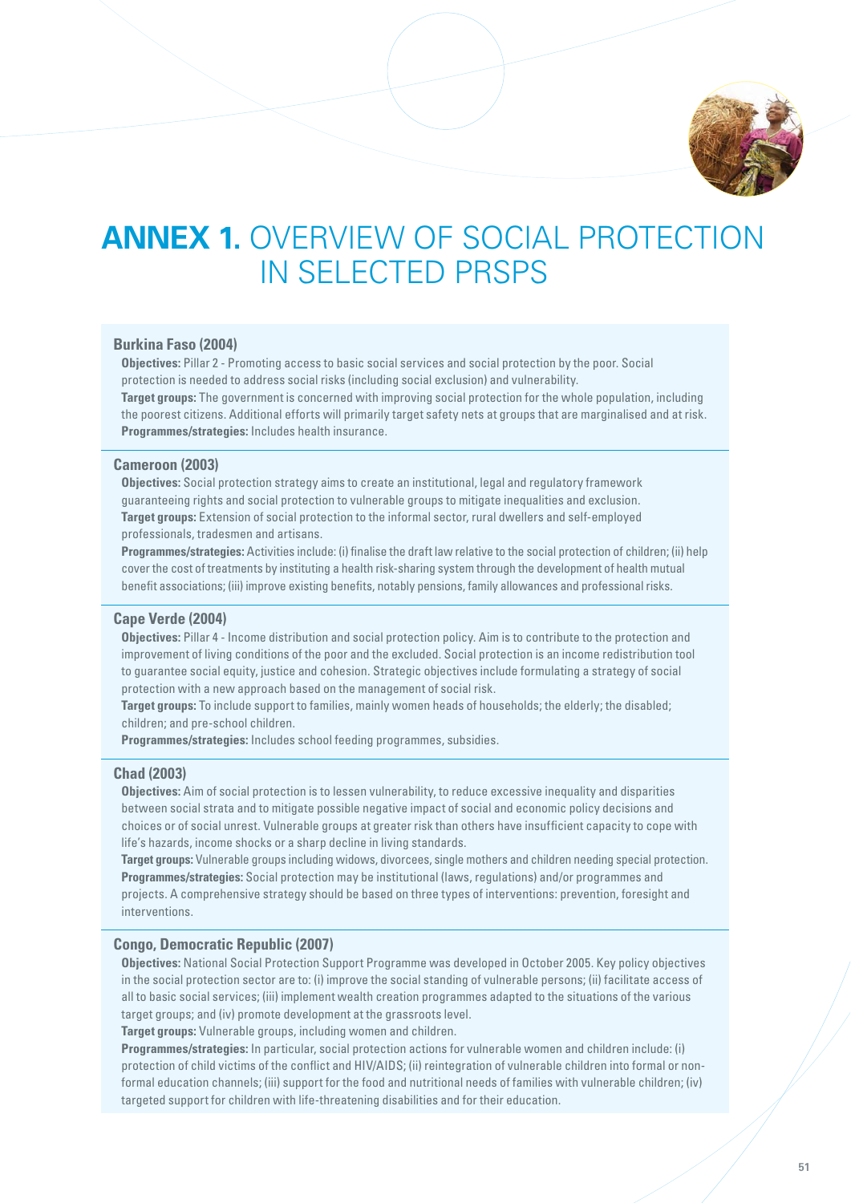# ANNEX 1. OVERVIEW OF SOCIAL PROTECTION IN SELECTED PRSPS

### Burkina Faso (2004)

**Objectives:** Pillar 2 - Promoting access to basic social services and social protection by the poor. Social protection is needed to address social risks (including social exclusion) and vulnerability.
**Target groups:** The government is concerned with improving social protection for the whole population, including the poorest citizens. Additional efforts will primarily target safety nets at groups that are marginalised and at risk.
**Programmes/strategies:** Includes health insurance.

### Cameroon (2003)

**Objectives:** Social protection strategy aims to create an institutional, legal and regulatory framework guaranteeing rights and social protection to vulnerable groups to mitigate inequalities and exclusion.
**Target groups:** Extension of social protection to the informal sector, rural dwellers and self-employed professionals, tradesmen and artisans.
**Programmes/strategies:** Activities include: (i) finalise the draft law relative to the social protection of children; (ii) help cover the cost of treatments by instituting a health risk-sharing system through the development of health mutual benefit associations; (iii) improve existing benefits, notably pensions, family allowances and professional risks.

### Cape Verde (2004)

**Objectives:** Pillar 4 - Income distribution and social protection policy. Aim is to contribute to the protection and improvement of living conditions of the poor and the excluded. Social protection is an income redistribution tool to guarantee social equity, justice and cohesion. Strategic objectives include formulating a strategy of social protection with a new approach based on the management of social risk.
**Target groups:** To include support to families, mainly women heads of households; the elderly; the disabled; children; and pre-school children.
**Programmes/strategies:** Includes school feeding programmes, subsidies.

### Chad (2003)

**Objectives:** Aim of social protection is to lessen vulnerability, to reduce excessive inequality and disparities between social strata and to mitigate possible negative impact of social and economic policy decisions and choices or of social unrest. Vulnerable groups at greater risk than others have insufficient capacity to cope with life's hazards, income shocks or a sharp decline in living standards.
**Target groups:** Vulnerable groups including widows, divorcees, single mothers and children needing special protection.
**Programmes/strategies:** Social protection may be institutional (laws, regulations) and/or programmes and projects. A comprehensive strategy should be based on three types of interventions: prevention, foresight and interventions.

### Congo, Democratic Republic (2007)

**Objectives:** National Social Protection Support Programme was developed in October 2005. Key policy objectives in the social protection sector are to: (i) improve the social standing of vulnerable persons; (ii) facilitate access of all to basic social services; (iii) implement wealth creation programmes adapted to the situations of the various target groups; and (iv) promote development at the grassroots level.
**Target groups:** Vulnerable groups, including women and children.
**Programmes/strategies:** In particular, social protection actions for vulnerable women and children include: (i) protection of child victims of the conflict and HIV/AIDS; (ii) reintegration of vulnerable children into formal or non-formal education channels; (iii) support for the food and nutritional needs of families with vulnerable children; (iv) targeted support for children with life-threatening disabilities and for their education.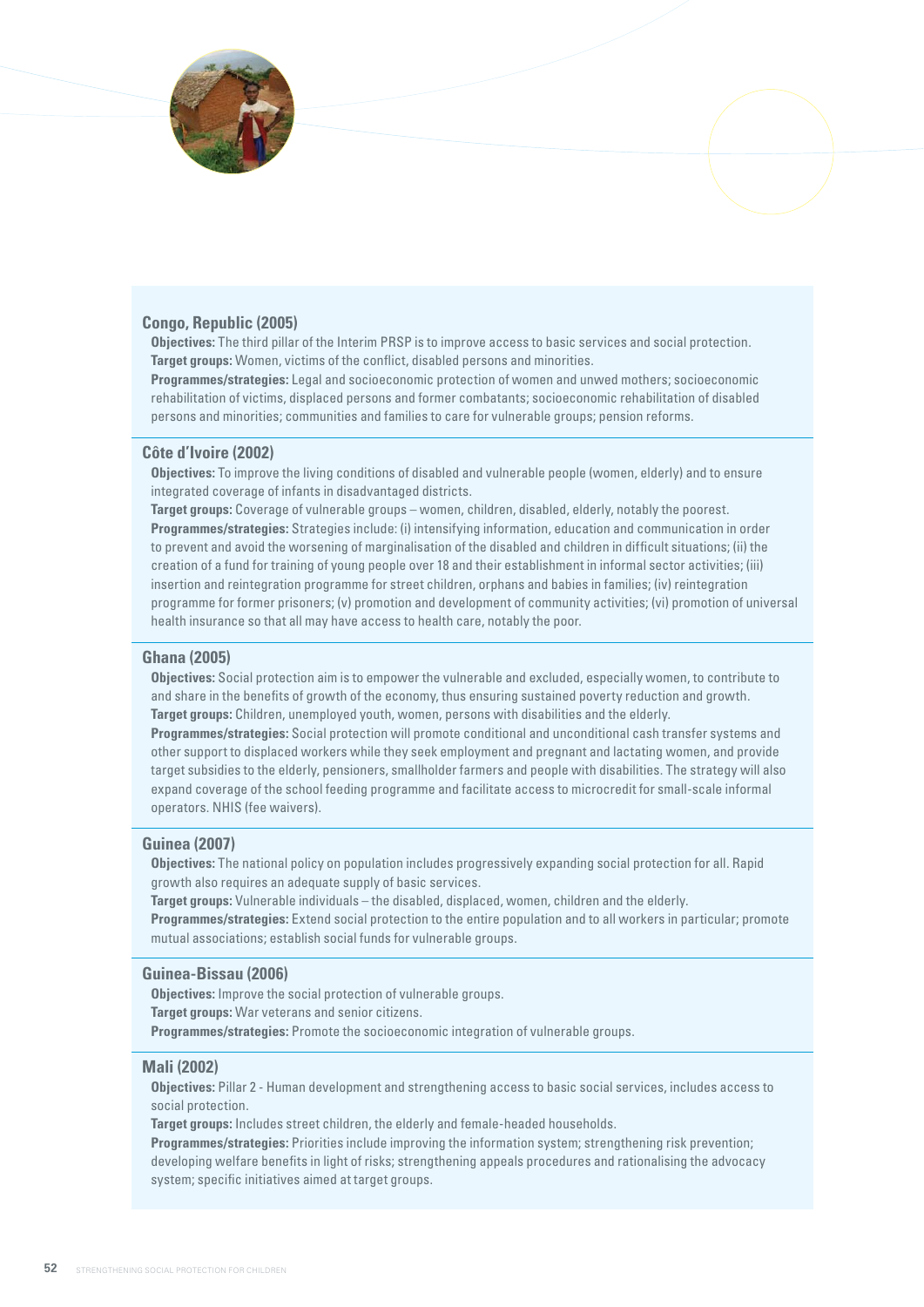### Congo, Republic (2005)

**Objectives:** The third pillar of the Interim PRSP is to improve access to basic services and social protection.
**Target groups:** Women, victims of the conflict, disabled persons and minorities.
**Programmes/strategies:** Legal and socioeconomic protection of women and unwed mothers; socioeconomic rehabilitation of victims, displaced persons and former combatants; socioeconomic rehabilitation of disabled persons and minorities; communities and families to care for vulnerable groups; pension reforms.

### Côte d'Ivoire (2002)

**Objectives:** To improve the living conditions of disabled and vulnerable people (women, elderly) and to ensure integrated coverage of infants in disadvantaged districts.
**Target groups:** Coverage of vulnerable groups – women, children, disabled, elderly, notably the poorest.
**Programmes/strategies:** Strategies include: (i) intensifying information, education and communication in order to prevent and avoid the worsening of marginalisation of the disabled and children in difficult situations; (ii) the creation of a fund for training of young people over 18 and their establishment in informal sector activities; (iii) insertion and reintegration programme for street children, orphans and babies in families; (iv) reintegration programme for former prisoners; (v) promotion and development of community activities; (vi) promotion of universal health insurance so that all may have access to health care, notably the poor.

### Ghana (2005)

**Objectives:** Social protection aim is to empower the vulnerable and excluded, especially women, to contribute to and share in the benefits of growth of the economy, thus ensuring sustained poverty reduction and growth.
**Target groups:** Children, unemployed youth, women, persons with disabilities and the elderly.
**Programmes/strategies:** Social protection will promote conditional and unconditional cash transfer systems and other support to displaced workers while they seek employment and pregnant and lactating women, and provide target subsidies to the elderly, pensioners, smallholder farmers and people with disabilities. The strategy will also expand coverage of the school feeding programme and facilitate access to microcredit for small-scale informal operators. NHIS (fee waivers).

### Guinea (2007)

**Objectives:** The national policy on population includes progressively expanding social protection for all. Rapid growth also requires an adequate supply of basic services.
**Target groups:** Vulnerable individuals – the disabled, displaced, women, children and the elderly.
**Programmes/strategies:** Extend social protection to the entire population and to all workers in particular; promote mutual associations; establish social funds for vulnerable groups.

### Guinea-Bissau (2006)

**Objectives:** Improve the social protection of vulnerable groups.
**Target groups:** War veterans and senior citizens.
**Programmes/strategies:** Promote the socioeconomic integration of vulnerable groups.

### Mali (2002)

**Objectives:** Pillar 2 - Human development and strengthening access to basic social services, includes access to social protection.
**Target groups:** Includes street children, the elderly and female-headed households.
**Programmes/strategies:** Priorities include improving the information system; strengthening risk prevention; developing welfare benefits in light of risks; strengthening appeals procedures and rationalising the advocacy system; specific initiatives aimed at target groups.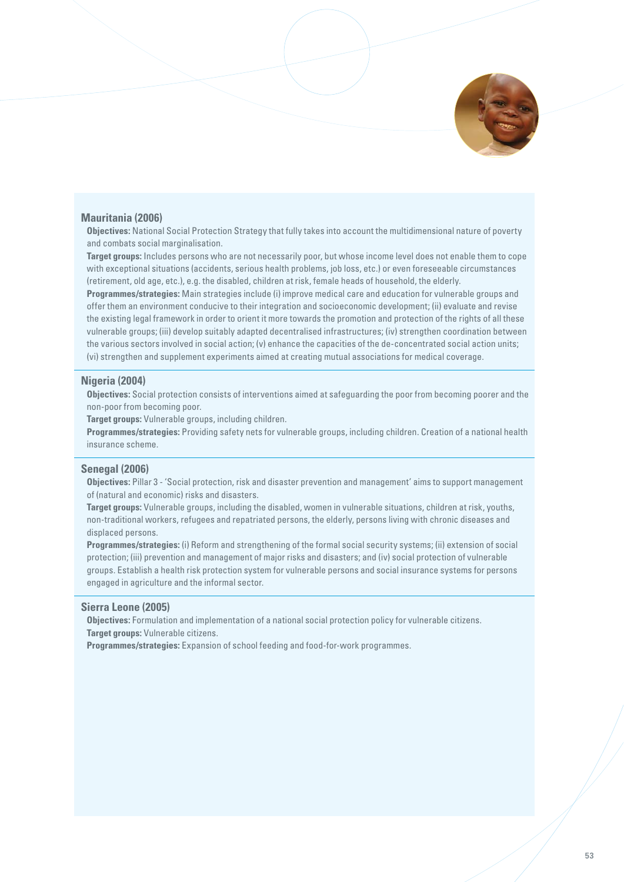### Mauritania (2006)

**Objectives:** National Social Protection Strategy that fully takes into account the multidimensional nature of poverty and combats social marginalisation.

**Target groups:** Includes persons who are not necessarily poor, but whose income level does not enable them to cope with exceptional situations (accidents, serious health problems, job loss, etc.) or even foreseeable circumstances (retirement, old age, etc.), e.g. the disabled, children at risk, female heads of household, the elderly.

**Programmes/strategies:** Main strategies include (i) improve medical care and education for vulnerable groups and offer them an environment conducive to their integration and socioeconomic development; (ii) evaluate and revise the existing legal framework in order to orient it more towards the promotion and protection of the rights of all these vulnerable groups; (iii) develop suitably adapted decentralised infrastructures; (iv) strengthen coordination between the various sectors involved in social action; (v) enhance the capacities of the de-concentrated social action units; (vi) strengthen and supplement experiments aimed at creating mutual associations for medical coverage.

### Nigeria (2004)

**Objectives:** Social protection consists of interventions aimed at safeguarding the poor from becoming poorer and the non-poor from becoming poor.

**Target groups:** Vulnerable groups, including children.

**Programmes/strategies:** Providing safety nets for vulnerable groups, including children. Creation of a national health insurance scheme.

### Senegal (2006)

**Objectives:** Pillar 3 - 'Social protection, risk and disaster prevention and management' aims to support management of (natural and economic) risks and disasters.

**Target groups:** Vulnerable groups, including the disabled, women in vulnerable situations, children at risk, youths, non-traditional workers, refugees and repatriated persons, the elderly, persons living with chronic diseases and displaced persons.

**Programmes/strategies:** (i) Reform and strengthening of the formal social security systems; (ii) extension of social protection; (iii) prevention and management of major risks and disasters; and (iv) social protection of vulnerable groups. Establish a health risk protection system for vulnerable persons and social insurance systems for persons engaged in agriculture and the informal sector.

### Sierra Leone (2005)

**Objectives:** Formulation and implementation of a national social protection policy for vulnerable citizens.

**Target groups:** Vulnerable citizens.

**Programmes/strategies:** Expansion of school feeding and food-for-work programmes.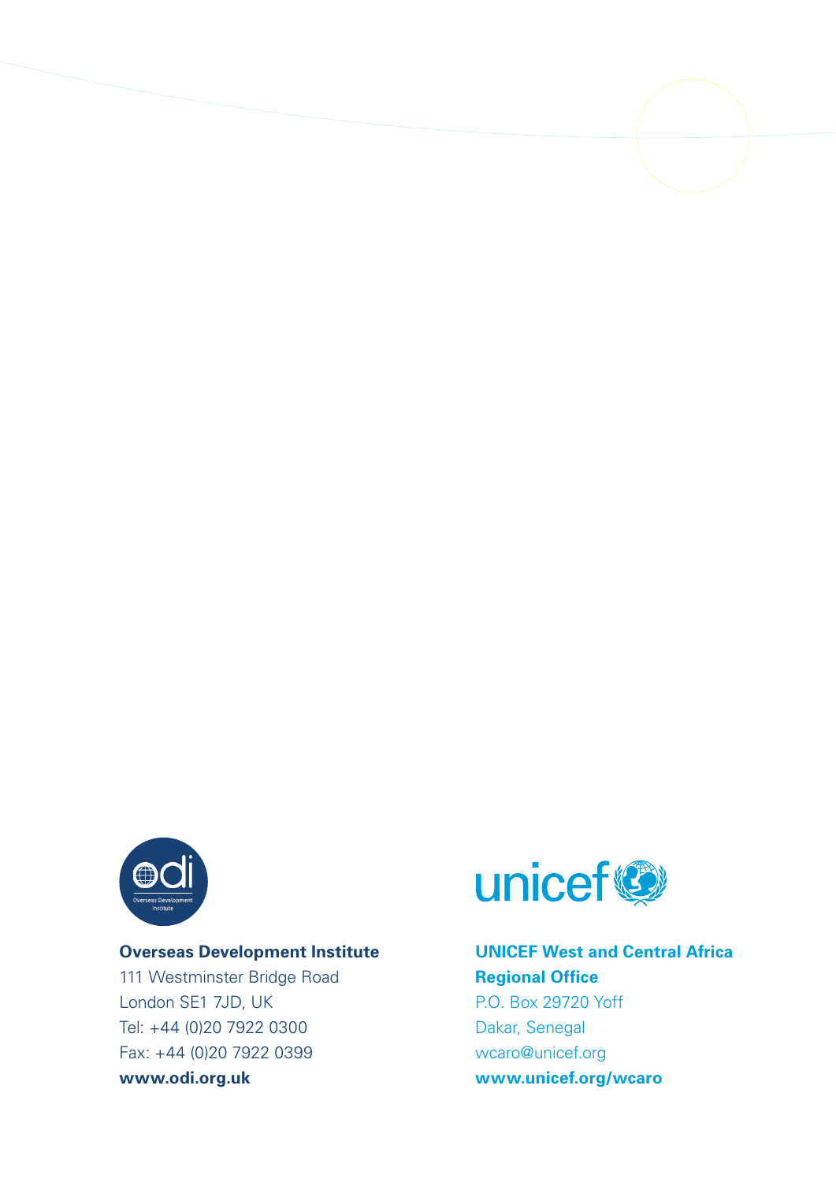**Overseas Development Institute**
111 Westminster Bridge Road
London SE1 7JD, UK
Tel: +44 (0)20 7922 0300
Fax: +44 (0)20 7922 0399
**www.odi.org.uk**

**UNICEF West and Central Africa Regional Office**
P.O. Box 29720 Yoff
Dakar, Senegal
wcaro@unicef.org
**www.unicef.org/wcaro**